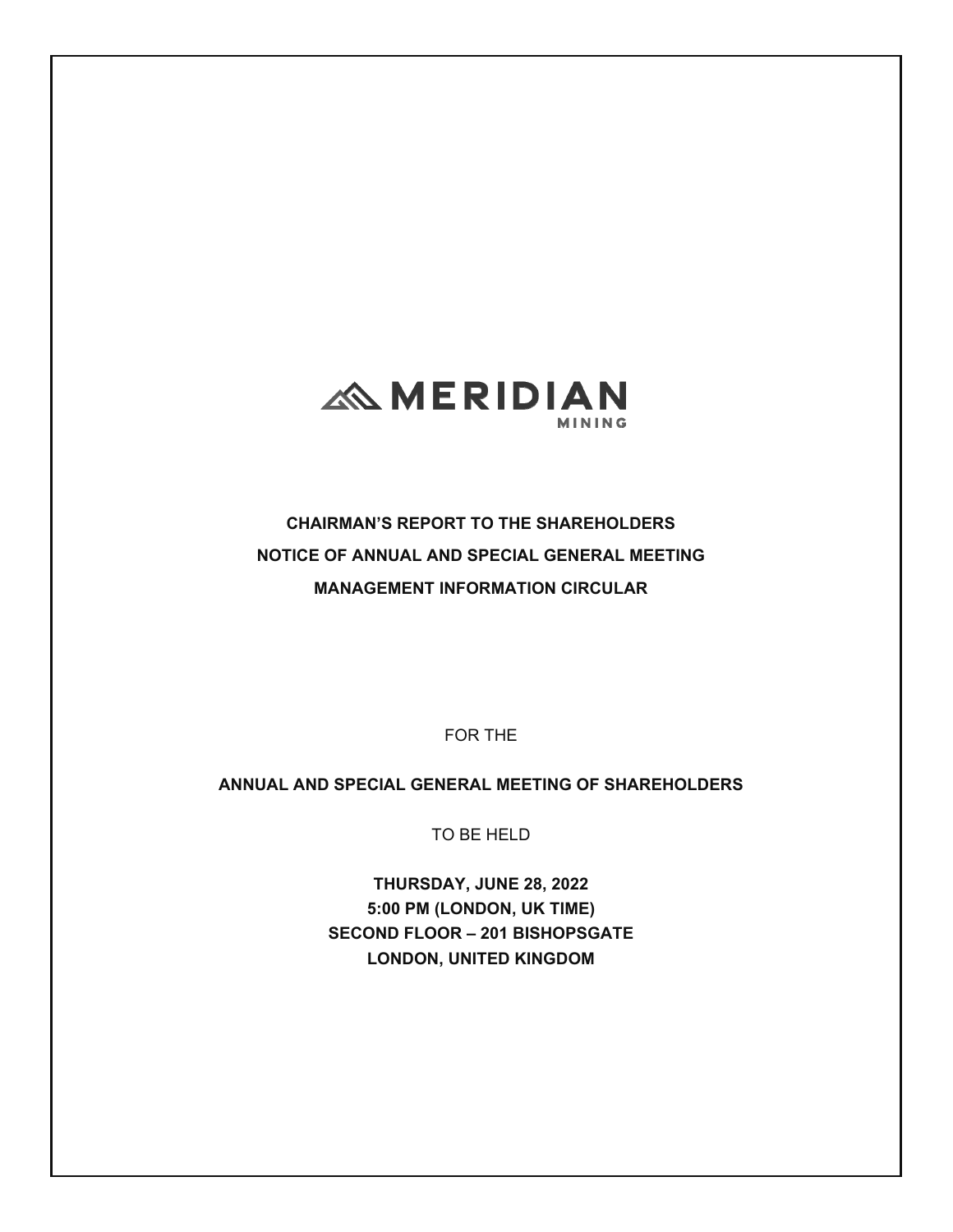MERIDIAN MINING

**CHAIRMAN'S REPORT TO THE SHAREHOLDERS**

**NOTICE OF ANNUAL AND SPECIAL GENERAL MEETING**

**MANAGEMENT INFORMATION CIRCULAR**

FOR THE

**ANNUAL AND SPECIAL GENERAL MEETING OF SHAREHOLDERS**

TO BE HELD

**THURSDAY, JUNE 28, 2022**
**5:00 PM (LONDON, UK TIME)**
**SECOND FLOOR – 201 BISHOPSGATE**
**LONDON, UNITED KINGDOM**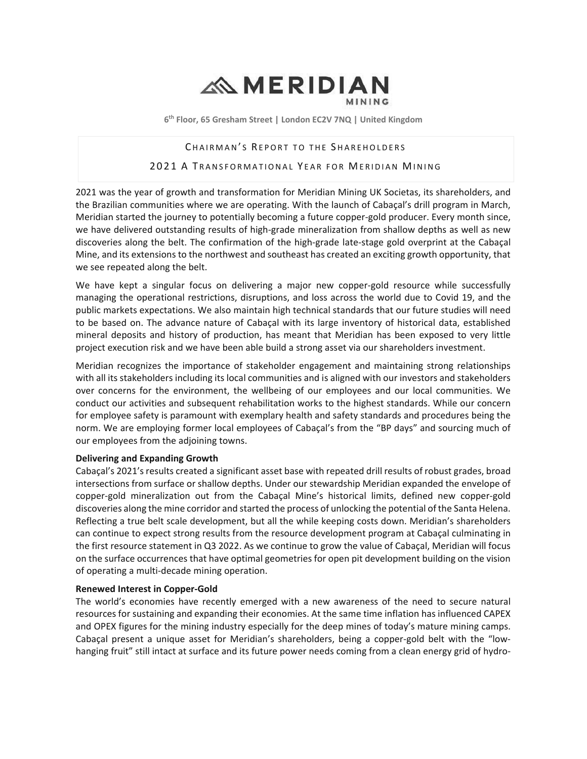# MERIDIAN MINING

**6th Floor, 65 Gresham Street | London EC2V 7NQ | United Kingdom**

## CHAIRMAN'S REPORT TO THE SHAREHOLDERS

## 2021 A TRANSFORMATIONAL YEAR FOR MERIDIAN MINING

2021 was the year of growth and transformation for Meridian Mining UK Societas, its shareholders, and the Brazilian communities where we are operating. With the launch of Cabaçal's drill program in March, Meridian started the journey to potentially becoming a future copper-gold producer. Every month since, we have delivered outstanding results of high-grade mineralization from shallow depths as well as new discoveries along the belt. The confirmation of the high-grade late-stage gold overprint at the Cabaçal Mine, and its extensions to the northwest and southeast has created an exciting growth opportunity, that we see repeated along the belt.

We have kept a singular focus on delivering a major new copper-gold resource while successfully managing the operational restrictions, disruptions, and loss across the world due to Covid 19, and the public markets expectations. We also maintain high technical standards that our future studies will need to be based on. The advance nature of Cabaçal with its large inventory of historical data, established mineral deposits and history of production, has meant that Meridian has been exposed to very little project execution risk and we have been able build a strong asset via our shareholders investment.

Meridian recognizes the importance of stakeholder engagement and maintaining strong relationships with all its stakeholders including its local communities and is aligned with our investors and stakeholders over concerns for the environment, the wellbeing of our employees and our local communities. We conduct our activities and subsequent rehabilitation works to the highest standards. While our concern for employee safety is paramount with exemplary health and safety standards and procedures being the norm. We are employing former local employees of Cabaçal's from the "BP days" and sourcing much of our employees from the adjoining towns.

**Delivering and Expanding Growth**

Cabaçal's 2021's results created a significant asset base with repeated drill results of robust grades, broad intersections from surface or shallow depths. Under our stewardship Meridian expanded the envelope of copper-gold mineralization out from the Cabaçal Mine's historical limits, defined new copper-gold discoveries along the mine corridor and started the process of unlocking the potential of the Santa Helena. Reflecting a true belt scale development, but all the while keeping costs down. Meridian's shareholders can continue to expect strong results from the resource development program at Cabaçal culminating in the first resource statement in Q3 2022. As we continue to grow the value of Cabaçal, Meridian will focus on the surface occurrences that have optimal geometries for open pit development building on the vision of operating a multi-decade mining operation.

**Renewed Interest in Copper-Gold**

The world's economies have recently emerged with a new awareness of the need to secure natural resources for sustaining and expanding their economies. At the same time inflation has influenced CAPEX and OPEX figures for the mining industry especially for the deep mines of today's mature mining camps. Cabaçal present a unique asset for Meridian's shareholders, being a copper-gold belt with the "low-hanging fruit" still intact at surface and its future power needs coming from a clean energy grid of hydro-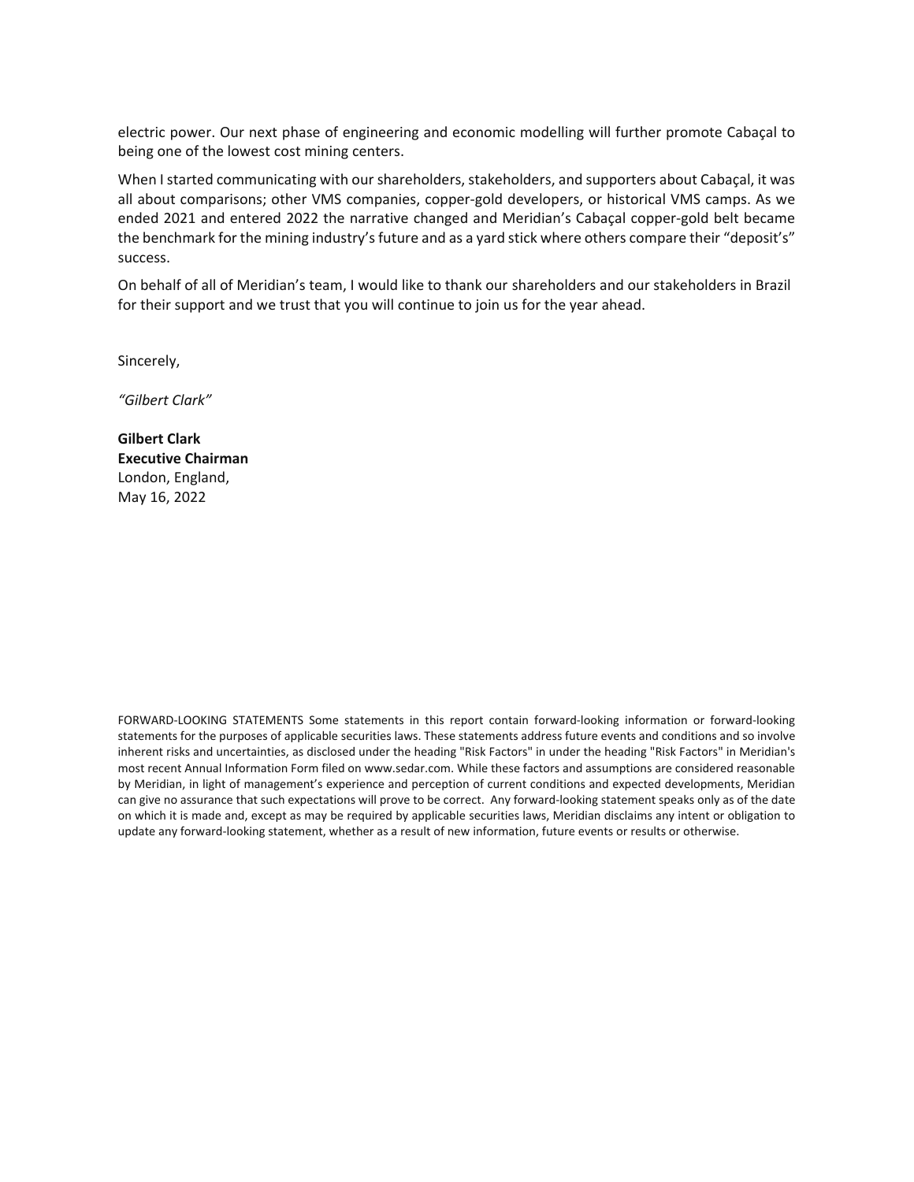electric power. Our next phase of engineering and economic modelling will further promote Cabaçal to being one of the lowest cost mining centers.

When I started communicating with our shareholders, stakeholders, and supporters about Cabaçal, it was all about comparisons; other VMS companies, copper-gold developers, or historical VMS camps. As we ended 2021 and entered 2022 the narrative changed and Meridian's Cabaçal copper-gold belt became the benchmark for the mining industry's future and as a yard stick where others compare their "deposit's" success.

On behalf of all of Meridian's team, I would like to thank our shareholders and our stakeholders in Brazil for their support and we trust that you will continue to join us for the year ahead.

Sincerely,

*"Gilbert Clark"*

**Gilbert Clark**
**Executive Chairman**
London, England,
May 16, 2022

FORWARD-LOOKING STATEMENTS Some statements in this report contain forward-looking information or forward-looking statements for the purposes of applicable securities laws. These statements address future events and conditions and so involve inherent risks and uncertainties, as disclosed under the heading "Risk Factors" in under the heading "Risk Factors" in Meridian's most recent Annual Information Form filed on www.sedar.com. While these factors and assumptions are considered reasonable by Meridian, in light of management's experience and perception of current conditions and expected developments, Meridian can give no assurance that such expectations will prove to be correct. Any forward-looking statement speaks only as of the date on which it is made and, except as may be required by applicable securities laws, Meridian disclaims any intent or obligation to update any forward-looking statement, whether as a result of new information, future events or results or otherwise.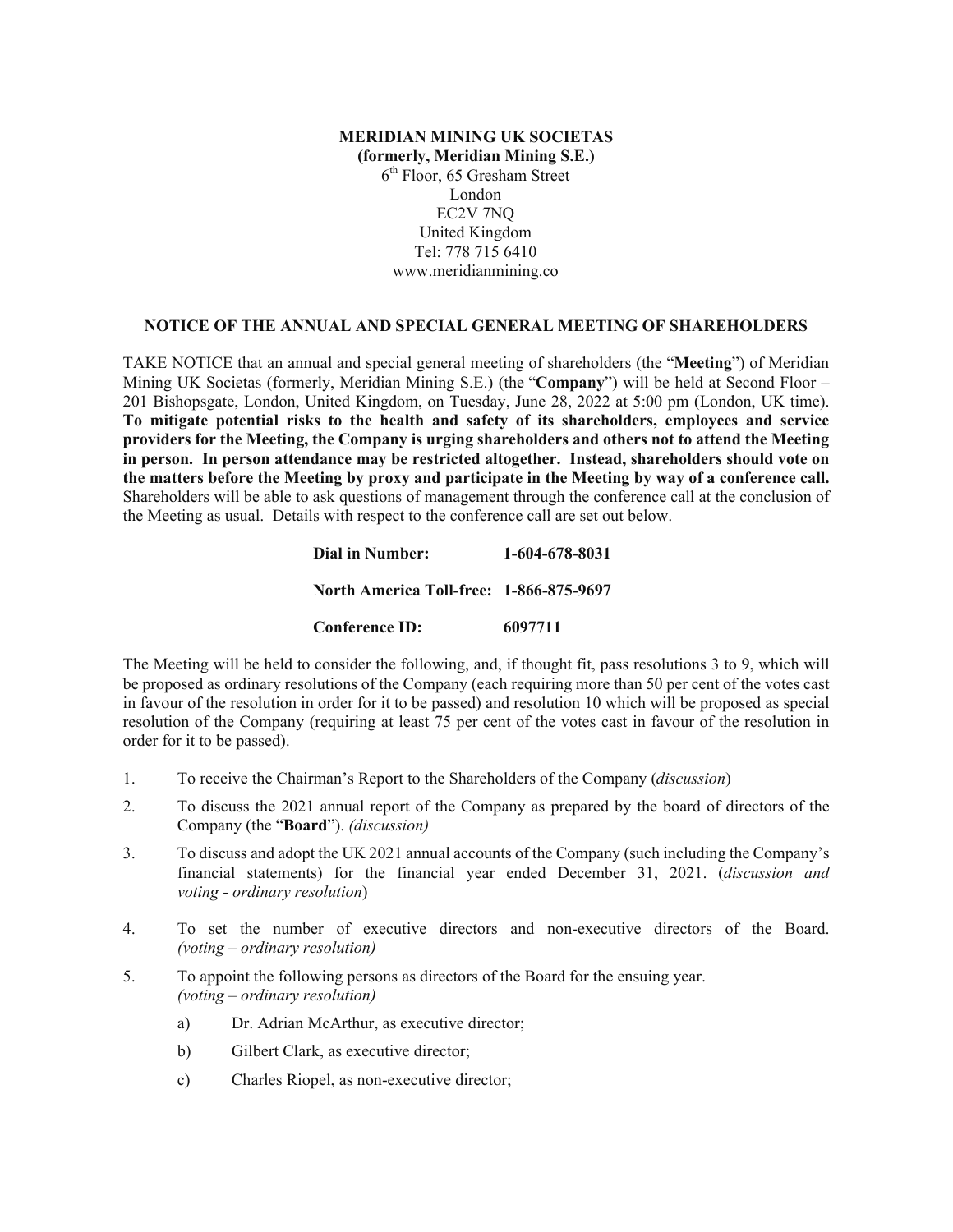**MERIDIAN MINING UK SOCIETAS**
**(formerly, Meridian Mining S.E.)**
6th Floor, 65 Gresham Street
London
EC2V 7NQ
United Kingdom
Tel: 778 715 6410
www.meridianmining.co

## NOTICE OF THE ANNUAL AND SPECIAL GENERAL MEETING OF SHAREHOLDERS

TAKE NOTICE that an annual and special general meeting of shareholders (the "**Meeting**") of Meridian Mining UK Societas (formerly, Meridian Mining S.E.) (the "**Company**") will be held at Second Floor – 201 Bishopsgate, London, United Kingdom, on Tuesday, June 28, 2022 at 5:00 pm (London, UK time). **To mitigate potential risks to the health and safety of its shareholders, employees and service providers for the Meeting, the Company is urging shareholders and others not to attend the Meeting in person. In person attendance may be restricted altogether. Instead, shareholders should vote on the matters before the Meeting by proxy and participate in the Meeting by way of a conference call.** Shareholders will be able to ask questions of management through the conference call at the conclusion of the Meeting as usual. Details with respect to the conference call are set out below.

| | |
|---|---|
| **Dial in Number:** | **1-604-678-8031** |
| **North America Toll-free:** | **1-866-875-9697** |
| **Conference ID:** | **6097711** |

The Meeting will be held to consider the following, and, if thought fit, pass resolutions 3 to 9, which will be proposed as ordinary resolutions of the Company (each requiring more than 50 per cent of the votes cast in favour of the resolution in order for it to be passed) and resolution 10 which will be proposed as special resolution of the Company (requiring at least 75 per cent of the votes cast in favour of the resolution in order for it to be passed).

1. To receive the Chairman's Report to the Shareholders of the Company (*discussion*)
2. To discuss the 2021 annual report of the Company as prepared by the board of directors of the Company (the "**Board**"). *(discussion)*
3. To discuss and adopt the UK 2021 annual accounts of the Company (such including the Company's financial statements) for the financial year ended December 31, 2021. (*discussion and voting - ordinary resolution*)
4. To set the number of executive directors and non-executive directors of the Board. *(voting – ordinary resolution)*
5. To appoint the following persons as directors of the Board for the ensuing year. *(voting – ordinary resolution)*
   a) Dr. Adrian McArthur, as executive director;
   b) Gilbert Clark, as executive director;
   c) Charles Riopel, as non-executive director;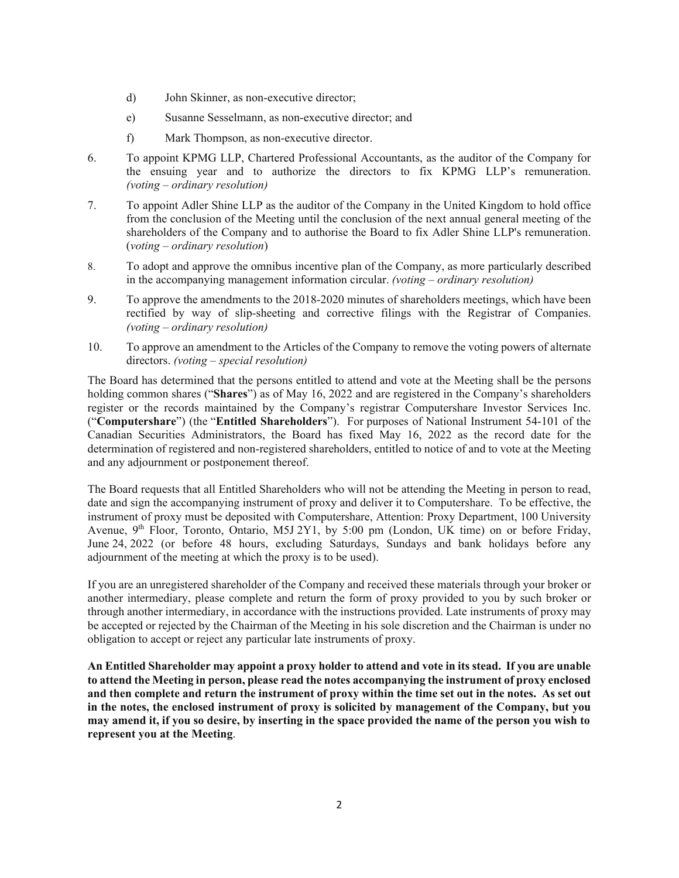d) John Skinner, as non-executive director;

e) Susanne Sesselmann, as non-executive director; and

f) Mark Thompson, as non-executive director.

6. To appoint KPMG LLP, Chartered Professional Accountants, as the auditor of the Company for the ensuing year and to authorize the directors to fix KPMG LLP's remuneration. *(voting – ordinary resolution)*

7. To appoint Adler Shine LLP as the auditor of the Company in the United Kingdom to hold office from the conclusion of the Meeting until the conclusion of the next annual general meeting of the shareholders of the Company and to authorise the Board to fix Adler Shine LLP's remuneration. (*voting – ordinary resolution*)

8. To adopt and approve the omnibus incentive plan of the Company, as more particularly described in the accompanying management information circular. *(voting – ordinary resolution)*

9. To approve the amendments to the 2018-2020 minutes of shareholders meetings, which have been rectified by way of slip-sheeting and corrective filings with the Registrar of Companies. *(voting – ordinary resolution)*

10. To approve an amendment to the Articles of the Company to remove the voting powers of alternate directors. *(voting – special resolution)*

The Board has determined that the persons entitled to attend and vote at the Meeting shall be the persons holding common shares ("**Shares**") as of May 16, 2022 and are registered in the Company's shareholders register or the records maintained by the Company's registrar Computershare Investor Services Inc. ("**Computershare**") (the "**Entitled Shareholders**"). For purposes of National Instrument 54-101 of the Canadian Securities Administrators, the Board has fixed May 16, 2022 as the record date for the determination of registered and non-registered shareholders, entitled to notice of and to vote at the Meeting and any adjournment or postponement thereof.

The Board requests that all Entitled Shareholders who will not be attending the Meeting in person to read, date and sign the accompanying instrument of proxy and deliver it to Computershare. To be effective, the instrument of proxy must be deposited with Computershare, Attention: Proxy Department, 100 University Avenue, 9th Floor, Toronto, Ontario, M5J 2Y1, by 5:00 pm (London, UK time) on or before Friday, June 24, 2022 (or before 48 hours, excluding Saturdays, Sundays and bank holidays before any adjournment of the meeting at which the proxy is to be used).

If you are an unregistered shareholder of the Company and received these materials through your broker or another intermediary, please complete and return the form of proxy provided to you by such broker or through another intermediary, in accordance with the instructions provided. Late instruments of proxy may be accepted or rejected by the Chairman of the Meeting in his sole discretion and the Chairman is under no obligation to accept or reject any particular late instruments of proxy.

**An Entitled Shareholder may appoint a proxy holder to attend and vote in its stead. If you are unable to attend the Meeting in person, please read the notes accompanying the instrument of proxy enclosed and then complete and return the instrument of proxy within the time set out in the notes. As set out in the notes, the enclosed instrument of proxy is solicited by management of the Company, but you may amend it, if you so desire, by inserting in the space provided the name of the person you wish to represent you at the Meeting**.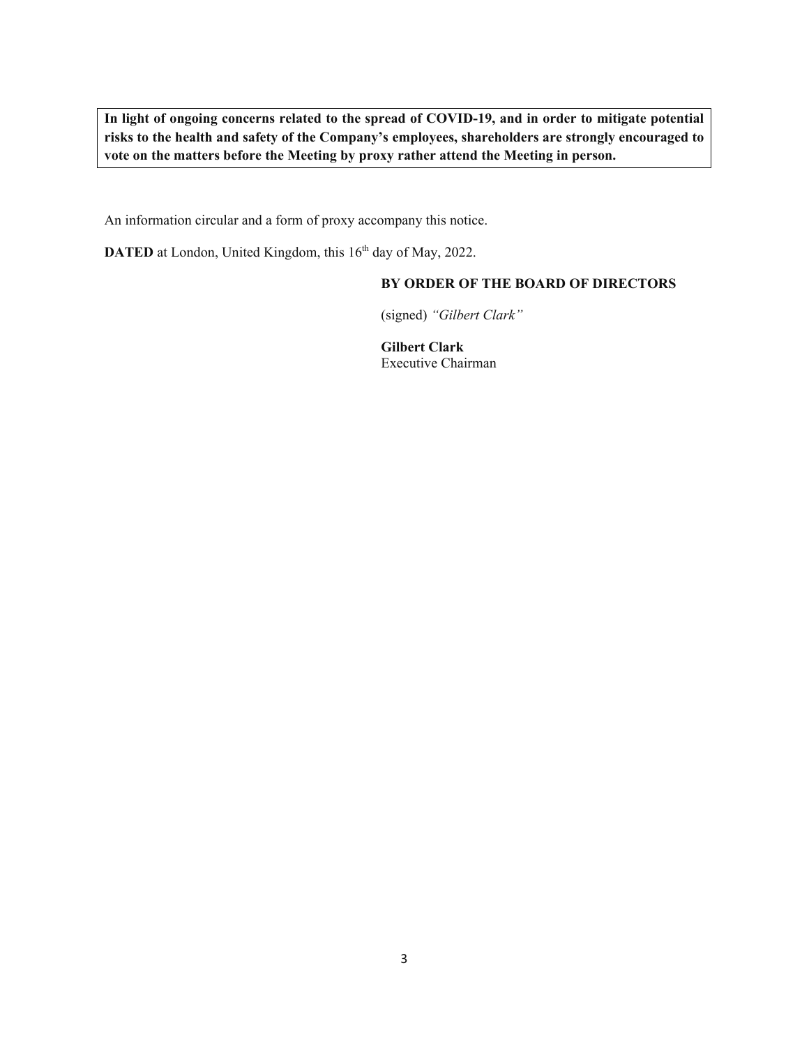**In light of ongoing concerns related to the spread of COVID-19, and in order to mitigate potential risks to the health and safety of the Company's employees, shareholders are strongly encouraged to vote on the matters before the Meeting by proxy rather attend the Meeting in person.**

An information circular and a form of proxy accompany this notice.

**DATED** at London, United Kingdom, this 16th day of May, 2022.

**BY ORDER OF THE BOARD OF DIRECTORS**

(signed) *"Gilbert Clark"*

**Gilbert Clark**
Executive Chairman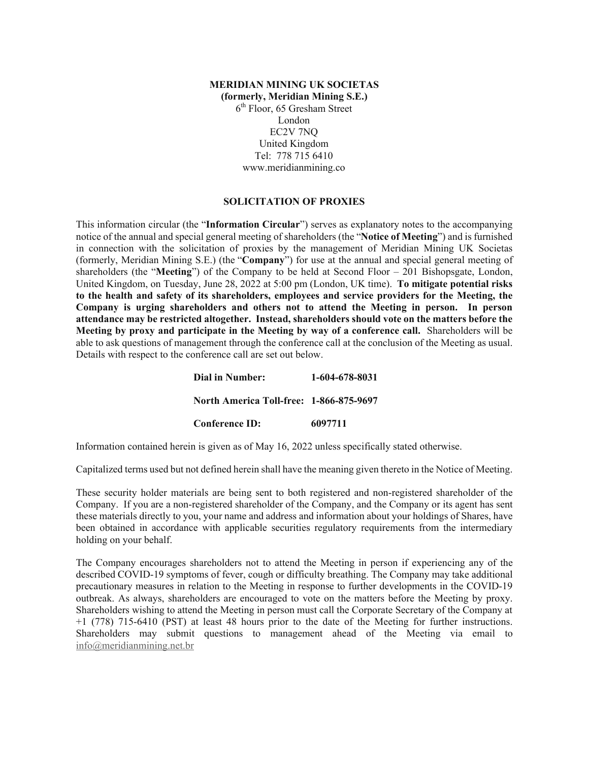**MERIDIAN MINING UK SOCIETAS**
**(formerly, Meridian Mining S.E.)**
6th Floor, 65 Gresham Street
London
EC2V 7NQ
United Kingdom
Tel: 778 715 6410
www.meridianmining.co

## SOLICITATION OF PROXIES

This information circular (the "**Information Circular**") serves as explanatory notes to the accompanying notice of the annual and special general meeting of shareholders (the "**Notice of Meeting**") and is furnished in connection with the solicitation of proxies by the management of Meridian Mining UK Societas (formerly, Meridian Mining S.E.) (the "**Company**") for use at the annual and special general meeting of shareholders (the "**Meeting**") of the Company to be held at Second Floor – 201 Bishopsgate, London, United Kingdom, on Tuesday, June 28, 2022 at 5:00 pm (London, UK time). **To mitigate potential risks to the health and safety of its shareholders, employees and service providers for the Meeting, the Company is urging shareholders and others not to attend the Meeting in person. In person attendance may be restricted altogether. Instead, shareholders should vote on the matters before the Meeting by proxy and participate in the Meeting by way of a conference call.** Shareholders will be able to ask questions of management through the conference call at the conclusion of the Meeting as usual. Details with respect to the conference call are set out below.

**Dial in Number:** **1-604-678-8031**

**North America Toll-free:** **1-866-875-9697**

**Conference ID:** **6097711**

Information contained herein is given as of May 16, 2022 unless specifically stated otherwise.

Capitalized terms used but not defined herein shall have the meaning given thereto in the Notice of Meeting.

These security holder materials are being sent to both registered and non-registered shareholder of the Company. If you are a non-registered shareholder of the Company, and the Company or its agent has sent these materials directly to you, your name and address and information about your holdings of Shares, have been obtained in accordance with applicable securities regulatory requirements from the intermediary holding on your behalf.

The Company encourages shareholders not to attend the Meeting in person if experiencing any of the described COVID-19 symptoms of fever, cough or difficulty breathing. The Company may take additional precautionary measures in relation to the Meeting in response to further developments in the COVID-19 outbreak. As always, shareholders are encouraged to vote on the matters before the Meeting by proxy. Shareholders wishing to attend the Meeting in person must call the Corporate Secretary of the Company at +1 (778) 715-6410 (PST) at least 48 hours prior to the date of the Meeting for further instructions. Shareholders may submit questions to management ahead of the Meeting via email to info@meridianmining.net.br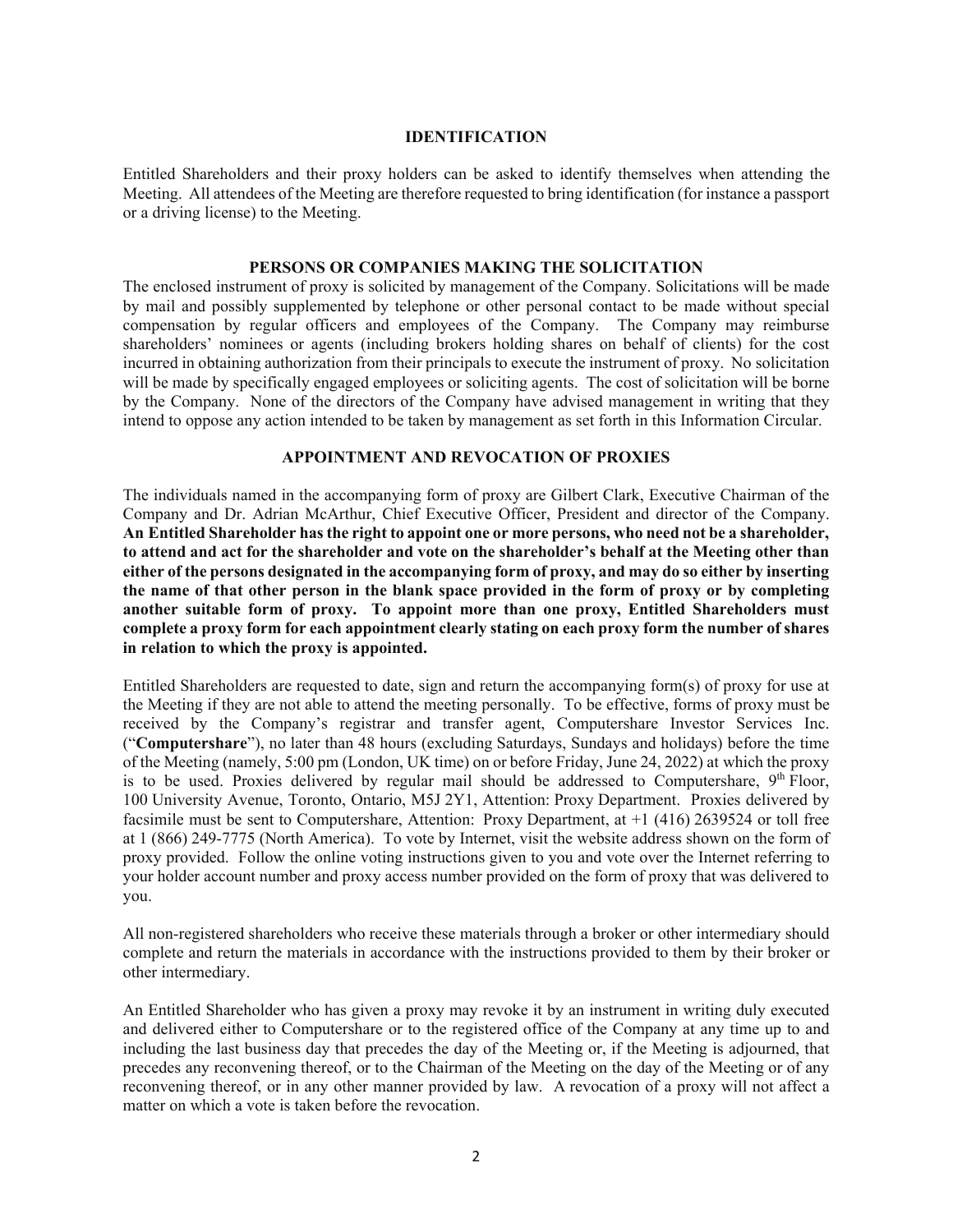## IDENTIFICATION

Entitled Shareholders and their proxy holders can be asked to identify themselves when attending the Meeting. All attendees of the Meeting are therefore requested to bring identification (for instance a passport or a driving license) to the Meeting.

## PERSONS OR COMPANIES MAKING THE SOLICITATION

The enclosed instrument of proxy is solicited by management of the Company. Solicitations will be made by mail and possibly supplemented by telephone or other personal contact to be made without special compensation by regular officers and employees of the Company. The Company may reimburse shareholders' nominees or agents (including brokers holding shares on behalf of clients) for the cost incurred in obtaining authorization from their principals to execute the instrument of proxy. No solicitation will be made by specifically engaged employees or soliciting agents. The cost of solicitation will be borne by the Company. None of the directors of the Company have advised management in writing that they intend to oppose any action intended to be taken by management as set forth in this Information Circular.

## APPOINTMENT AND REVOCATION OF PROXIES

The individuals named in the accompanying form of proxy are Gilbert Clark, Executive Chairman of the Company and Dr. Adrian McArthur, Chief Executive Officer, President and director of the Company. **An Entitled Shareholder has the right to appoint one or more persons, who need not be a shareholder, to attend and act for the shareholder and vote on the shareholder's behalf at the Meeting other than either of the persons designated in the accompanying form of proxy, and may do so either by inserting the name of that other person in the blank space provided in the form of proxy or by completing another suitable form of proxy. To appoint more than one proxy, Entitled Shareholders must complete a proxy form for each appointment clearly stating on each proxy form the number of shares in relation to which the proxy is appointed.**

Entitled Shareholders are requested to date, sign and return the accompanying form(s) of proxy for use at the Meeting if they are not able to attend the meeting personally. To be effective, forms of proxy must be received by the Company's registrar and transfer agent, Computershare Investor Services Inc. ("**Computershare**"), no later than 48 hours (excluding Saturdays, Sundays and holidays) before the time of the Meeting (namely, 5:00 pm (London, UK time) on or before Friday, June 24, 2022) at which the proxy is to be used. Proxies delivered by regular mail should be addressed to Computershare, 9th Floor, 100 University Avenue, Toronto, Ontario, M5J 2Y1, Attention: Proxy Department. Proxies delivered by facsimile must be sent to Computershare, Attention: Proxy Department, at +1 (416) 2639524 or toll free at 1 (866) 249-7775 (North America). To vote by Internet, visit the website address shown on the form of proxy provided. Follow the online voting instructions given to you and vote over the Internet referring to your holder account number and proxy access number provided on the form of proxy that was delivered to you.

All non-registered shareholders who receive these materials through a broker or other intermediary should complete and return the materials in accordance with the instructions provided to them by their broker or other intermediary.

An Entitled Shareholder who has given a proxy may revoke it by an instrument in writing duly executed and delivered either to Computershare or to the registered office of the Company at any time up to and including the last business day that precedes the day of the Meeting or, if the Meeting is adjourned, that precedes any reconvening thereof, or to the Chairman of the Meeting on the day of the Meeting or of any reconvening thereof, or in any other manner provided by law. A revocation of a proxy will not affect a matter on which a vote is taken before the revocation.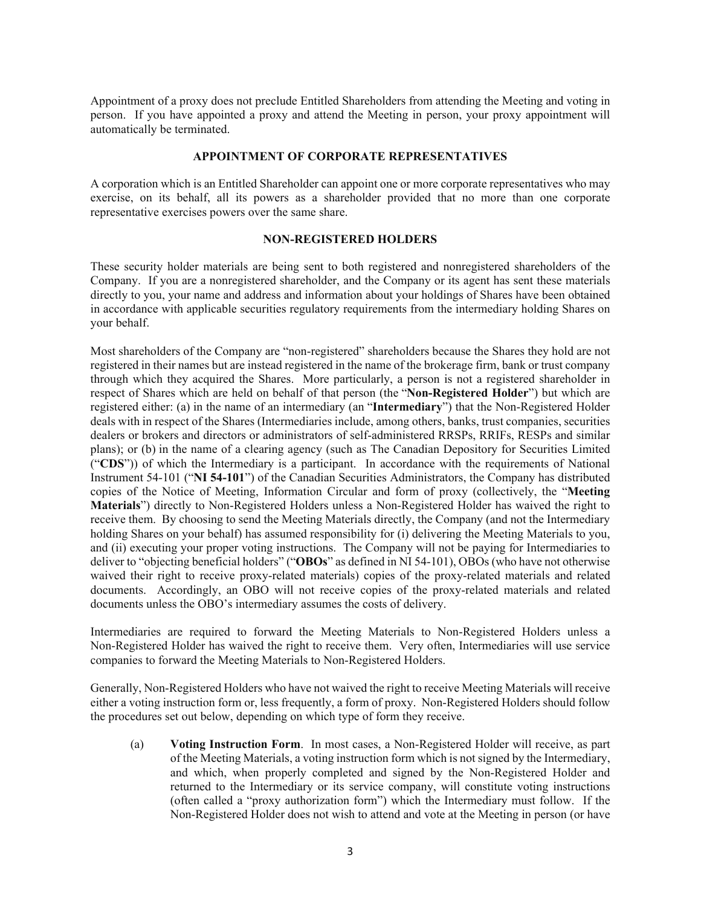Appointment of a proxy does not preclude Entitled Shareholders from attending the Meeting and voting in person. If you have appointed a proxy and attend the Meeting in person, your proxy appointment will automatically be terminated.

## APPOINTMENT OF CORPORATE REPRESENTATIVES

A corporation which is an Entitled Shareholder can appoint one or more corporate representatives who may exercise, on its behalf, all its powers as a shareholder provided that no more than one corporate representative exercises powers over the same share.

## NON-REGISTERED HOLDERS

These security holder materials are being sent to both registered and nonregistered shareholders of the Company. If you are a nonregistered shareholder, and the Company or its agent has sent these materials directly to you, your name and address and information about your holdings of Shares have been obtained in accordance with applicable securities regulatory requirements from the intermediary holding Shares on your behalf.

Most shareholders of the Company are "non-registered" shareholders because the Shares they hold are not registered in their names but are instead registered in the name of the brokerage firm, bank or trust company through which they acquired the Shares. More particularly, a person is not a registered shareholder in respect of Shares which are held on behalf of that person (the "**Non-Registered Holder**") but which are registered either: (a) in the name of an intermediary (an "**Intermediary**") that the Non-Registered Holder deals with in respect of the Shares (Intermediaries include, among others, banks, trust companies, securities dealers or brokers and directors or administrators of self-administered RRSPs, RRIFs, RESPs and similar plans); or (b) in the name of a clearing agency (such as The Canadian Depository for Securities Limited ("**CDS**")) of which the Intermediary is a participant. In accordance with the requirements of National Instrument 54-101 ("**NI 54-101**") of the Canadian Securities Administrators, the Company has distributed copies of the Notice of Meeting, Information Circular and form of proxy (collectively, the "**Meeting Materials**") directly to Non-Registered Holders unless a Non-Registered Holder has waived the right to receive them. By choosing to send the Meeting Materials directly, the Company (and not the Intermediary holding Shares on your behalf) has assumed responsibility for (i) delivering the Meeting Materials to you, and (ii) executing your proper voting instructions. The Company will not be paying for Intermediaries to deliver to "objecting beneficial holders" ("**OBOs**" as defined in NI 54-101), OBOs (who have not otherwise waived their right to receive proxy-related materials) copies of the proxy-related materials and related documents. Accordingly, an OBO will not receive copies of the proxy-related materials and related documents unless the OBO's intermediary assumes the costs of delivery.

Intermediaries are required to forward the Meeting Materials to Non-Registered Holders unless a Non-Registered Holder has waived the right to receive them. Very often, Intermediaries will use service companies to forward the Meeting Materials to Non-Registered Holders.

Generally, Non-Registered Holders who have not waived the right to receive Meeting Materials will receive either a voting instruction form or, less frequently, a form of proxy. Non-Registered Holders should follow the procedures set out below, depending on which type of form they receive.

(a) **Voting Instruction Form**. In most cases, a Non-Registered Holder will receive, as part of the Meeting Materials, a voting instruction form which is not signed by the Intermediary, and which, when properly completed and signed by the Non-Registered Holder and returned to the Intermediary or its service company, will constitute voting instructions (often called a "proxy authorization form") which the Intermediary must follow. If the Non-Registered Holder does not wish to attend and vote at the Meeting in person (or have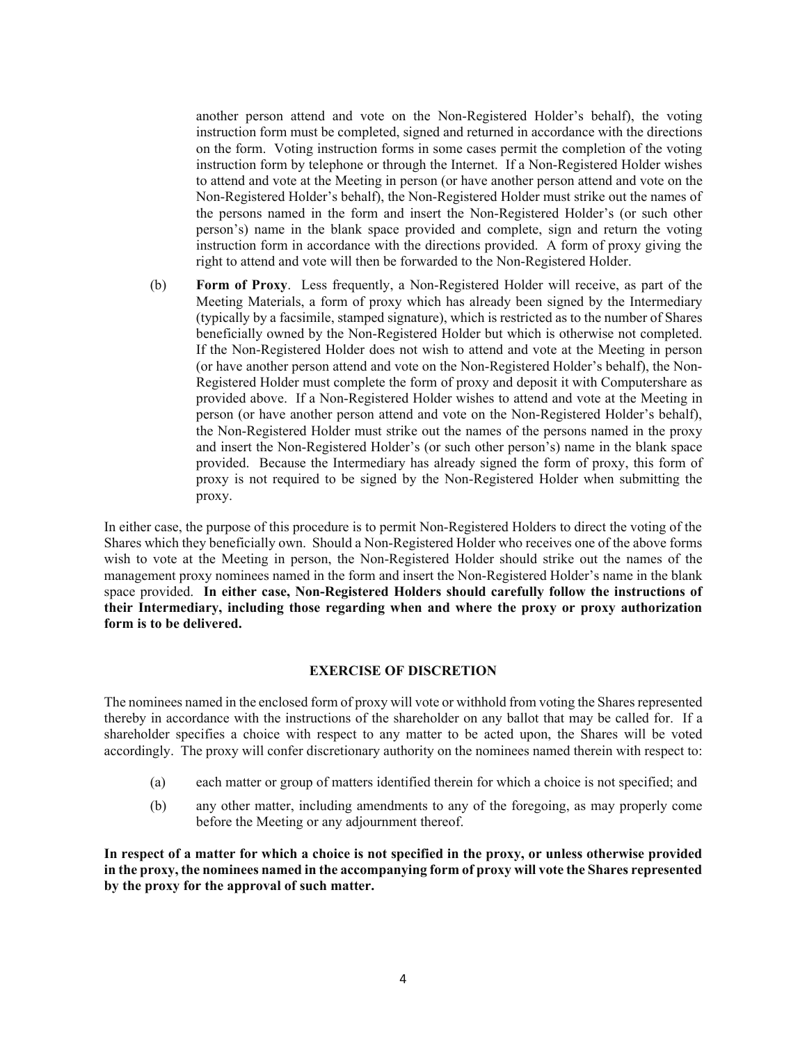another person attend and vote on the Non-Registered Holder's behalf), the voting instruction form must be completed, signed and returned in accordance with the directions on the form. Voting instruction forms in some cases permit the completion of the voting instruction form by telephone or through the Internet. If a Non-Registered Holder wishes to attend and vote at the Meeting in person (or have another person attend and vote on the Non-Registered Holder's behalf), the Non-Registered Holder must strike out the names of the persons named in the form and insert the Non-Registered Holder's (or such other person's) name in the blank space provided and complete, sign and return the voting instruction form in accordance with the directions provided. A form of proxy giving the right to attend and vote will then be forwarded to the Non-Registered Holder.

(b) **Form of Proxy**. Less frequently, a Non-Registered Holder will receive, as part of the Meeting Materials, a form of proxy which has already been signed by the Intermediary (typically by a facsimile, stamped signature), which is restricted as to the number of Shares beneficially owned by the Non-Registered Holder but which is otherwise not completed. If the Non-Registered Holder does not wish to attend and vote at the Meeting in person (or have another person attend and vote on the Non-Registered Holder's behalf), the Non-Registered Holder must complete the form of proxy and deposit it with Computershare as provided above. If a Non-Registered Holder wishes to attend and vote at the Meeting in person (or have another person attend and vote on the Non-Registered Holder's behalf), the Non-Registered Holder must strike out the names of the persons named in the proxy and insert the Non-Registered Holder's (or such other person's) name in the blank space provided. Because the Intermediary has already signed the form of proxy, this form of proxy is not required to be signed by the Non-Registered Holder when submitting the proxy.

In either case, the purpose of this procedure is to permit Non-Registered Holders to direct the voting of the Shares which they beneficially own. Should a Non-Registered Holder who receives one of the above forms wish to vote at the Meeting in person, the Non-Registered Holder should strike out the names of the management proxy nominees named in the form and insert the Non-Registered Holder's name in the blank space provided. **In either case, Non-Registered Holders should carefully follow the instructions of their Intermediary, including those regarding when and where the proxy or proxy authorization form is to be delivered.**

## EXERCISE OF DISCRETION

The nominees named in the enclosed form of proxy will vote or withhold from voting the Shares represented thereby in accordance with the instructions of the shareholder on any ballot that may be called for. If a shareholder specifies a choice with respect to any matter to be acted upon, the Shares will be voted accordingly. The proxy will confer discretionary authority on the nominees named therein with respect to:

(a) each matter or group of matters identified therein for which a choice is not specified; and

(b) any other matter, including amendments to any of the foregoing, as may properly come before the Meeting or any adjournment thereof.

**In respect of a matter for which a choice is not specified in the proxy, or unless otherwise provided in the proxy, the nominees named in the accompanying form of proxy will vote the Shares represented by the proxy for the approval of such matter.**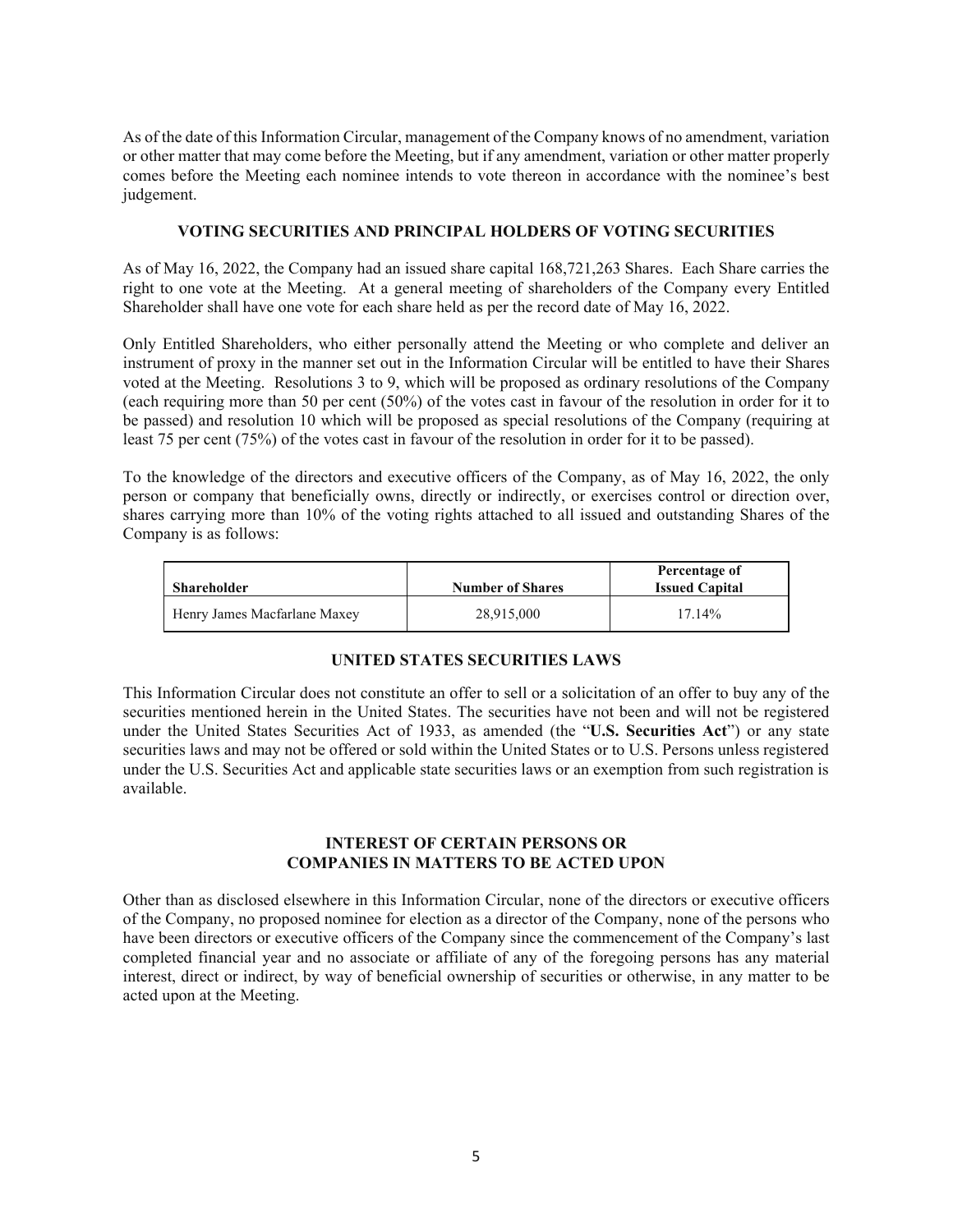As of the date of this Information Circular, management of the Company knows of no amendment, variation or other matter that may come before the Meeting, but if any amendment, variation or other matter properly comes before the Meeting each nominee intends to vote thereon in accordance with the nominee's best judgement.

## VOTING SECURITIES AND PRINCIPAL HOLDERS OF VOTING SECURITIES

As of May 16, 2022, the Company had an issued share capital 168,721,263 Shares. Each Share carries the right to one vote at the Meeting. At a general meeting of shareholders of the Company every Entitled Shareholder shall have one vote for each share held as per the record date of May 16, 2022.

Only Entitled Shareholders, who either personally attend the Meeting or who complete and deliver an instrument of proxy in the manner set out in the Information Circular will be entitled to have their Shares voted at the Meeting. Resolutions 3 to 9, which will be proposed as ordinary resolutions of the Company (each requiring more than 50 per cent (50%) of the votes cast in favour of the resolution in order for it to be passed) and resolution 10 which will be proposed as special resolutions of the Company (requiring at least 75 per cent (75%) of the votes cast in favour of the resolution in order for it to be passed).

To the knowledge of the directors and executive officers of the Company, as of May 16, 2022, the only person or company that beneficially owns, directly or indirectly, or exercises control or direction over, shares carrying more than 10% of the voting rights attached to all issued and outstanding Shares of the Company is as follows:

| Shareholder | Number of Shares | Percentage of Issued Capital |
|---|---|---|
| Henry James Macfarlane Maxey | 28,915,000 | 17.14% |

## UNITED STATES SECURITIES LAWS

This Information Circular does not constitute an offer to sell or a solicitation of an offer to buy any of the securities mentioned herein in the United States. The securities have not been and will not be registered under the United States Securities Act of 1933, as amended (the "**U.S. Securities Act**") or any state securities laws and may not be offered or sold within the United States or to U.S. Persons unless registered under the U.S. Securities Act and applicable state securities laws or an exemption from such registration is available.

## INTEREST OF CERTAIN PERSONS OR COMPANIES IN MATTERS TO BE ACTED UPON

Other than as disclosed elsewhere in this Information Circular, none of the directors or executive officers of the Company, no proposed nominee for election as a director of the Company, none of the persons who have been directors or executive officers of the Company since the commencement of the Company's last completed financial year and no associate or affiliate of any of the foregoing persons has any material interest, direct or indirect, by way of beneficial ownership of securities or otherwise, in any matter to be acted upon at the Meeting.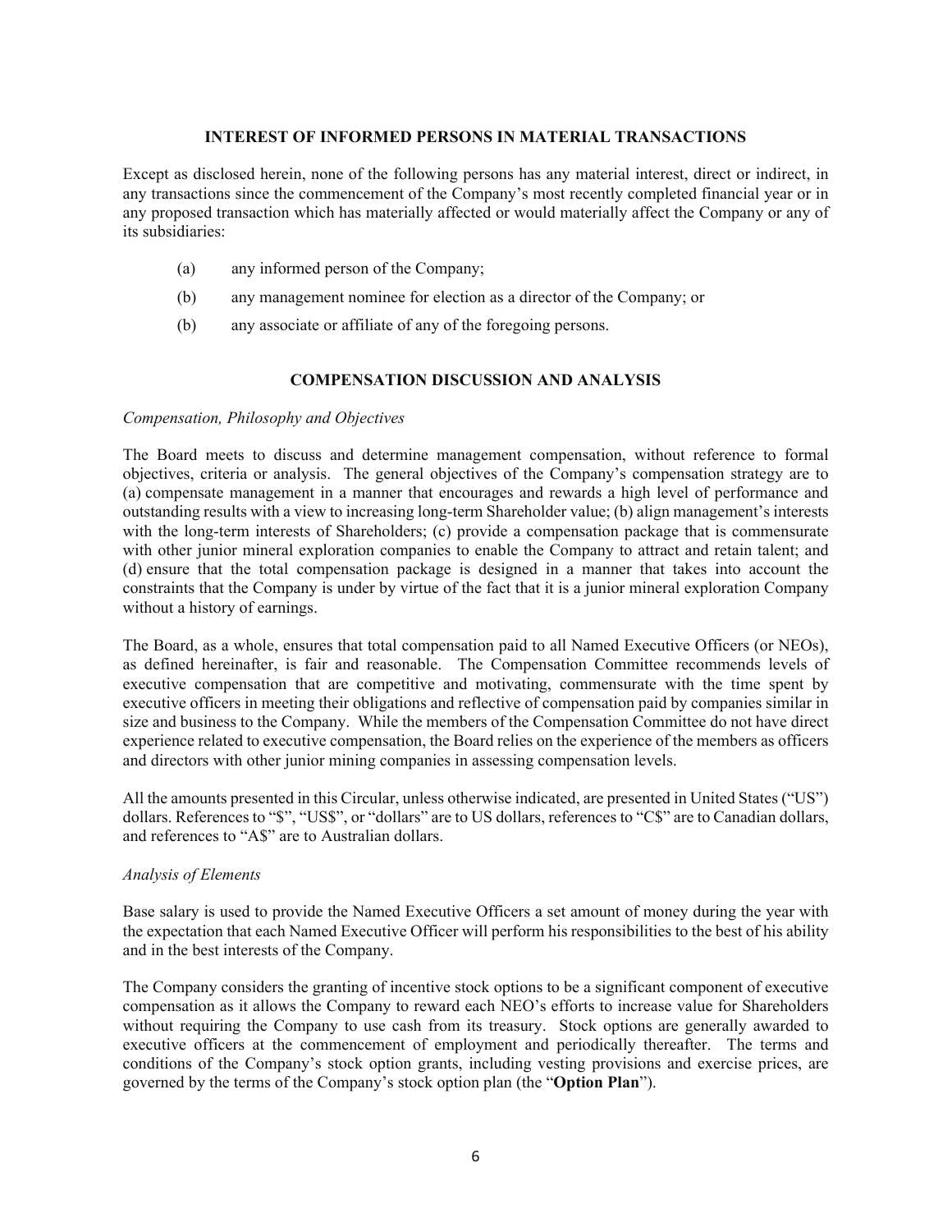## INTEREST OF INFORMED PERSONS IN MATERIAL TRANSACTIONS

Except as disclosed herein, none of the following persons has any material interest, direct or indirect, in any transactions since the commencement of the Company's most recently completed financial year or in any proposed transaction which has materially affected or would materially affect the Company or any of its subsidiaries:

(a) any informed person of the Company;

(b) any management nominee for election as a director of the Company; or

(b) any associate or affiliate of any of the foregoing persons.

## COMPENSATION DISCUSSION AND ANALYSIS

*Compensation, Philosophy and Objectives*

The Board meets to discuss and determine management compensation, without reference to formal objectives, criteria or analysis. The general objectives of the Company's compensation strategy are to (a) compensate management in a manner that encourages and rewards a high level of performance and outstanding results with a view to increasing long-term Shareholder value; (b) align management's interests with the long-term interests of Shareholders; (c) provide a compensation package that is commensurate with other junior mineral exploration companies to enable the Company to attract and retain talent; and (d) ensure that the total compensation package is designed in a manner that takes into account the constraints that the Company is under by virtue of the fact that it is a junior mineral exploration Company without a history of earnings.

The Board, as a whole, ensures that total compensation paid to all Named Executive Officers (or NEOs), as defined hereinafter, is fair and reasonable. The Compensation Committee recommends levels of executive compensation that are competitive and motivating, commensurate with the time spent by executive officers in meeting their obligations and reflective of compensation paid by companies similar in size and business to the Company. While the members of the Compensation Committee do not have direct experience related to executive compensation, the Board relies on the experience of the members as officers and directors with other junior mining companies in assessing compensation levels.

All the amounts presented in this Circular, unless otherwise indicated, are presented in United States ("US") dollars. References to "$", "US$", or "dollars" are to US dollars, references to "C$" are to Canadian dollars, and references to "A$" are to Australian dollars.

*Analysis of Elements*

Base salary is used to provide the Named Executive Officers a set amount of money during the year with the expectation that each Named Executive Officer will perform his responsibilities to the best of his ability and in the best interests of the Company.

The Company considers the granting of incentive stock options to be a significant component of executive compensation as it allows the Company to reward each NEO's efforts to increase value for Shareholders without requiring the Company to use cash from its treasury. Stock options are generally awarded to executive officers at the commencement of employment and periodically thereafter. The terms and conditions of the Company's stock option grants, including vesting provisions and exercise prices, are governed by the terms of the Company's stock option plan (the "**Option Plan**").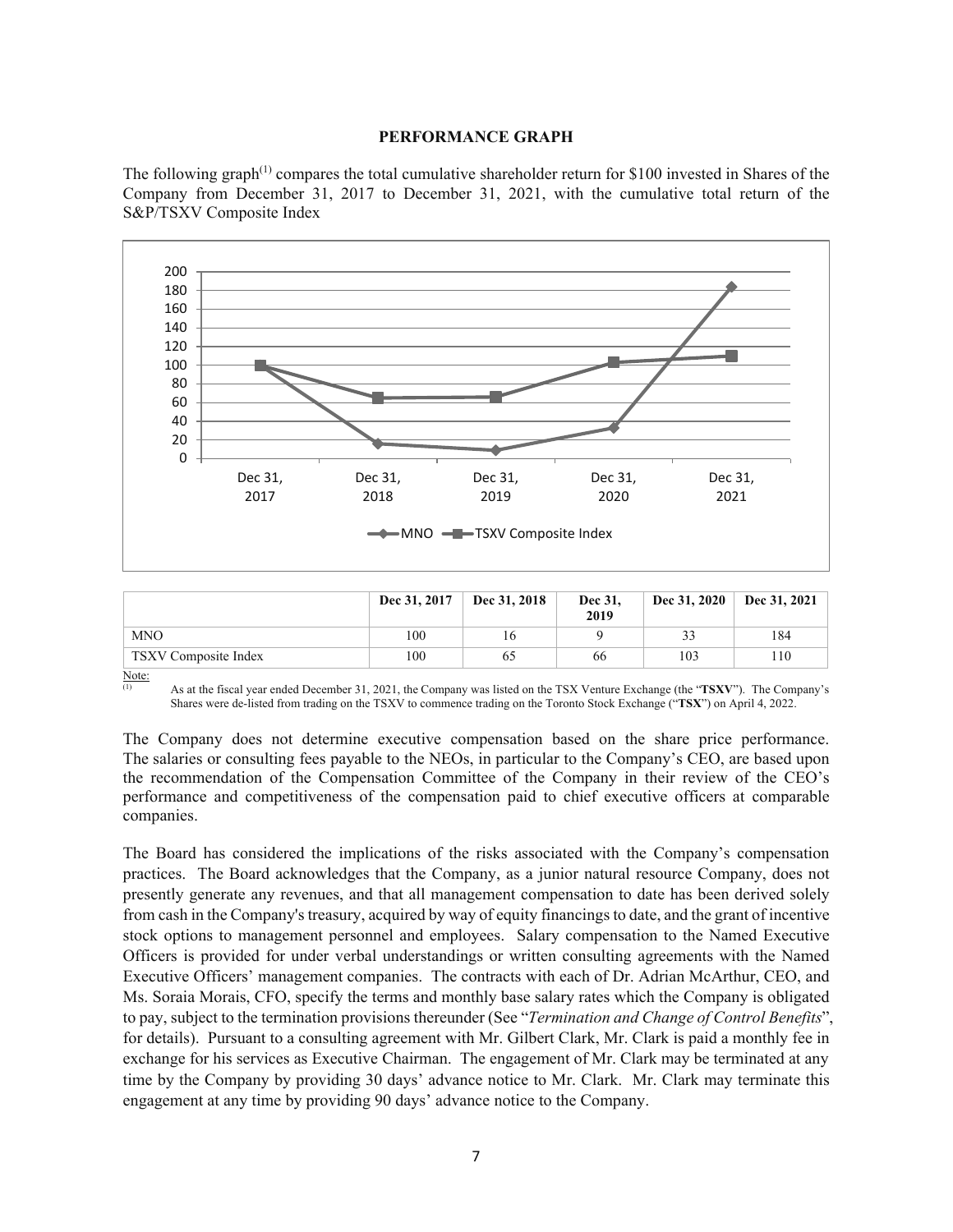**PERFORMANCE GRAPH**

The following graph[(1)] compares the total cumulative shareholder return for $100 invested in Shares of the Company from December 31, 2017 to December 31, 2021, with the cumulative total return of the S&P/TSXV Composite Index

| | Dec 31, 2017 | Dec 31, 2018 | Dec 31, 2019 | Dec 31, 2020 | Dec 31, 2021 |
|---|---|---|---|---|---|
| MNO | 100 | 16 | 9 | 33 | 184 |
| TSXV Composite Index | 100 | 65 | 66 | 103 | 110 |

Note:

(1) As at the fiscal year ended December 31, 2021, the Company was listed on the TSX Venture Exchange (the "**TSXV**"). The Company's Shares were de-listed from trading on the TSXV to commence trading on the Toronto Stock Exchange ("**TSX**") on April 4, 2022.

The Company does not determine executive compensation based on the share price performance. The salaries or consulting fees payable to the NEOs, in particular to the Company's CEO, are based upon the recommendation of the Compensation Committee of the Company in their review of the CEO's performance and competitiveness of the compensation paid to chief executive officers at comparable companies.

The Board has considered the implications of the risks associated with the Company's compensation practices. The Board acknowledges that the Company, as a junior natural resource Company, does not presently generate any revenues, and that all management compensation to date has been derived solely from cash in the Company's treasury, acquired by way of equity financings to date, and the grant of incentive stock options to management personnel and employees. Salary compensation to the Named Executive Officers is provided for under verbal understandings or written consulting agreements with the Named Executive Officers' management companies. The contracts with each of Dr. Adrian McArthur, CEO, and Ms. Soraia Morais, CFO, specify the terms and monthly base salary rates which the Company is obligated to pay, subject to the termination provisions thereunder (See "*Termination and Change of Control Benefits*", for details). Pursuant to a consulting agreement with Mr. Gilbert Clark, Mr. Clark is paid a monthly fee in exchange for his services as Executive Chairman. The engagement of Mr. Clark may be terminated at any time by the Company by providing 30 days' advance notice to Mr. Clark. Mr. Clark may terminate this engagement at any time by providing 90 days' advance notice to the Company.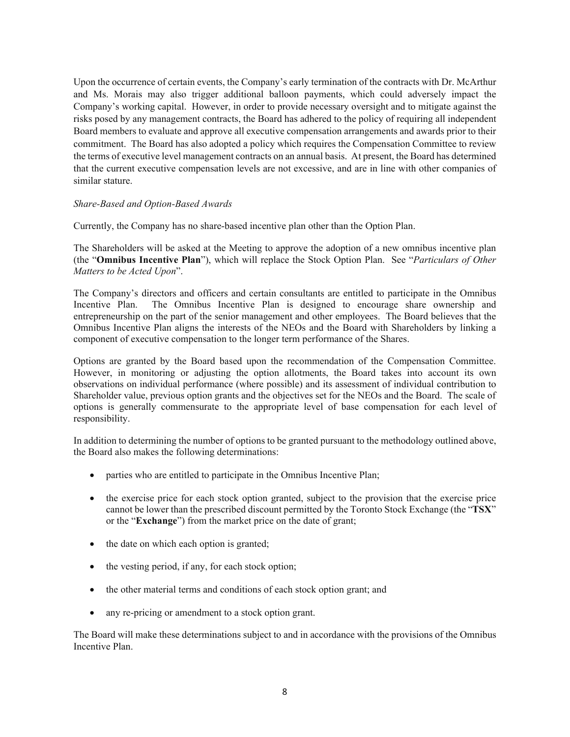Upon the occurrence of certain events, the Company's early termination of the contracts with Dr. McArthur and Ms. Morais may also trigger additional balloon payments, which could adversely impact the Company's working capital. However, in order to provide necessary oversight and to mitigate against the risks posed by any management contracts, the Board has adhered to the policy of requiring all independent Board members to evaluate and approve all executive compensation arrangements and awards prior to their commitment. The Board has also adopted a policy which requires the Compensation Committee to review the terms of executive level management contracts on an annual basis. At present, the Board has determined that the current executive compensation levels are not excessive, and are in line with other companies of similar stature.

*Share-Based and Option-Based Awards*

Currently, the Company has no share-based incentive plan other than the Option Plan.

The Shareholders will be asked at the Meeting to approve the adoption of a new omnibus incentive plan (the "**Omnibus Incentive Plan**"), which will replace the Stock Option Plan. See "*Particulars of Other Matters to be Acted Upon*".

The Company's directors and officers and certain consultants are entitled to participate in the Omnibus Incentive Plan. The Omnibus Incentive Plan is designed to encourage share ownership and entrepreneurship on the part of the senior management and other employees. The Board believes that the Omnibus Incentive Plan aligns the interests of the NEOs and the Board with Shareholders by linking a component of executive compensation to the longer term performance of the Shares.

Options are granted by the Board based upon the recommendation of the Compensation Committee. However, in monitoring or adjusting the option allotments, the Board takes into account its own observations on individual performance (where possible) and its assessment of individual contribution to Shareholder value, previous option grants and the objectives set for the NEOs and the Board. The scale of options is generally commensurate to the appropriate level of base compensation for each level of responsibility.

In addition to determining the number of options to be granted pursuant to the methodology outlined above, the Board also makes the following determinations:

- parties who are entitled to participate in the Omnibus Incentive Plan;
- the exercise price for each stock option granted, subject to the provision that the exercise price cannot be lower than the prescribed discount permitted by the Toronto Stock Exchange (the "**TSX**" or the "**Exchange**") from the market price on the date of grant;
- the date on which each option is granted;
- the vesting period, if any, for each stock option;
- the other material terms and conditions of each stock option grant; and
- any re-pricing or amendment to a stock option grant.

The Board will make these determinations subject to and in accordance with the provisions of the Omnibus Incentive Plan.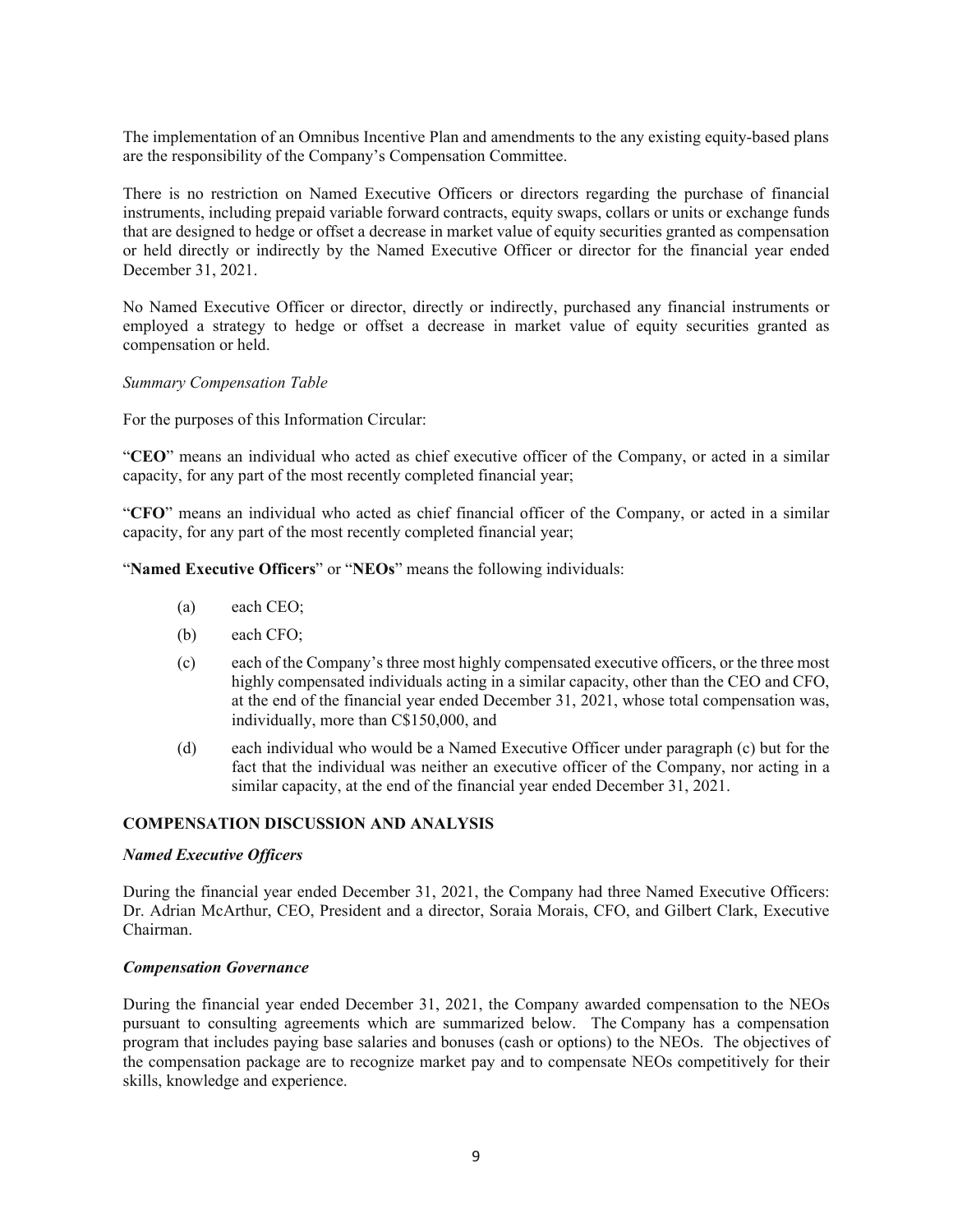The implementation of an Omnibus Incentive Plan and amendments to the any existing equity-based plans are the responsibility of the Company's Compensation Committee.

There is no restriction on Named Executive Officers or directors regarding the purchase of financial instruments, including prepaid variable forward contracts, equity swaps, collars or units or exchange funds that are designed to hedge or offset a decrease in market value of equity securities granted as compensation or held directly or indirectly by the Named Executive Officer or director for the financial year ended December 31, 2021.

No Named Executive Officer or director, directly or indirectly, purchased any financial instruments or employed a strategy to hedge or offset a decrease in market value of equity securities granted as compensation or held.

*Summary Compensation Table*

For the purposes of this Information Circular:

"**CEO**" means an individual who acted as chief executive officer of the Company, or acted in a similar capacity, for any part of the most recently completed financial year;

"**CFO**" means an individual who acted as chief financial officer of the Company, or acted in a similar capacity, for any part of the most recently completed financial year;

"**Named Executive Officers**" or "**NEOs**" means the following individuals:

(a) each CEO;

(b) each CFO;

(c) each of the Company's three most highly compensated executive officers, or the three most highly compensated individuals acting in a similar capacity, other than the CEO and CFO, at the end of the financial year ended December 31, 2021, whose total compensation was, individually, more than C$150,000, and

(d) each individual who would be a Named Executive Officer under paragraph (c) but for the fact that the individual was neither an executive officer of the Company, nor acting in a similar capacity, at the end of the financial year ended December 31, 2021.

## COMPENSATION DISCUSSION AND ANALYSIS

### *Named Executive Officers*

During the financial year ended December 31, 2021, the Company had three Named Executive Officers: Dr. Adrian McArthur, CEO, President and a director, Soraia Morais, CFO, and Gilbert Clark, Executive Chairman.

### *Compensation Governance*

During the financial year ended December 31, 2021, the Company awarded compensation to the NEOs pursuant to consulting agreements which are summarized below. The Company has a compensation program that includes paying base salaries and bonuses (cash or options) to the NEOs. The objectives of the compensation package are to recognize market pay and to compensate NEOs competitively for their skills, knowledge and experience.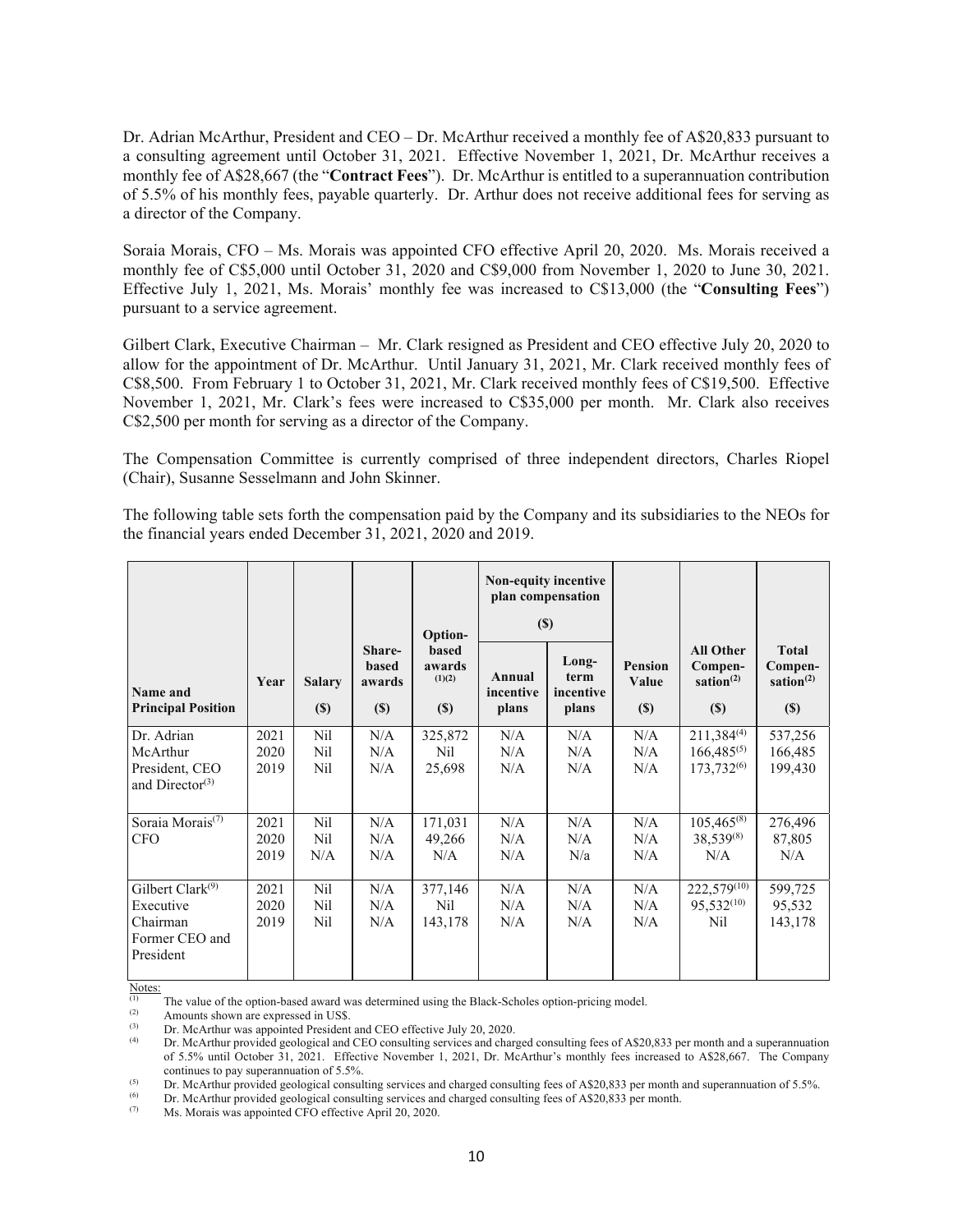Dr. Adrian McArthur, President and CEO – Dr. McArthur received a monthly fee of A$20,833 pursuant to a consulting agreement until October 31, 2021. Effective November 1, 2021, Dr. McArthur receives a monthly fee of A$28,667 (the "**Contract Fees**"). Dr. McArthur is entitled to a superannuation contribution of 5.5% of his monthly fees, payable quarterly. Dr. Arthur does not receive additional fees for serving as a director of the Company.

Soraia Morais, CFO – Ms. Morais was appointed CFO effective April 20, 2020. Ms. Morais received a monthly fee of C$5,000 until October 31, 2020 and C$9,000 from November 1, 2020 to June 30, 2021. Effective July 1, 2021, Ms. Morais' monthly fee was increased to C$13,000 (the "**Consulting Fees**") pursuant to a service agreement.

Gilbert Clark, Executive Chairman – Mr. Clark resigned as President and CEO effective July 20, 2020 to allow for the appointment of Dr. McArthur. Until January 31, 2021, Mr. Clark received monthly fees of C$8,500. From February 1 to October 31, 2021, Mr. Clark received monthly fees of C$19,500. Effective November 1, 2021, Mr. Clark's fees were increased to C$35,000 per month. Mr. Clark also receives C$2,500 per month for serving as a director of the Company.

The Compensation Committee is currently comprised of three independent directors, Charles Riopel (Chair), Susanne Sesselmann and John Skinner.

The following table sets forth the compensation paid by the Company and its subsidiaries to the NEOs for the financial years ended December 31, 2021, 2020 and 2019.

| Name and Principal Position | Year | Salary ($) | Share-based awards ($) | Option-based awards (1)(2) ($) | Non-equity incentive plan compensation ($) | | Pension Value ($) | All Other Compen-sation(2) ($) | Total Compen-sation(2) ($) |
|---|---|---|---|---|---|---|---|---|---|
| | | | | | Annual incentive plans | Long-term incentive plans | | | |
| Dr. Adrian McArthur President, CEO and Director(3) | 2021<br>2020<br>2019 | Nil<br>Nil<br>Nil | N/A<br>N/A<br>N/A | 325,872<br>Nil<br>25,698 | N/A<br>N/A<br>N/A | N/A<br>N/A<br>N/A | N/A<br>N/A<br>N/A | 211,384(4)<br>166,485(5)<br>173,732(6) | 537,256<br>166,485<br>199,430 |
| Soraia Morais(7) CFO | 2021<br>2020<br>2019 | Nil<br>Nil<br>N/A | N/A<br>N/A<br>N/A | 171,031<br>49,266<br>N/A | N/A<br>N/A<br>N/A | N/A<br>N/A<br>N/a | N/A<br>N/A<br>N/A | 105,465(8)<br>38,539(8)<br>N/A | 276,496<br>87,805<br>N/A |
| Gilbert Clark(9) Executive Chairman Former CEO and President | 2021<br>2020<br>2019 | Nil<br>Nil<br>Nil | N/A<br>N/A<br>N/A | 377,146<br>Nil<br>143,178 | N/A<br>N/A<br>N/A | N/A<br>N/A<br>N/A | N/A<br>N/A<br>N/A | 222,579(10)<br>95,532(10)<br>Nil | 599,725<br>95,532<br>143,178 |

Notes:

(1) The value of the option-based award was determined using the Black-Scholes option-pricing model.

(2) Amounts shown are expressed in US$.

(3) Dr. McArthur was appointed President and CEO effective July 20, 2020.

(4) Dr. McArthur provided geological and CEO consulting services and charged consulting fees of A$20,833 per month and a superannuation of 5.5% until October 31, 2021. Effective November 1, 2021, Dr. McArthur's monthly fees increased to A$28,667. The Company continues to pay superannuation of 5.5%.

(5) Dr. McArthur provided geological consulting services and charged consulting fees of A$20,833 per month and superannuation of 5.5%.

(6) Dr. McArthur provided geological consulting services and charged consulting fees of A$20,833 per month.

(7) Ms. Morais was appointed CFO effective April 20, 2020.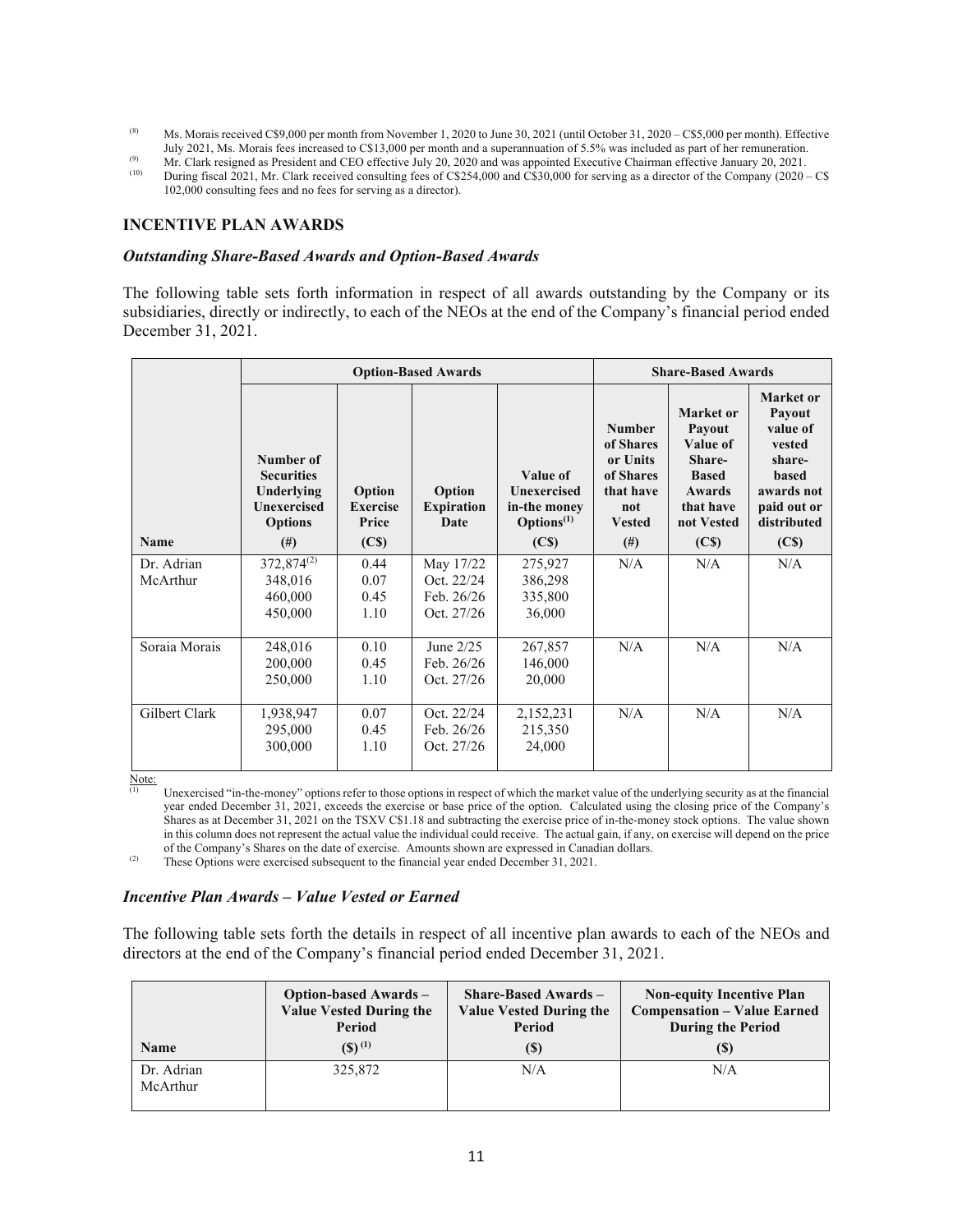(8) Ms. Morais received C$9,000 per month from November 1, 2020 to June 30, 2021 (until October 31, 2020 – C$5,000 per month). Effective July 2021, Ms. Morais fees increased to C$13,000 per month and a superannuation of 5.5% was included as part of her remuneration.

(9) Mr. Clark resigned as President and CEO effective July 20, 2020 and was appointed Executive Chairman effective January 20, 2021.

(10) During fiscal 2021, Mr. Clark received consulting fees of C$254,000 and C$30,000 for serving as a director of the Company (2020 – C$ 102,000 consulting fees and no fees for serving as a director).

## INCENTIVE PLAN AWARDS

### *Outstanding Share-Based Awards and Option-Based Awards*

The following table sets forth information in respect of all awards outstanding by the Company or its subsidiaries, directly or indirectly, to each of the NEOs at the end of the Company's financial period ended December 31, 2021.

| | Option-Based Awards | | | | Share-Based Awards | | |
|---|---|---|---|---|---|---|---|
| **Name** | **Number of Securities Underlying Unexercised Options (#)** | **Option Exercise Price (C$)** | **Option Expiration Date** | **Value of Unexercised in-the money Options[(1)] (C$)** | **Number of Shares or Units of Shares that have not Vested (#)** | **Market or Payout Value of Share-Based Awards that have not Vested (C$)** | **Market or Payout value of vested share-based awards not paid out or distributed (C$)** |
| Dr. Adrian McArthur | 372,874[(2)]<br>348,016<br>460,000<br>450,000 | 0.44<br>0.07<br>0.45<br>1.10 | May 17/22<br>Oct. 22/24<br>Feb. 26/26<br>Oct. 27/26 | 275,927<br>386,298<br>335,800<br>36,000 | N/A | N/A | N/A |
| Soraia Morais | 248,016<br>200,000<br>250,000 | 0.10<br>0.45<br>1.10 | June 2/25<br>Feb. 26/26<br>Oct. 27/26 | 267,857<br>146,000<br>20,000 | N/A | N/A | N/A |
| Gilbert Clark | 1,938,947<br>295,000<br>300,000 | 0.07<br>0.45<br>1.10 | Oct. 22/24<br>Feb. 26/26<br>Oct. 27/26 | 2,152,231<br>215,350<br>24,000 | N/A | N/A | N/A |

Note:

(1) Unexercised "in-the-money" options refer to those options in respect of which the market value of the underlying security as at the financial year ended December 31, 2021, exceeds the exercise or base price of the option. Calculated using the closing price of the Company's Shares as at December 31, 2021 on the TSXV C$1.18 and subtracting the exercise price of in-the-money stock options. The value shown in this column does not represent the actual value the individual could receive. The actual gain, if any, on exercise will depend on the price of the Company's Shares on the date of exercise. Amounts shown are expressed in Canadian dollars.

(2) These Options were exercised subsequent to the financial year ended December 31, 2021.

### *Incentive Plan Awards – Value Vested or Earned*

The following table sets forth the details in respect of all incentive plan awards to each of the NEOs and directors at the end of the Company's financial period ended December 31, 2021.

| Name | Option-based Awards – Value Vested During the Period ($)[(1)] | Share-Based Awards – Value Vested During the Period ($) | Non-equity Incentive Plan Compensation – Value Earned During the Period ($) |
|---|---|---|---|
| Dr. Adrian McArthur | 325,872 | N/A | N/A |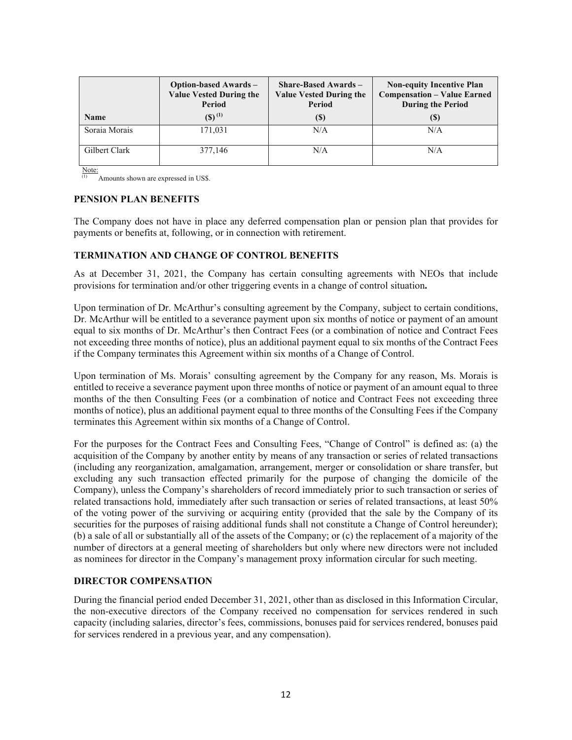| Name | Option-based Awards – Value Vested During the Period ($) [1] | Share-Based Awards – Value Vested During the Period ($) | Non-equity Incentive Plan Compensation – Value Earned During the Period ($) |
|---|---|---|---|
| Soraia Morais | 171,031 | N/A | N/A |
| Gilbert Clark | 377,146 | N/A | N/A |

Note:
(1) Amounts shown are expressed in US$.

### PENSION PLAN BENEFITS

The Company does not have in place any deferred compensation plan or pension plan that provides for payments or benefits at, following, or in connection with retirement.

### TERMINATION AND CHANGE OF CONTROL BENEFITS

As at December 31, 2021, the Company has certain consulting agreements with NEOs that include provisions for termination and/or other triggering events in a change of control situation**.**

Upon termination of Dr. McArthur's consulting agreement by the Company, subject to certain conditions, Dr. McArthur will be entitled to a severance payment upon six months of notice or payment of an amount equal to six months of Dr. McArthur's then Contract Fees (or a combination of notice and Contract Fees not exceeding three months of notice), plus an additional payment equal to six months of the Contract Fees if the Company terminates this Agreement within six months of a Change of Control.

Upon termination of Ms. Morais' consulting agreement by the Company for any reason, Ms. Morais is entitled to receive a severance payment upon three months of notice or payment of an amount equal to three months of the then Consulting Fees (or a combination of notice and Contract Fees not exceeding three months of notice), plus an additional payment equal to three months of the Consulting Fees if the Company terminates this Agreement within six months of a Change of Control.

For the purposes for the Contract Fees and Consulting Fees, "Change of Control" is defined as: (a) the acquisition of the Company by another entity by means of any transaction or series of related transactions (including any reorganization, amalgamation, arrangement, merger or consolidation or share transfer, but excluding any such transaction effected primarily for the purpose of changing the domicile of the Company), unless the Company's shareholders of record immediately prior to such transaction or series of related transactions hold, immediately after such transaction or series of related transactions, at least 50% of the voting power of the surviving or acquiring entity (provided that the sale by the Company of its securities for the purposes of raising additional funds shall not constitute a Change of Control hereunder); (b) a sale of all or substantially all of the assets of the Company; or (c) the replacement of a majority of the number of directors at a general meeting of shareholders but only where new directors were not included as nominees for director in the Company's management proxy information circular for such meeting.

### DIRECTOR COMPENSATION

During the financial period ended December 31, 2021, other than as disclosed in this Information Circular, the non-executive directors of the Company received no compensation for services rendered in such capacity (including salaries, director's fees, commissions, bonuses paid for services rendered, bonuses paid for services rendered in a previous year, and any compensation).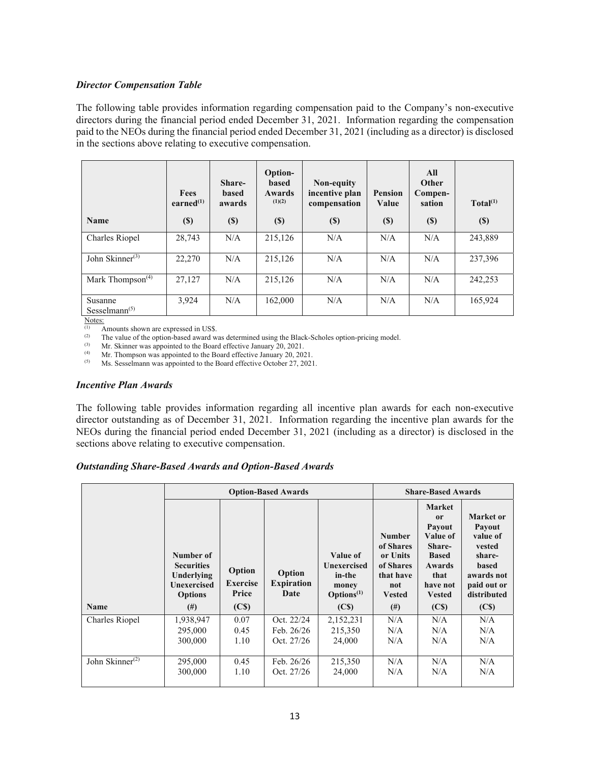### *Director Compensation Table*

The following table provides information regarding compensation paid to the Company's non-executive directors during the financial period ended December 31, 2021. Information regarding the compensation paid to the NEOs during the financial period ended December 31, 2021 (including as a director) is disclosed in the sections above relating to executive compensation.

| Name | Fees earned[(1)] ($) | Share-based awards ($) | Option-based Awards [(1)(2)] ($) | Non-equity incentive plan compensation ($) | Pension Value ($) | All Other Compen-sation ($) | Total[(1)] ($) |
|---|---|---|---|---|---|---|---|
| Charles Riopel | 28,743 | N/A | 215,126 | N/A | N/A | N/A | 243,889 |
| John Skinner[(3)] | 22,270 | N/A | 215,126 | N/A | N/A | N/A | 237,396 |
| Mark Thompson[(4)] | 27,127 | N/A | 215,126 | N/A | N/A | N/A | 242,253 |
| Susanne Sesselmann[(5)] | 3,924 | N/A | 162,000 | N/A | N/A | N/A | 165,924 |

Notes:

(1) Amounts shown are expressed in US$.

(2) The value of the option-based award was determined using the Black-Scholes option-pricing model.

(3) Mr. Skinner was appointed to the Board effective January 20, 2021.

(4) Mr. Thompson was appointed to the Board effective January 20, 2021.

(5) Ms. Sesselmann was appointed to the Board effective October 27, 2021.

### *Incentive Plan Awards*

The following table provides information regarding all incentive plan awards for each non-executive director outstanding as of December 31, 2021. Information regarding the incentive plan awards for the NEOs during the financial period ended December 31, 2021 (including as a director) is disclosed in the sections above relating to executive compensation.

### *Outstanding Share-Based Awards and Option-Based Awards*

| | Option-Based Awards | | | | Share-Based Awards | | |
|---|---|---|---|---|---|---|---|
| Name | Number of Securities Underlying Unexercised Options (#) | Option Exercise Price (C$) | Option Expiration Date | Value of Unexercised in-the money Options[(1)] (C$) | Number of Shares or Units of Shares that have not Vested (#) | Market or Payout Value of Share-Based Awards that have not Vested (C$) | Market or Payout value of vested share-based awards not paid out or distributed (C$) |
| Charles Riopel | 1,938,947<br>295,000<br>300,000 | 0.07<br>0.45<br>1.10 | Oct. 22/24<br>Feb. 26/26<br>Oct. 27/26 | 2,152,231<br>215,350<br>24,000 | N/A<br>N/A<br>N/A | N/A<br>N/A<br>N/A | N/A<br>N/A<br>N/A |
| John Skinner[(2)] | 295,000<br>300,000 | 0.45<br>1.10 | Feb. 26/26<br>Oct. 27/26 | 215,350<br>24,000 | N/A<br>N/A | N/A<br>N/A | N/A<br>N/A |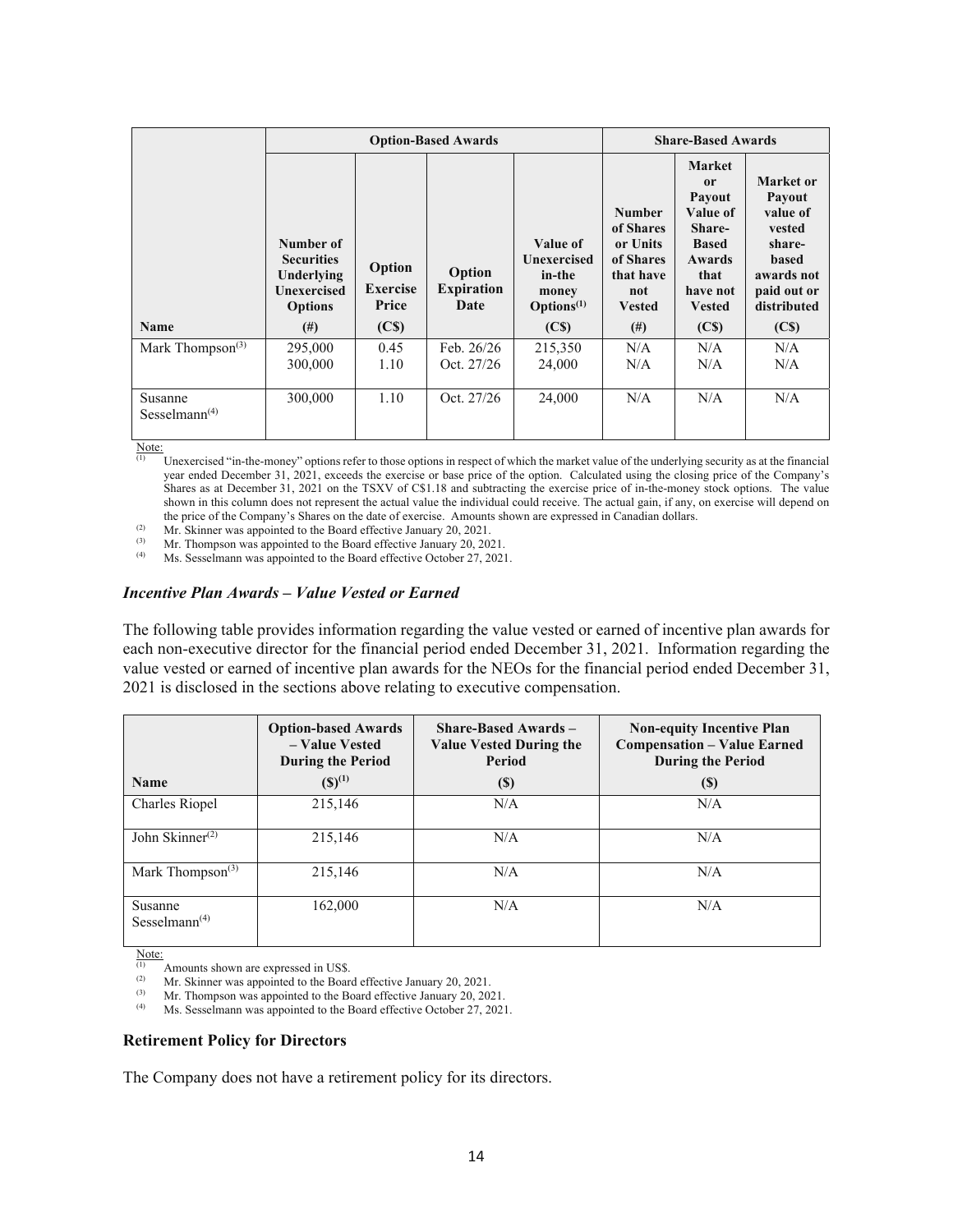| | Option-Based Awards | | | | Share-Based Awards | | |
|---|---|---|---|---|---|---|---|
| Name | Number of Securities Underlying Unexercised Options (#) | Option Exercise Price (C$) | Option Expiration Date | Value of Unexercised in-the money Options[(1)] (C$) | Number of Shares or Units of Shares that have not Vested (#) | Market or Payout Value of Share-Based Awards that have not Vested (C$) | Market or Payout value of vested share-based awards not paid out or distributed (C$) |
| Mark Thompson[(3)] | 295,000<br>300,000 | 0.45<br>1.10 | Feb. 26/26<br>Oct. 27/26 | 215,350<br>24,000 | N/A<br>N/A | N/A<br>N/A | N/A<br>N/A |
| Susanne Sesselmann[(4)] | 300,000 | 1.10 | Oct. 27/26 | 24,000 | N/A | N/A | N/A |

Note:

(1) Unexercised "in-the-money" options refer to those options in respect of which the market value of the underlying security as at the financial year ended December 31, 2021, exceeds the exercise or base price of the option. Calculated using the closing price of the Company's Shares as at December 31, 2021 on the TSXV of C$1.18 and subtracting the exercise price of in-the-money stock options. The value shown in this column does not represent the actual value the individual could receive. The actual gain, if any, on exercise will depend on the price of the Company's Shares on the date of exercise. Amounts shown are expressed in Canadian dollars.

(2) Mr. Skinner was appointed to the Board effective January 20, 2021.

(3) Mr. Thompson was appointed to the Board effective January 20, 2021.

(4) Ms. Sesselmann was appointed to the Board effective October 27, 2021.

### *Incentive Plan Awards – Value Vested or Earned*

The following table provides information regarding the value vested or earned of incentive plan awards for each non-executive director for the financial period ended December 31, 2021. Information regarding the value vested or earned of incentive plan awards for the NEOs for the financial period ended December 31, 2021 is disclosed in the sections above relating to executive compensation.

| Name | Option-based Awards – Value Vested During the Period ($)[(1)] | Share-Based Awards – Value Vested During the Period ($) | Non-equity Incentive Plan Compensation – Value Earned During the Period ($) |
|---|---|---|---|
| Charles Riopel | 215,146 | N/A | N/A |
| John Skinner[(2)] | 215,146 | N/A | N/A |
| Mark Thompson[(3)] | 215,146 | N/A | N/A |
| Susanne Sesselmann[(4)] | 162,000 | N/A | N/A |

Note:

(1) Amounts shown are expressed in US$.

(2) Mr. Skinner was appointed to the Board effective January 20, 2021.

(3) Mr. Thompson was appointed to the Board effective January 20, 2021.

(4) Ms. Sesselmann was appointed to the Board effective October 27, 2021.

### Retirement Policy for Directors

The Company does not have a retirement policy for its directors.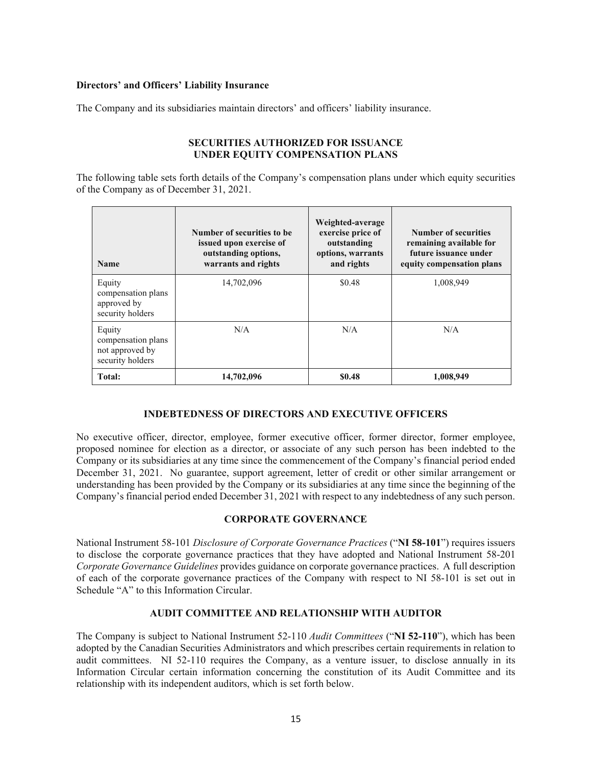**Directors' and Officers' Liability Insurance**

The Company and its subsidiaries maintain directors' and officers' liability insurance.

## SECURITIES AUTHORIZED FOR ISSUANCE UNDER EQUITY COMPENSATION PLANS

The following table sets forth details of the Company's compensation plans under which equity securities of the Company as of December 31, 2021.

| Name | Number of securities to be issued upon exercise of outstanding options, warrants and rights | Weighted-average exercise price of outstanding options, warrants and rights | Number of securities remaining available for future issuance under equity compensation plans |
|---|---|---|---|
| Equity compensation plans approved by security holders | 14,702,096 | $0.48 | 1,008,949 |
| Equity compensation plans not approved by security holders | N/A | N/A | N/A |
| **Total:** | **14,702,096** | **$0.48** | **1,008,949** |

## INDEBTEDNESS OF DIRECTORS AND EXECUTIVE OFFICERS

No executive officer, director, employee, former executive officer, former director, former employee, proposed nominee for election as a director, or associate of any such person has been indebted to the Company or its subsidiaries at any time since the commencement of the Company's financial period ended December 31, 2021. No guarantee, support agreement, letter of credit or other similar arrangement or understanding has been provided by the Company or its subsidiaries at any time since the beginning of the Company's financial period ended December 31, 2021 with respect to any indebtedness of any such person.

## CORPORATE GOVERNANCE

National Instrument 58-101 *Disclosure of Corporate Governance Practices* ("**NI 58-101**") requires issuers to disclose the corporate governance practices that they have adopted and National Instrument 58-201 *Corporate Governance Guidelines* provides guidance on corporate governance practices. A full description of each of the corporate governance practices of the Company with respect to NI 58-101 is set out in Schedule "A" to this Information Circular.

## AUDIT COMMITTEE AND RELATIONSHIP WITH AUDITOR

The Company is subject to National Instrument 52-110 *Audit Committees* ("**NI 52-110**"), which has been adopted by the Canadian Securities Administrators and which prescribes certain requirements in relation to audit committees. NI 52-110 requires the Company, as a venture issuer, to disclose annually in its Information Circular certain information concerning the constitution of its Audit Committee and its relationship with its independent auditors, which is set forth below.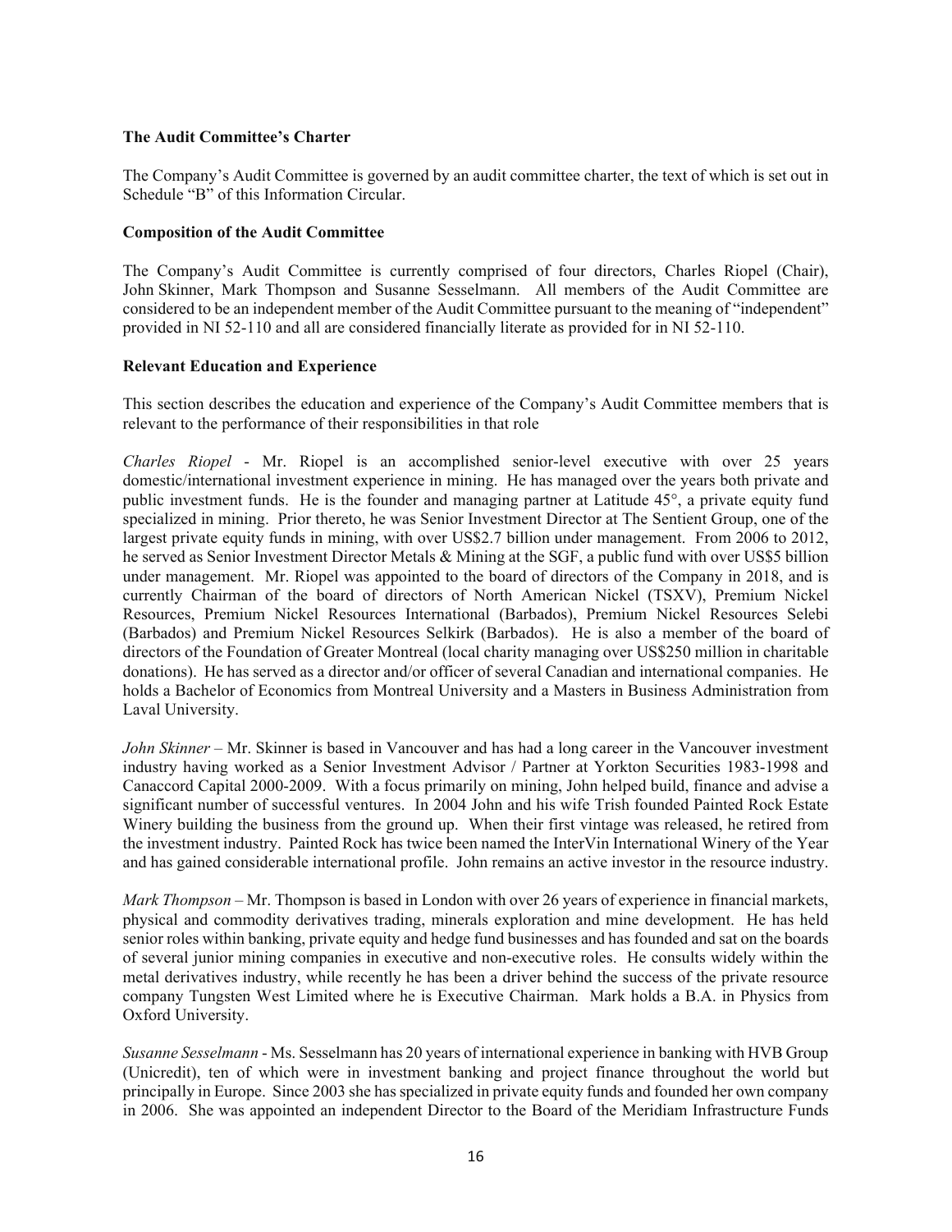**The Audit Committee's Charter**

The Company's Audit Committee is governed by an audit committee charter, the text of which is set out in Schedule "B" of this Information Circular.

**Composition of the Audit Committee**

The Company's Audit Committee is currently comprised of four directors, Charles Riopel (Chair), John Skinner, Mark Thompson and Susanne Sesselmann. All members of the Audit Committee are considered to be an independent member of the Audit Committee pursuant to the meaning of "independent" provided in NI 52-110 and all are considered financially literate as provided for in NI 52-110.

**Relevant Education and Experience**

This section describes the education and experience of the Company's Audit Committee members that is relevant to the performance of their responsibilities in that role

*Charles Riopel* - Mr. Riopel is an accomplished senior-level executive with over 25 years domestic/international investment experience in mining. He has managed over the years both private and public investment funds. He is the founder and managing partner at Latitude 45°, a private equity fund specialized in mining. Prior thereto, he was Senior Investment Director at The Sentient Group, one of the largest private equity funds in mining, with over US$2.7 billion under management. From 2006 to 2012, he served as Senior Investment Director Metals & Mining at the SGF, a public fund with over US$5 billion under management. Mr. Riopel was appointed to the board of directors of the Company in 2018, and is currently Chairman of the board of directors of North American Nickel (TSXV), Premium Nickel Resources, Premium Nickel Resources International (Barbados), Premium Nickel Resources Selebi (Barbados) and Premium Nickel Resources Selkirk (Barbados). He is also a member of the board of directors of the Foundation of Greater Montreal (local charity managing over US$250 million in charitable donations). He has served as a director and/or officer of several Canadian and international companies. He holds a Bachelor of Economics from Montreal University and a Masters in Business Administration from Laval University.

*John Skinner* – Mr. Skinner is based in Vancouver and has had a long career in the Vancouver investment industry having worked as a Senior Investment Advisor / Partner at Yorkton Securities 1983-1998 and Canaccord Capital 2000-2009. With a focus primarily on mining, John helped build, finance and advise a significant number of successful ventures. In 2004 John and his wife Trish founded Painted Rock Estate Winery building the business from the ground up. When their first vintage was released, he retired from the investment industry. Painted Rock has twice been named the InterVin International Winery of the Year and has gained considerable international profile. John remains an active investor in the resource industry.

*Mark Thompson* – Mr. Thompson is based in London with over 26 years of experience in financial markets, physical and commodity derivatives trading, minerals exploration and mine development. He has held senior roles within banking, private equity and hedge fund businesses and has founded and sat on the boards of several junior mining companies in executive and non-executive roles. He consults widely within the metal derivatives industry, while recently he has been a driver behind the success of the private resource company Tungsten West Limited where he is Executive Chairman. Mark holds a B.A. in Physics from Oxford University.

*Susanne Sesselmann* - Ms. Sesselmann has 20 years of international experience in banking with HVB Group (Unicredit), ten of which were in investment banking and project finance throughout the world but principally in Europe. Since 2003 she has specialized in private equity funds and founded her own company in 2006. She was appointed an independent Director to the Board of the Meridiam Infrastructure Funds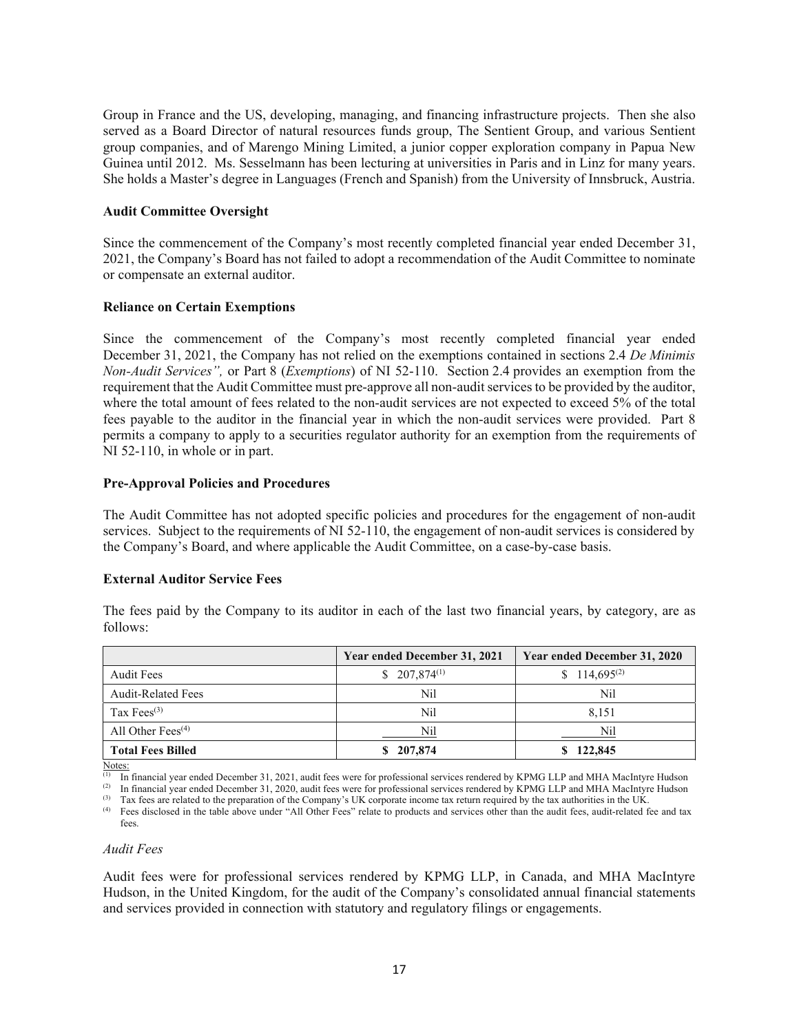Group in France and the US, developing, managing, and financing infrastructure projects. Then she also served as a Board Director of natural resources funds group, The Sentient Group, and various Sentient group companies, and of Marengo Mining Limited, a junior copper exploration company in Papua New Guinea until 2012. Ms. Sesselmann has been lecturing at universities in Paris and in Linz for many years. She holds a Master's degree in Languages (French and Spanish) from the University of Innsbruck, Austria.

**Audit Committee Oversight**

Since the commencement of the Company's most recently completed financial year ended December 31, 2021, the Company's Board has not failed to adopt a recommendation of the Audit Committee to nominate or compensate an external auditor.

**Reliance on Certain Exemptions**

Since the commencement of the Company's most recently completed financial year ended December 31, 2021, the Company has not relied on the exemptions contained in sections 2.4 *De Minimis Non-Audit Services",* or Part 8 (*Exemptions*) of NI 52-110. Section 2.4 provides an exemption from the requirement that the Audit Committee must pre-approve all non-audit services to be provided by the auditor, where the total amount of fees related to the non-audit services are not expected to exceed 5% of the total fees payable to the auditor in the financial year in which the non-audit services were provided. Part 8 permits a company to apply to a securities regulator authority for an exemption from the requirements of NI 52-110, in whole or in part.

**Pre-Approval Policies and Procedures**

The Audit Committee has not adopted specific policies and procedures for the engagement of non-audit services. Subject to the requirements of NI 52-110, the engagement of non-audit services is considered by the Company's Board, and where applicable the Audit Committee, on a case-by-case basis.

**External Auditor Service Fees**

The fees paid by the Company to its auditor in each of the last two financial years, by category, are as follows:

| | Year ended December 31, 2021 | Year ended December 31, 2020 |
|---|---|---|
| Audit Fees | $ 207,874[(1)] | $ 114,695[(2)] |
| Audit-Related Fees | Nil | Nil |
| Tax Fees[(3)] | Nil | 8,151 |
| All Other Fees[(4)] | Nil | Nil |
| **Total Fees Billed** | **$ 207,874** | **$ 122,845** |

Notes:

(1) In financial year ended December 31, 2021, audit fees were for professional services rendered by KPMG LLP and MHA MacIntyre Hudson
(2) In financial year ended December 31, 2020, audit fees were for professional services rendered by KPMG LLP and MHA MacIntyre Hudson
(3) Tax fees are related to the preparation of the Company's UK corporate income tax return required by the tax authorities in the UK.
(4) Fees disclosed in the table above under "All Other Fees" relate to products and services other than the audit fees, audit-related fee and tax fees.

*Audit Fees*

Audit fees were for professional services rendered by KPMG LLP, in Canada, and MHA MacIntyre Hudson, in the United Kingdom, for the audit of the Company's consolidated annual financial statements and services provided in connection with statutory and regulatory filings or engagements.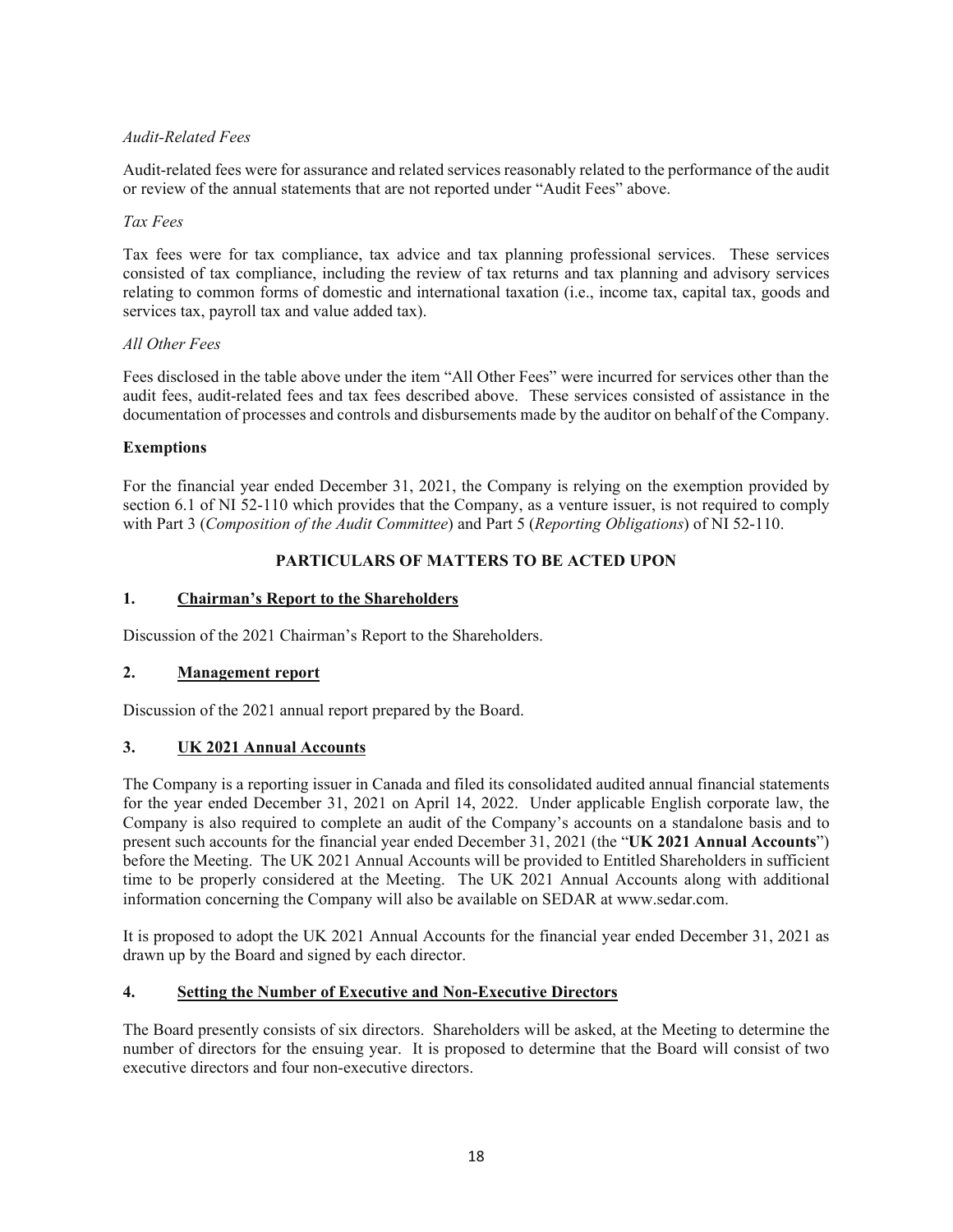*Audit-Related Fees*

Audit-related fees were for assurance and related services reasonably related to the performance of the audit or review of the annual statements that are not reported under "Audit Fees" above.

*Tax Fees*

Tax fees were for tax compliance, tax advice and tax planning professional services. These services consisted of tax compliance, including the review of tax returns and tax planning and advisory services relating to common forms of domestic and international taxation (i.e., income tax, capital tax, goods and services tax, payroll tax and value added tax).

*All Other Fees*

Fees disclosed in the table above under the item "All Other Fees" were incurred for services other than the audit fees, audit-related fees and tax fees described above. These services consisted of assistance in the documentation of processes and controls and disbursements made by the auditor on behalf of the Company.

**Exemptions**

For the financial year ended December 31, 2021, the Company is relying on the exemption provided by section 6.1 of NI 52-110 which provides that the Company, as a venture issuer, is not required to comply with Part 3 (*Composition of the Audit Committee*) and Part 5 (*Reporting Obligations*) of NI 52-110.

## PARTICULARS OF MATTERS TO BE ACTED UPON

### 1. Chairman's Report to the Shareholders

Discussion of the 2021 Chairman's Report to the Shareholders.

### 2. Management report

Discussion of the 2021 annual report prepared by the Board.

### 3. UK 2021 Annual Accounts

The Company is a reporting issuer in Canada and filed its consolidated audited annual financial statements for the year ended December 31, 2021 on April 14, 2022. Under applicable English corporate law, the Company is also required to complete an audit of the Company's accounts on a standalone basis and to present such accounts for the financial year ended December 31, 2021 (the "**UK 2021 Annual Accounts**") before the Meeting. The UK 2021 Annual Accounts will be provided to Entitled Shareholders in sufficient time to be properly considered at the Meeting. The UK 2021 Annual Accounts along with additional information concerning the Company will also be available on SEDAR at www.sedar.com.

It is proposed to adopt the UK 2021 Annual Accounts for the financial year ended December 31, 2021 as drawn up by the Board and signed by each director.

### 4. Setting the Number of Executive and Non-Executive Directors

The Board presently consists of six directors. Shareholders will be asked, at the Meeting to determine the number of directors for the ensuing year. It is proposed to determine that the Board will consist of two executive directors and four non-executive directors.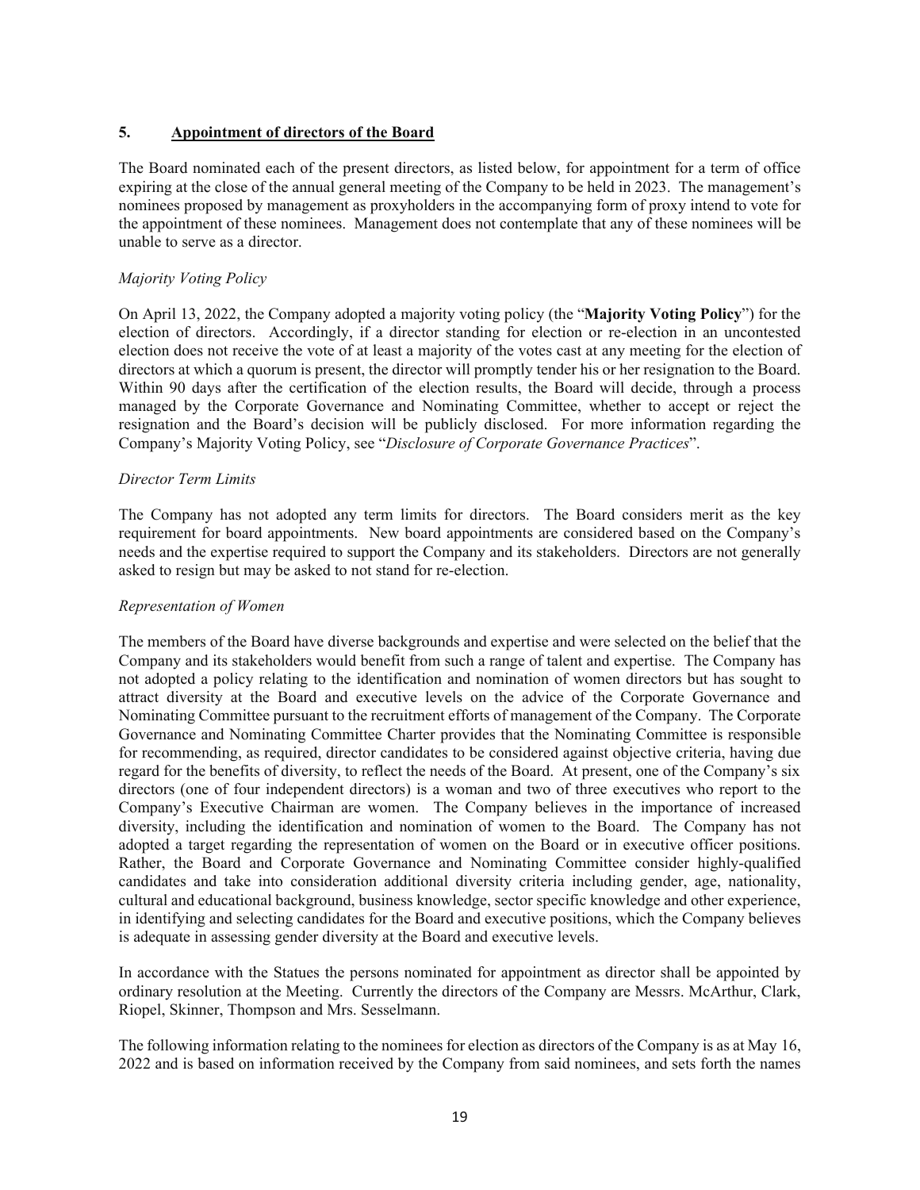## 5. **Appointment of directors of the Board**

The Board nominated each of the present directors, as listed below, for appointment for a term of office expiring at the close of the annual general meeting of the Company to be held in 2023. The management's nominees proposed by management as proxyholders in the accompanying form of proxy intend to vote for the appointment of these nominees. Management does not contemplate that any of these nominees will be unable to serve as a director.

*Majority Voting Policy*

On April 13, 2022, the Company adopted a majority voting policy (the "**Majority Voting Policy**") for the election of directors. Accordingly, if a director standing for election or re-election in an uncontested election does not receive the vote of at least a majority of the votes cast at any meeting for the election of directors at which a quorum is present, the director will promptly tender his or her resignation to the Board. Within 90 days after the certification of the election results, the Board will decide, through a process managed by the Corporate Governance and Nominating Committee, whether to accept or reject the resignation and the Board's decision will be publicly disclosed. For more information regarding the Company's Majority Voting Policy, see "*Disclosure of Corporate Governance Practices*".

*Director Term Limits*

The Company has not adopted any term limits for directors. The Board considers merit as the key requirement for board appointments. New board appointments are considered based on the Company's needs and the expertise required to support the Company and its stakeholders. Directors are not generally asked to resign but may be asked to not stand for re-election.

*Representation of Women*

The members of the Board have diverse backgrounds and expertise and were selected on the belief that the Company and its stakeholders would benefit from such a range of talent and expertise. The Company has not adopted a policy relating to the identification and nomination of women directors but has sought to attract diversity at the Board and executive levels on the advice of the Corporate Governance and Nominating Committee pursuant to the recruitment efforts of management of the Company. The Corporate Governance and Nominating Committee Charter provides that the Nominating Committee is responsible for recommending, as required, director candidates to be considered against objective criteria, having due regard for the benefits of diversity, to reflect the needs of the Board. At present, one of the Company's six directors (one of four independent directors) is a woman and two of three executives who report to the Company's Executive Chairman are women. The Company believes in the importance of increased diversity, including the identification and nomination of women to the Board. The Company has not adopted a target regarding the representation of women on the Board or in executive officer positions. Rather, the Board and Corporate Governance and Nominating Committee consider highly-qualified candidates and take into consideration additional diversity criteria including gender, age, nationality, cultural and educational background, business knowledge, sector specific knowledge and other experience, in identifying and selecting candidates for the Board and executive positions, which the Company believes is adequate in assessing gender diversity at the Board and executive levels.

In accordance with the Statues the persons nominated for appointment as director shall be appointed by ordinary resolution at the Meeting. Currently the directors of the Company are Messrs. McArthur, Clark, Riopel, Skinner, Thompson and Mrs. Sesselmann.

The following information relating to the nominees for election as directors of the Company is as at May 16, 2022 and is based on information received by the Company from said nominees, and sets forth the names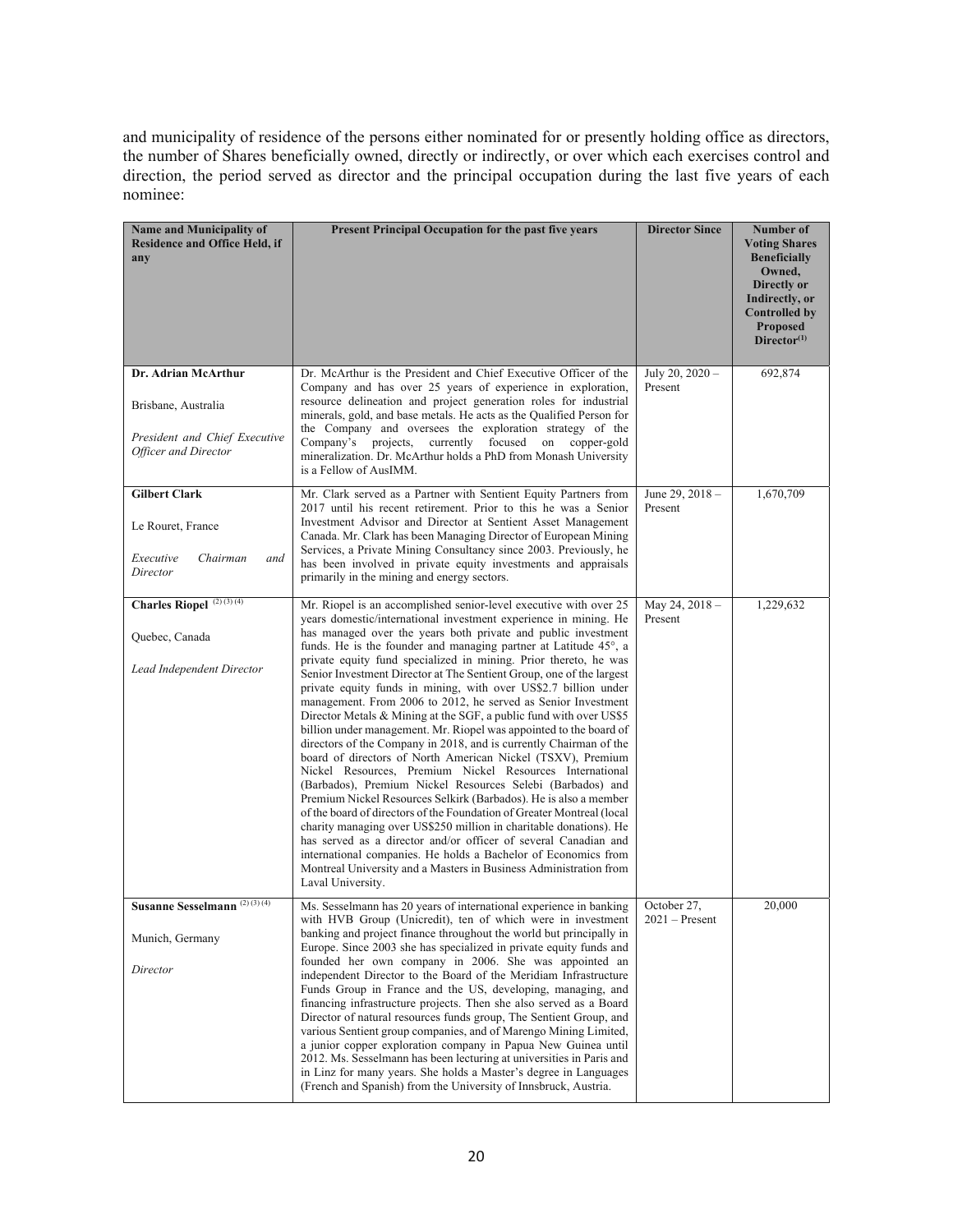and municipality of residence of the persons either nominated for or presently holding office as directors, the number of Shares beneficially owned, directly or indirectly, or over which each exercises control and direction, the period served as director and the principal occupation during the last five years of each nominee:

| Name and Municipality of Residence and Office Held, if any | Present Principal Occupation for the past five years | Director Since | Number of Voting Shares Beneficially Owned, Directly or Indirectly, or Controlled by Proposed Director(1) |
|---|---|---|---|
| **Dr. Adrian McArthur**<br><br>Brisbane, Australia<br><br>*President and Chief Executive Officer and Director* | Dr. McArthur is the President and Chief Executive Officer of the Company and has over 25 years of experience in exploration, resource delineation and project generation roles for industrial minerals, gold, and base metals. He acts as the Qualified Person for the Company and oversees the exploration strategy of the Company's projects, currently focused on copper-gold mineralization. Dr. McArthur holds a PhD from Monash University is a Fellow of AusIMM. | July 20, 2020 – Present | 692,874 |
| **Gilbert Clark**<br><br>Le Rouret, France<br><br>*Executive Chairman and Director* | Mr. Clark served as a Partner with Sentient Equity Partners from 2017 until his recent retirement. Prior to this he was a Senior Investment Advisor and Director at Sentient Asset Management Canada. Mr. Clark has been Managing Director of European Mining Services, a Private Mining Consultancy since 2003. Previously, he has been involved in private equity investments and appraisals primarily in the mining and energy sectors. | June 29, 2018 – Present | 1,670,709 |
| **Charles Riopel** (2) (3) (4)<br><br>Quebec, Canada<br><br>*Lead Independent Director* | Mr. Riopel is an accomplished senior-level executive with over 25 years domestic/international investment experience in mining. He has managed over the years both private and public investment funds. He is the founder and managing partner at Latitude 45°, a private equity fund specialized in mining. Prior thereto, he was Senior Investment Director at The Sentient Group, one of the largest private equity funds in mining, with over US$2.7 billion under management. From 2006 to 2012, he served as Senior Investment Director Metals & Mining at the SGF, a public fund with over US$5 billion under management. Mr. Riopel was appointed to the board of directors of the Company in 2018, and is currently Chairman of the board of directors of North American Nickel (TSXV), Premium Nickel Resources, Premium Nickel Resources International (Barbados), Premium Nickel Resources Selebi (Barbados) and Premium Nickel Resources Selkirk (Barbados). He is also a member of the board of directors of the Foundation of Greater Montreal (local charity managing over US$250 million in charitable donations). He has served as a director and/or officer of several Canadian and international companies. He holds a Bachelor of Economics from Montreal University and a Masters in Business Administration from Laval University. | May 24, 2018 – Present | 1,229,632 |
| **Susanne Sesselmann** (2) (3) (4)<br><br>Munich, Germany<br><br>*Director* | Ms. Sesselmann has 20 years of international experience in banking with HVB Group (Unicredit), ten of which were in investment banking and project finance throughout the world but principally in Europe. Since 2003 she has specialized in private equity funds and founded her own company in 2006. She was appointed an independent Director to the Board of the Meridiam Infrastructure Funds Group in France and the US, developing, managing, and financing infrastructure projects. Then she also served as a Board Director of natural resources funds group, The Sentient Group, and various Sentient group companies, and of Marengo Mining Limited, a junior copper exploration company in Papua New Guinea until 2012. Ms. Sesselmann has been lecturing at universities in Paris and in Linz for many years. She holds a Master's degree in Languages (French and Spanish) from the University of Innsbruck, Austria. | October 27, 2021 – Present | 20,000 |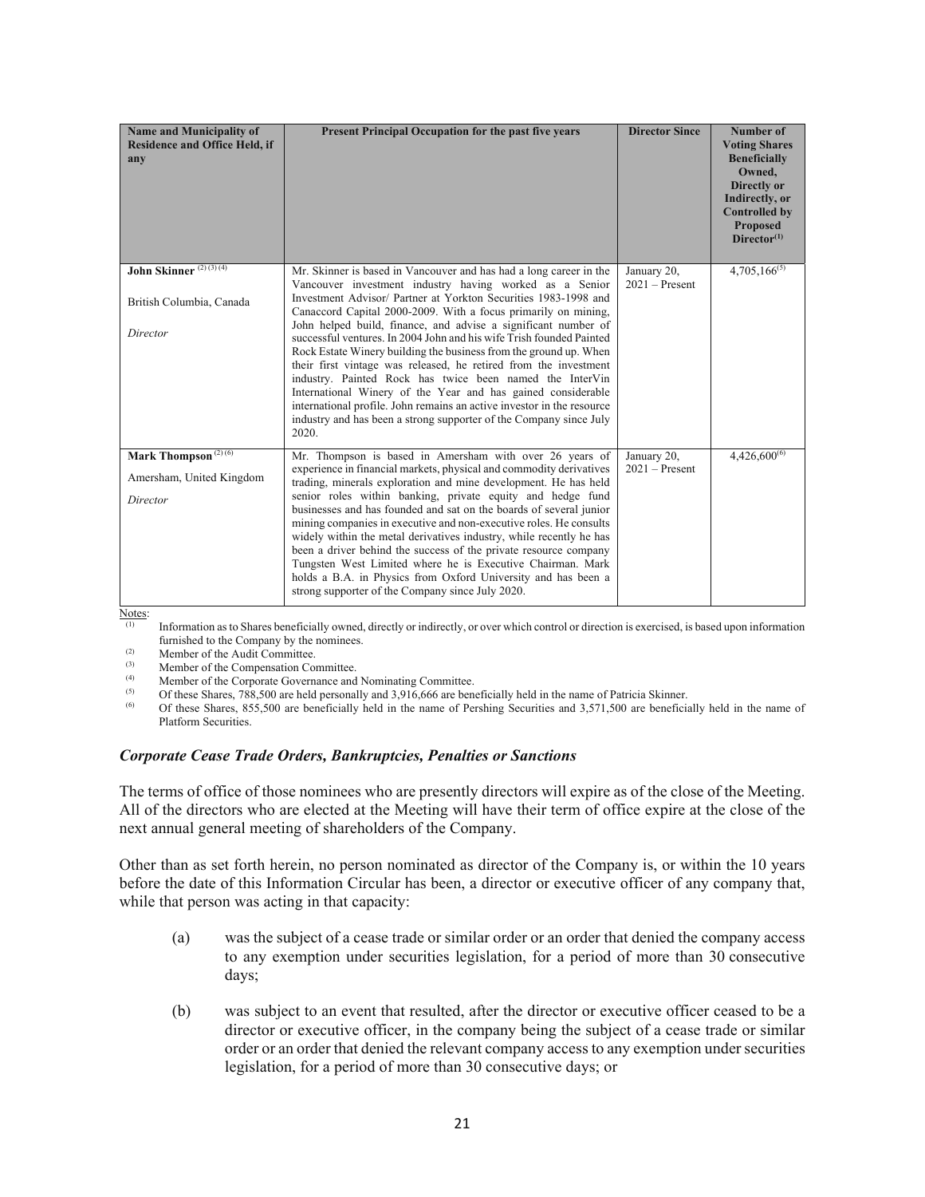| Name and Municipality of Residence and Office Held, if any | Present Principal Occupation for the past five years | Director Since | Number of Voting Shares Beneficially Owned, Directly or Indirectly, or Controlled by Proposed Director[(1)] |
|---|---|---|---|
| **John Skinner** [(2) (3) (4)]<br><br>British Columbia, Canada<br><br>*Director* | Mr. Skinner is based in Vancouver and has had a long career in the Vancouver investment industry having worked as a Senior Investment Advisor/ Partner at Yorkton Securities 1983-1998 and Canaccord Capital 2000-2009. With a focus primarily on mining, John helped build, finance, and advise a significant number of successful ventures. In 2004 John and his wife Trish founded Painted Rock Estate Winery building the business from the ground up. When their first vintage was released, he retired from the investment industry. Painted Rock has twice been named the InterVin International Winery of the Year and has gained considerable international profile. John remains an active investor in the resource industry and has been a strong supporter of the Company since July 2020. | January 20, 2021 – Present | 4,705,166[(5)] |
| **Mark Thompson** [(2) (6)]<br><br>Amersham, United Kingdom<br><br>*Director* | Mr. Thompson is based in Amersham with over 26 years of experience in financial markets, physical and commodity derivatives trading, minerals exploration and mine development. He has held senior roles within banking, private equity and hedge fund businesses and has founded and sat on the boards of several junior mining companies in executive and non-executive roles. He consults widely within the metal derivatives industry, while recently he has been a driver behind the success of the private resource company Tungsten West Limited where he is Executive Chairman. Mark holds a B.A. in Physics from Oxford University and has been a strong supporter of the Company since July 2020. | January 20, 2021 – Present | 4,426,600[(6)] |

Notes:

(1) Information as to Shares beneficially owned, directly or indirectly, or over which control or direction is exercised, is based upon information furnished to the Company by the nominees.

(2) Member of the Audit Committee.

(3) Member of the Compensation Committee.

(4) Member of the Corporate Governance and Nominating Committee.

(5) Of these Shares, 788,500 are held personally and 3,916,666 are beneficially held in the name of Patricia Skinner.

(6) Of these Shares, 855,500 are beneficially held in the name of Pershing Securities and 3,571,500 are beneficially held in the name of Platform Securities.

### *Corporate Cease Trade Orders, Bankruptcies, Penalties or Sanctions*

The terms of office of those nominees who are presently directors will expire as of the close of the Meeting. All of the directors who are elected at the Meeting will have their term of office expire at the close of the next annual general meeting of shareholders of the Company.

Other than as set forth herein, no person nominated as director of the Company is, or within the 10 years before the date of this Information Circular has been, a director or executive officer of any company that, while that person was acting in that capacity:

(a) was the subject of a cease trade or similar order or an order that denied the company access to any exemption under securities legislation, for a period of more than 30 consecutive days;

(b) was subject to an event that resulted, after the director or executive officer ceased to be a director or executive officer, in the company being the subject of a cease trade or similar order or an order that denied the relevant company access to any exemption under securities legislation, for a period of more than 30 consecutive days; or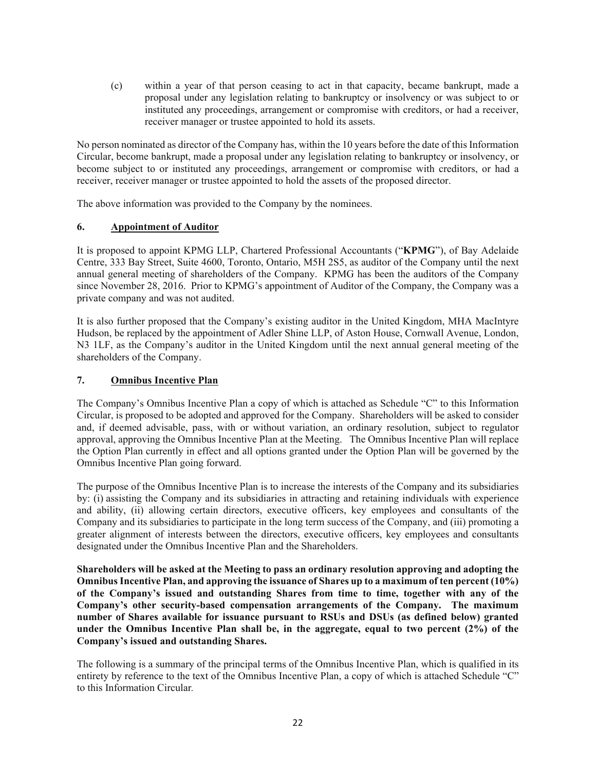(c) within a year of that person ceasing to act in that capacity, became bankrupt, made a proposal under any legislation relating to bankruptcy or insolvency or was subject to or instituted any proceedings, arrangement or compromise with creditors, or had a receiver, receiver manager or trustee appointed to hold its assets.

No person nominated as director of the Company has, within the 10 years before the date of this Information Circular, become bankrupt, made a proposal under any legislation relating to bankruptcy or insolvency, or become subject to or instituted any proceedings, arrangement or compromise with creditors, or had a receiver, receiver manager or trustee appointed to hold the assets of the proposed director.

The above information was provided to the Company by the nominees.

## 6. Appointment of Auditor

It is proposed to appoint KPMG LLP, Chartered Professional Accountants ("**KPMG**"), of Bay Adelaide Centre, 333 Bay Street, Suite 4600, Toronto, Ontario, M5H 2S5, as auditor of the Company until the next annual general meeting of shareholders of the Company. KPMG has been the auditors of the Company since November 28, 2016. Prior to KPMG's appointment of Auditor of the Company, the Company was a private company and was not audited.

It is also further proposed that the Company's existing auditor in the United Kingdom, MHA MacIntyre Hudson, be replaced by the appointment of Adler Shine LLP, of Aston House, Cornwall Avenue, London, N3 1LF, as the Company's auditor in the United Kingdom until the next annual general meeting of the shareholders of the Company.

## 7. Omnibus Incentive Plan

The Company's Omnibus Incentive Plan a copy of which is attached as Schedule "C" to this Information Circular, is proposed to be adopted and approved for the Company. Shareholders will be asked to consider and, if deemed advisable, pass, with or without variation, an ordinary resolution, subject to regulator approval, approving the Omnibus Incentive Plan at the Meeting. The Omnibus Incentive Plan will replace the Option Plan currently in effect and all options granted under the Option Plan will be governed by the Omnibus Incentive Plan going forward.

The purpose of the Omnibus Incentive Plan is to increase the interests of the Company and its subsidiaries by: (i) assisting the Company and its subsidiaries in attracting and retaining individuals with experience and ability, (ii) allowing certain directors, executive officers, key employees and consultants of the Company and its subsidiaries to participate in the long term success of the Company, and (iii) promoting a greater alignment of interests between the directors, executive officers, key employees and consultants designated under the Omnibus Incentive Plan and the Shareholders.

**Shareholders will be asked at the Meeting to pass an ordinary resolution approving and adopting the Omnibus Incentive Plan, and approving the issuance of Shares up to a maximum of ten percent (10%) of the Company's issued and outstanding Shares from time to time, together with any of the Company's other security-based compensation arrangements of the Company. The maximum number of Shares available for issuance pursuant to RSUs and DSUs (as defined below) granted under the Omnibus Incentive Plan shall be, in the aggregate, equal to two percent (2%) of the Company's issued and outstanding Shares.**

The following is a summary of the principal terms of the Omnibus Incentive Plan, which is qualified in its entirety by reference to the text of the Omnibus Incentive Plan, a copy of which is attached Schedule "C" to this Information Circular.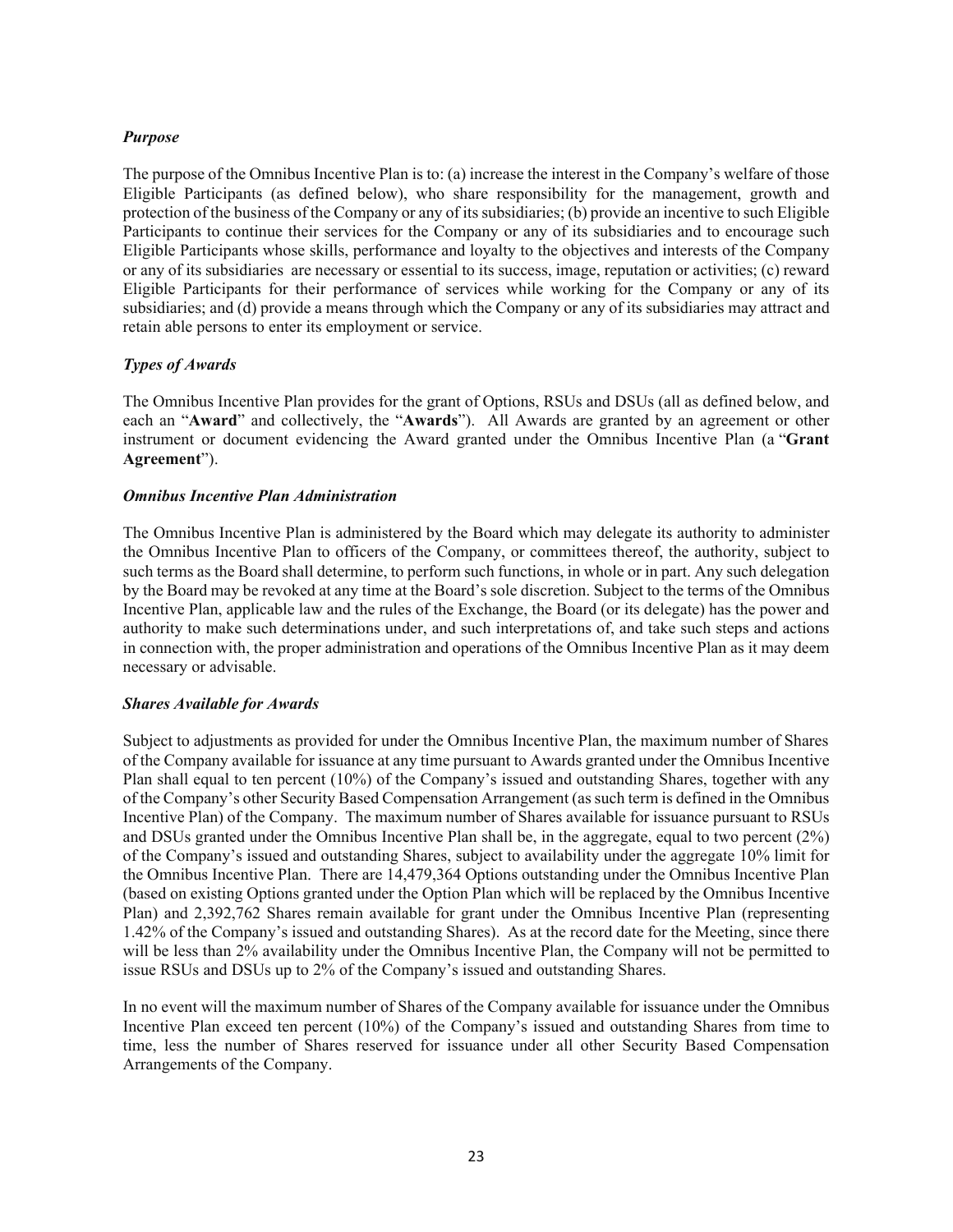***Purpose***

The purpose of the Omnibus Incentive Plan is to: (a) increase the interest in the Company's welfare of those Eligible Participants (as defined below), who share responsibility for the management, growth and protection of the business of the Company or any of its subsidiaries; (b) provide an incentive to such Eligible Participants to continue their services for the Company or any of its subsidiaries and to encourage such Eligible Participants whose skills, performance and loyalty to the objectives and interests of the Company or any of its subsidiaries are necessary or essential to its success, image, reputation or activities; (c) reward Eligible Participants for their performance of services while working for the Company or any of its subsidiaries; and (d) provide a means through which the Company or any of its subsidiaries may attract and retain able persons to enter its employment or service.

***Types of Awards***

The Omnibus Incentive Plan provides for the grant of Options, RSUs and DSUs (all as defined below, and each an "**Award**" and collectively, the "**Awards**"). All Awards are granted by an agreement or other instrument or document evidencing the Award granted under the Omnibus Incentive Plan (a "**Grant Agreement**").

***Omnibus Incentive Plan Administration***

The Omnibus Incentive Plan is administered by the Board which may delegate its authority to administer the Omnibus Incentive Plan to officers of the Company, or committees thereof, the authority, subject to such terms as the Board shall determine, to perform such functions, in whole or in part. Any such delegation by the Board may be revoked at any time at the Board's sole discretion. Subject to the terms of the Omnibus Incentive Plan, applicable law and the rules of the Exchange, the Board (or its delegate) has the power and authority to make such determinations under, and such interpretations of, and take such steps and actions in connection with, the proper administration and operations of the Omnibus Incentive Plan as it may deem necessary or advisable.

***Shares Available for Awards***

Subject to adjustments as provided for under the Omnibus Incentive Plan, the maximum number of Shares of the Company available for issuance at any time pursuant to Awards granted under the Omnibus Incentive Plan shall equal to ten percent (10%) of the Company's issued and outstanding Shares, together with any of the Company's other Security Based Compensation Arrangement (as such term is defined in the Omnibus Incentive Plan) of the Company. The maximum number of Shares available for issuance pursuant to RSUs and DSUs granted under the Omnibus Incentive Plan shall be, in the aggregate, equal to two percent (2%) of the Company's issued and outstanding Shares, subject to availability under the aggregate 10% limit for the Omnibus Incentive Plan. There are 14,479,364 Options outstanding under the Omnibus Incentive Plan (based on existing Options granted under the Option Plan which will be replaced by the Omnibus Incentive Plan) and 2,392,762 Shares remain available for grant under the Omnibus Incentive Plan (representing 1.42% of the Company's issued and outstanding Shares). As at the record date for the Meeting, since there will be less than 2% availability under the Omnibus Incentive Plan, the Company will not be permitted to issue RSUs and DSUs up to 2% of the Company's issued and outstanding Shares.

In no event will the maximum number of Shares of the Company available for issuance under the Omnibus Incentive Plan exceed ten percent (10%) of the Company's issued and outstanding Shares from time to time, less the number of Shares reserved for issuance under all other Security Based Compensation Arrangements of the Company.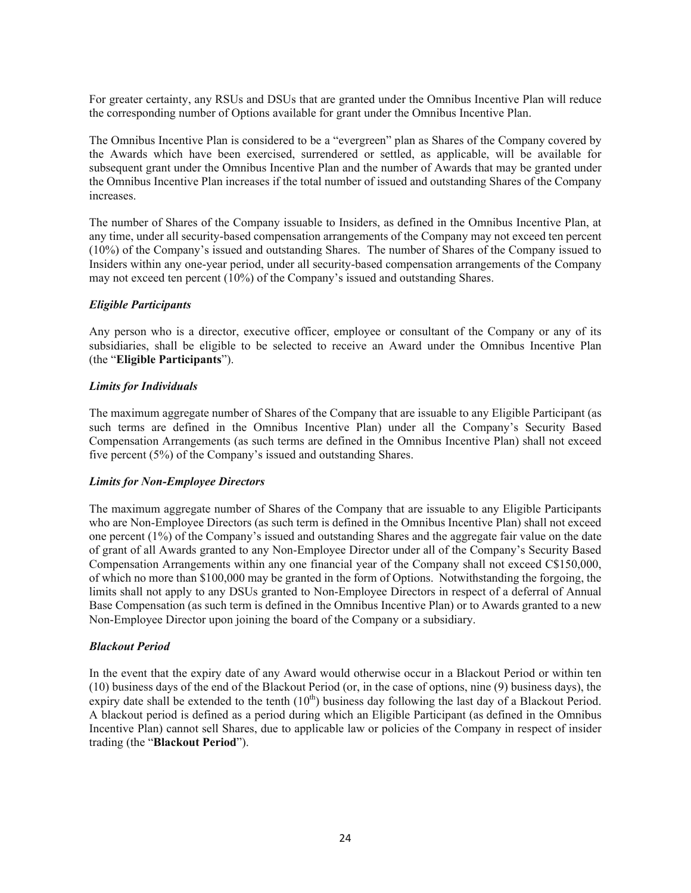For greater certainty, any RSUs and DSUs that are granted under the Omnibus Incentive Plan will reduce the corresponding number of Options available for grant under the Omnibus Incentive Plan.

The Omnibus Incentive Plan is considered to be a "evergreen" plan as Shares of the Company covered by the Awards which have been exercised, surrendered or settled, as applicable, will be available for subsequent grant under the Omnibus Incentive Plan and the number of Awards that may be granted under the Omnibus Incentive Plan increases if the total number of issued and outstanding Shares of the Company increases.

The number of Shares of the Company issuable to Insiders, as defined in the Omnibus Incentive Plan, at any time, under all security-based compensation arrangements of the Company may not exceed ten percent (10%) of the Company's issued and outstanding Shares. The number of Shares of the Company issued to Insiders within any one-year period, under all security-based compensation arrangements of the Company may not exceed ten percent (10%) of the Company's issued and outstanding Shares.

***Eligible Participants***

Any person who is a director, executive officer, employee or consultant of the Company or any of its subsidiaries, shall be eligible to be selected to receive an Award under the Omnibus Incentive Plan (the "**Eligible Participants**").

***Limits for Individuals***

The maximum aggregate number of Shares of the Company that are issuable to any Eligible Participant (as such terms are defined in the Omnibus Incentive Plan) under all the Company's Security Based Compensation Arrangements (as such terms are defined in the Omnibus Incentive Plan) shall not exceed five percent (5%) of the Company's issued and outstanding Shares.

***Limits for Non-Employee Directors***

The maximum aggregate number of Shares of the Company that are issuable to any Eligible Participants who are Non-Employee Directors (as such term is defined in the Omnibus Incentive Plan) shall not exceed one percent (1%) of the Company's issued and outstanding Shares and the aggregate fair value on the date of grant of all Awards granted to any Non-Employee Director under all of the Company's Security Based Compensation Arrangements within any one financial year of the Company shall not exceed C$150,000, of which no more than $100,000 may be granted in the form of Options. Notwithstanding the forgoing, the limits shall not apply to any DSUs granted to Non-Employee Directors in respect of a deferral of Annual Base Compensation (as such term is defined in the Omnibus Incentive Plan) or to Awards granted to a new Non-Employee Director upon joining the board of the Company or a subsidiary.

***Blackout Period***

In the event that the expiry date of any Award would otherwise occur in a Blackout Period or within ten (10) business days of the end of the Blackout Period (or, in the case of options, nine (9) business days), the expiry date shall be extended to the tenth (10th) business day following the last day of a Blackout Period. A blackout period is defined as a period during which an Eligible Participant (as defined in the Omnibus Incentive Plan) cannot sell Shares, due to applicable law or policies of the Company in respect of insider trading (the "**Blackout Period**").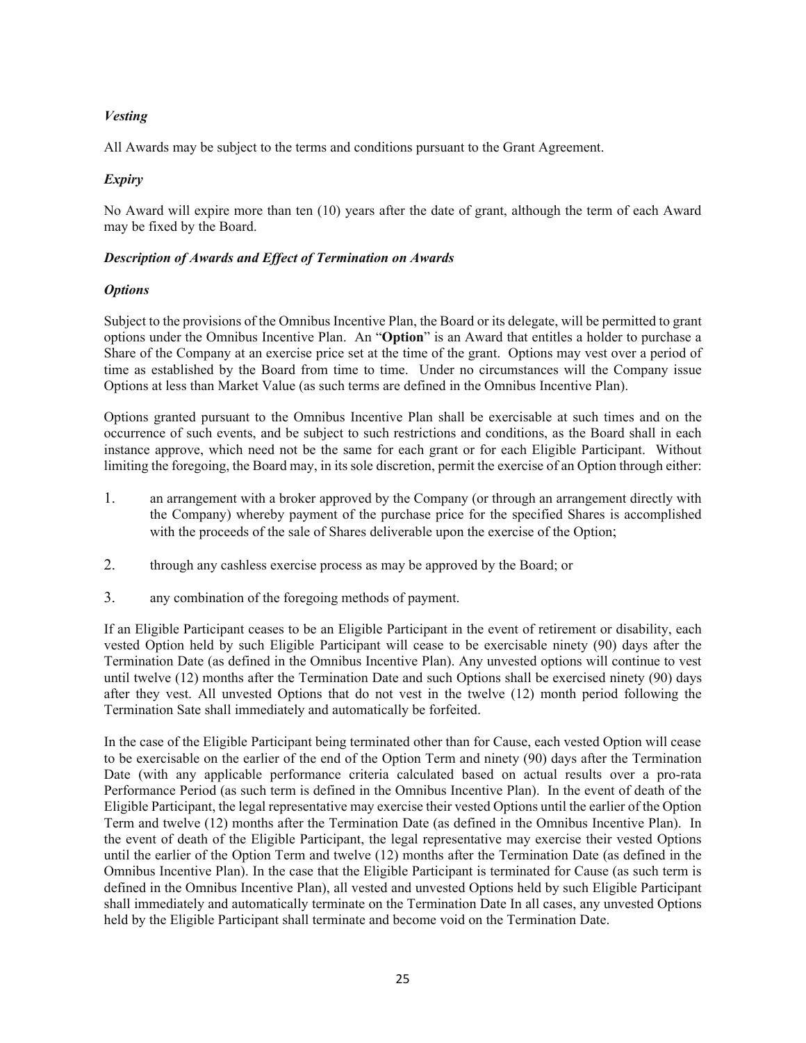***Vesting***

All Awards may be subject to the terms and conditions pursuant to the Grant Agreement.

***Expiry***

No Award will expire more than ten (10) years after the date of grant, although the term of each Award may be fixed by the Board.

***Description of Awards and Effect of Termination on Awards***

***Options***

Subject to the provisions of the Omnibus Incentive Plan, the Board or its delegate, will be permitted to grant options under the Omnibus Incentive Plan. An "**Option**" is an Award that entitles a holder to purchase a Share of the Company at an exercise price set at the time of the grant. Options may vest over a period of time as established by the Board from time to time. Under no circumstances will the Company issue Options at less than Market Value (as such terms are defined in the Omnibus Incentive Plan).

Options granted pursuant to the Omnibus Incentive Plan shall be exercisable at such times and on the occurrence of such events, and be subject to such restrictions and conditions, as the Board shall in each instance approve, which need not be the same for each grant or for each Eligible Participant. Without limiting the foregoing, the Board may, in its sole discretion, permit the exercise of an Option through either:

1. an arrangement with a broker approved by the Company (or through an arrangement directly with the Company) whereby payment of the purchase price for the specified Shares is accomplished with the proceeds of the sale of Shares deliverable upon the exercise of the Option;
2. through any cashless exercise process as may be approved by the Board; or
3. any combination of the foregoing methods of payment.

If an Eligible Participant ceases to be an Eligible Participant in the event of retirement or disability, each vested Option held by such Eligible Participant will cease to be exercisable ninety (90) days after the Termination Date (as defined in the Omnibus Incentive Plan). Any unvested options will continue to vest until twelve (12) months after the Termination Date and such Options shall be exercised ninety (90) days after they vest. All unvested Options that do not vest in the twelve (12) month period following the Termination Sate shall immediately and automatically be forfeited.

In the case of the Eligible Participant being terminated other than for Cause, each vested Option will cease to be exercisable on the earlier of the end of the Option Term and ninety (90) days after the Termination Date (with any applicable performance criteria calculated based on actual results over a pro-rata Performance Period (as such term is defined in the Omnibus Incentive Plan). In the event of death of the Eligible Participant, the legal representative may exercise their vested Options until the earlier of the Option Term and twelve (12) months after the Termination Date (as defined in the Omnibus Incentive Plan). In the event of death of the Eligible Participant, the legal representative may exercise their vested Options until the earlier of the Option Term and twelve (12) months after the Termination Date (as defined in the Omnibus Incentive Plan). In the case that the Eligible Participant is terminated for Cause (as such term is defined in the Omnibus Incentive Plan), all vested and unvested Options held by such Eligible Participant shall immediately and automatically terminate on the Termination Date In all cases, any unvested Options held by the Eligible Participant shall terminate and become void on the Termination Date.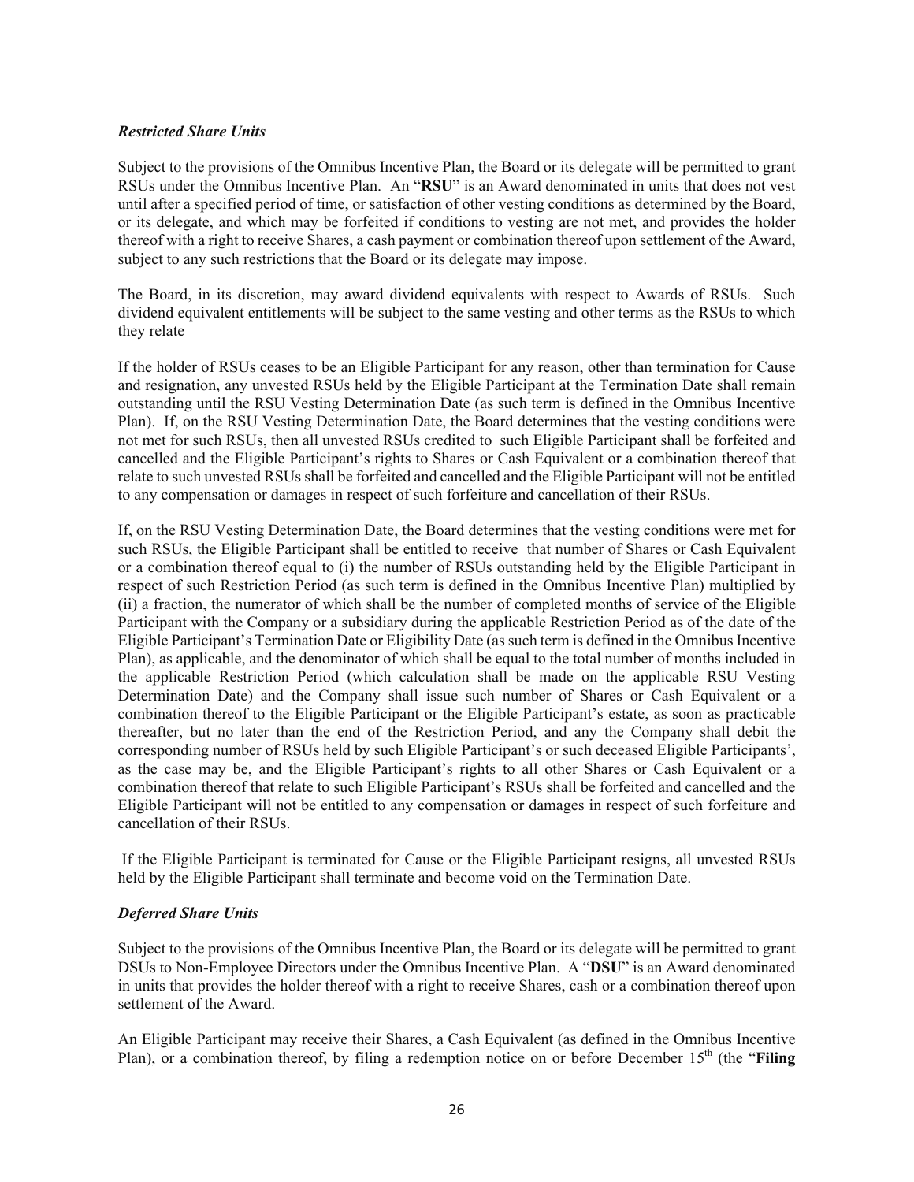***Restricted Share Units***

Subject to the provisions of the Omnibus Incentive Plan, the Board or its delegate will be permitted to grant RSUs under the Omnibus Incentive Plan. An "**RSU**" is an Award denominated in units that does not vest until after a specified period of time, or satisfaction of other vesting conditions as determined by the Board, or its delegate, and which may be forfeited if conditions to vesting are not met, and provides the holder thereof with a right to receive Shares, a cash payment or combination thereof upon settlement of the Award, subject to any such restrictions that the Board or its delegate may impose.

The Board, in its discretion, may award dividend equivalents with respect to Awards of RSUs. Such dividend equivalent entitlements will be subject to the same vesting and other terms as the RSUs to which they relate

If the holder of RSUs ceases to be an Eligible Participant for any reason, other than termination for Cause and resignation, any unvested RSUs held by the Eligible Participant at the Termination Date shall remain outstanding until the RSU Vesting Determination Date (as such term is defined in the Omnibus Incentive Plan). If, on the RSU Vesting Determination Date, the Board determines that the vesting conditions were not met for such RSUs, then all unvested RSUs credited to such Eligible Participant shall be forfeited and cancelled and the Eligible Participant's rights to Shares or Cash Equivalent or a combination thereof that relate to such unvested RSUs shall be forfeited and cancelled and the Eligible Participant will not be entitled to any compensation or damages in respect of such forfeiture and cancellation of their RSUs.

If, on the RSU Vesting Determination Date, the Board determines that the vesting conditions were met for such RSUs, the Eligible Participant shall be entitled to receive that number of Shares or Cash Equivalent or a combination thereof equal to (i) the number of RSUs outstanding held by the Eligible Participant in respect of such Restriction Period (as such term is defined in the Omnibus Incentive Plan) multiplied by (ii) a fraction, the numerator of which shall be the number of completed months of service of the Eligible Participant with the Company or a subsidiary during the applicable Restriction Period as of the date of the Eligible Participant's Termination Date or Eligibility Date (as such term is defined in the Omnibus Incentive Plan), as applicable, and the denominator of which shall be equal to the total number of months included in the applicable Restriction Period (which calculation shall be made on the applicable RSU Vesting Determination Date) and the Company shall issue such number of Shares or Cash Equivalent or a combination thereof to the Eligible Participant or the Eligible Participant's estate, as soon as practicable thereafter, but no later than the end of the Restriction Period, and any the Company shall debit the corresponding number of RSUs held by such Eligible Participant's or such deceased Eligible Participants', as the case may be, and the Eligible Participant's rights to all other Shares or Cash Equivalent or a combination thereof that relate to such Eligible Participant's RSUs shall be forfeited and cancelled and the Eligible Participant will not be entitled to any compensation or damages in respect of such forfeiture and cancellation of their RSUs.

If the Eligible Participant is terminated for Cause or the Eligible Participant resigns, all unvested RSUs held by the Eligible Participant shall terminate and become void on the Termination Date.

***Deferred Share Units***

Subject to the provisions of the Omnibus Incentive Plan, the Board or its delegate will be permitted to grant DSUs to Non-Employee Directors under the Omnibus Incentive Plan. A "**DSU**" is an Award denominated in units that provides the holder thereof with a right to receive Shares, cash or a combination thereof upon settlement of the Award.

An Eligible Participant may receive their Shares, a Cash Equivalent (as defined in the Omnibus Incentive Plan), or a combination thereof, by filing a redemption notice on or before December 15th (the "**Filing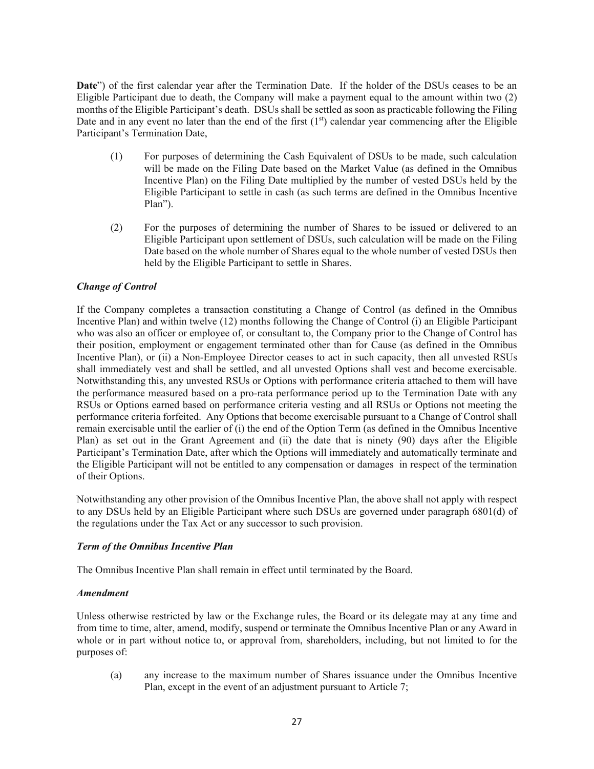**Date**") of the first calendar year after the Termination Date. If the holder of the DSUs ceases to be an Eligible Participant due to death, the Company will make a payment equal to the amount within two (2) months of the Eligible Participant's death. DSUs shall be settled as soon as practicable following the Filing Date and in any event no later than the end of the first (1st) calendar year commencing after the Eligible Participant's Termination Date,

(1) For purposes of determining the Cash Equivalent of DSUs to be made, such calculation will be made on the Filing Date based on the Market Value (as defined in the Omnibus Incentive Plan) on the Filing Date multiplied by the number of vested DSUs held by the Eligible Participant to settle in cash (as such terms are defined in the Omnibus Incentive Plan").

(2) For the purposes of determining the number of Shares to be issued or delivered to an Eligible Participant upon settlement of DSUs, such calculation will be made on the Filing Date based on the whole number of Shares equal to the whole number of vested DSUs then held by the Eligible Participant to settle in Shares.

***Change of Control***

If the Company completes a transaction constituting a Change of Control (as defined in the Omnibus Incentive Plan) and within twelve (12) months following the Change of Control (i) an Eligible Participant who was also an officer or employee of, or consultant to, the Company prior to the Change of Control has their position, employment or engagement terminated other than for Cause (as defined in the Omnibus Incentive Plan), or (ii) a Non-Employee Director ceases to act in such capacity, then all unvested RSUs shall immediately vest and shall be settled, and all unvested Options shall vest and become exercisable. Notwithstanding this, any unvested RSUs or Options with performance criteria attached to them will have the performance measured based on a pro-rata performance period up to the Termination Date with any RSUs or Options earned based on performance criteria vesting and all RSUs or Options not meeting the performance criteria forfeited. Any Options that become exercisable pursuant to a Change of Control shall remain exercisable until the earlier of (i) the end of the Option Term (as defined in the Omnibus Incentive Plan) as set out in the Grant Agreement and (ii) the date that is ninety (90) days after the Eligible Participant's Termination Date, after which the Options will immediately and automatically terminate and the Eligible Participant will not be entitled to any compensation or damages in respect of the termination of their Options.

Notwithstanding any other provision of the Omnibus Incentive Plan, the above shall not apply with respect to any DSUs held by an Eligible Participant where such DSUs are governed under paragraph 6801(d) of the regulations under the Tax Act or any successor to such provision.

***Term of the Omnibus Incentive Plan***

The Omnibus Incentive Plan shall remain in effect until terminated by the Board.

***Amendment***

Unless otherwise restricted by law or the Exchange rules, the Board or its delegate may at any time and from time to time, alter, amend, modify, suspend or terminate the Omnibus Incentive Plan or any Award in whole or in part without notice to, or approval from, shareholders, including, but not limited to for the purposes of:

(a) any increase to the maximum number of Shares issuance under the Omnibus Incentive Plan, except in the event of an adjustment pursuant to Article 7;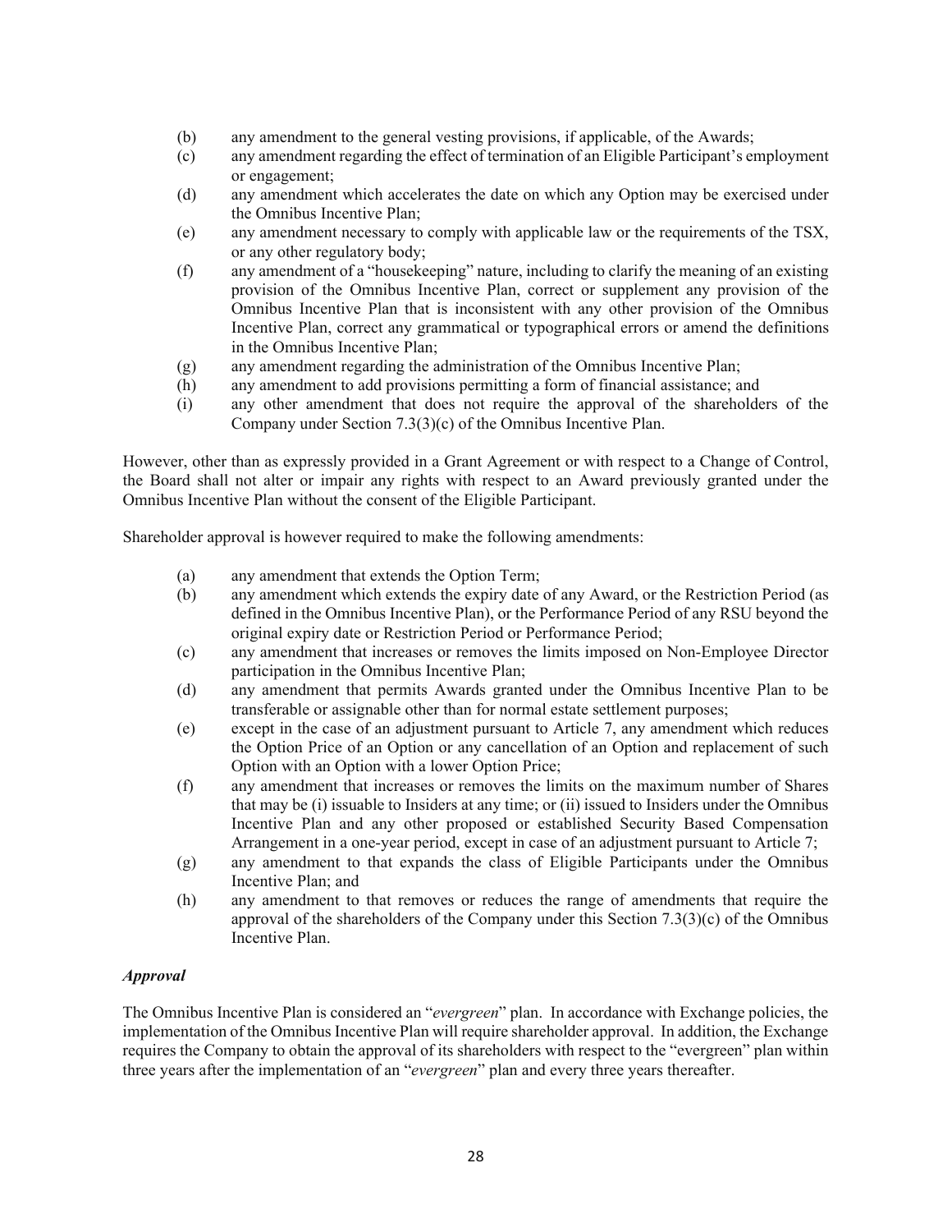(b) any amendment to the general vesting provisions, if applicable, of the Awards;

(c) any amendment regarding the effect of termination of an Eligible Participant's employment or engagement;

(d) any amendment which accelerates the date on which any Option may be exercised under the Omnibus Incentive Plan;

(e) any amendment necessary to comply with applicable law or the requirements of the TSX, or any other regulatory body;

(f) any amendment of a "housekeeping" nature, including to clarify the meaning of an existing provision of the Omnibus Incentive Plan, correct or supplement any provision of the Omnibus Incentive Plan that is inconsistent with any other provision of the Omnibus Incentive Plan, correct any grammatical or typographical errors or amend the definitions in the Omnibus Incentive Plan;

(g) any amendment regarding the administration of the Omnibus Incentive Plan;

(h) any amendment to add provisions permitting a form of financial assistance; and

(i) any other amendment that does not require the approval of the shareholders of the Company under Section 7.3(3)(c) of the Omnibus Incentive Plan.

However, other than as expressly provided in a Grant Agreement or with respect to a Change of Control, the Board shall not alter or impair any rights with respect to an Award previously granted under the Omnibus Incentive Plan without the consent of the Eligible Participant.

Shareholder approval is however required to make the following amendments:

(a) any amendment that extends the Option Term;

(b) any amendment which extends the expiry date of any Award, or the Restriction Period (as defined in the Omnibus Incentive Plan), or the Performance Period of any RSU beyond the original expiry date or Restriction Period or Performance Period;

(c) any amendment that increases or removes the limits imposed on Non-Employee Director participation in the Omnibus Incentive Plan;

(d) any amendment that permits Awards granted under the Omnibus Incentive Plan to be transferable or assignable other than for normal estate settlement purposes;

(e) except in the case of an adjustment pursuant to Article 7, any amendment which reduces the Option Price of an Option or any cancellation of an Option and replacement of such Option with an Option with a lower Option Price;

(f) any amendment that increases or removes the limits on the maximum number of Shares that may be (i) issuable to Insiders at any time; or (ii) issued to Insiders under the Omnibus Incentive Plan and any other proposed or established Security Based Compensation Arrangement in a one-year period, except in case of an adjustment pursuant to Article 7;

(g) any amendment to that expands the class of Eligible Participants under the Omnibus Incentive Plan; and

(h) any amendment to that removes or reduces the range of amendments that require the approval of the shareholders of the Company under this Section 7.3(3)(c) of the Omnibus Incentive Plan.

***Approval***

The Omnibus Incentive Plan is considered an "*evergreen*" plan. In accordance with Exchange policies, the implementation of the Omnibus Incentive Plan will require shareholder approval. In addition, the Exchange requires the Company to obtain the approval of its shareholders with respect to the "evergreen" plan within three years after the implementation of an "*evergreen*" plan and every three years thereafter.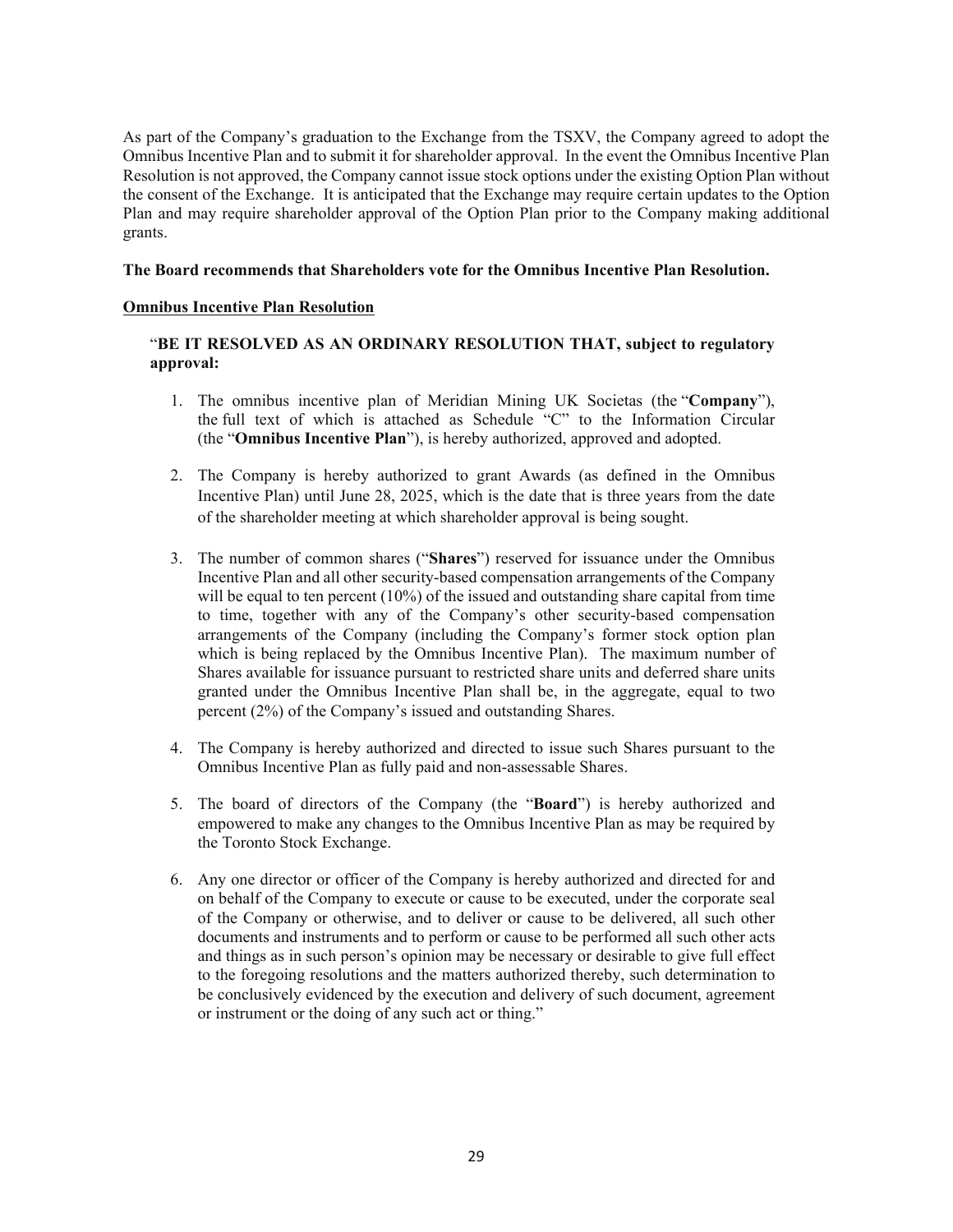As part of the Company's graduation to the Exchange from the TSXV, the Company agreed to adopt the Omnibus Incentive Plan and to submit it for shareholder approval. In the event the Omnibus Incentive Plan Resolution is not approved, the Company cannot issue stock options under the existing Option Plan without the consent of the Exchange. It is anticipated that the Exchange may require certain updates to the Option Plan and may require shareholder approval of the Option Plan prior to the Company making additional grants.

**The Board recommends that Shareholders vote for the Omnibus Incentive Plan Resolution.**

**Omnibus Incentive Plan Resolution**

> "**BE IT RESOLVED AS AN ORDINARY RESOLUTION THAT, subject to regulatory approval:**
>
> 1. The omnibus incentive plan of Meridian Mining UK Societas (the "**Company**"), the full text of which is attached as Schedule "C" to the Information Circular (the "**Omnibus Incentive Plan**"), is hereby authorized, approved and adopted.
>
> 2. The Company is hereby authorized to grant Awards (as defined in the Omnibus Incentive Plan) until June 28, 2025, which is the date that is three years from the date of the shareholder meeting at which shareholder approval is being sought.
>
> 3. The number of common shares ("**Shares**") reserved for issuance under the Omnibus Incentive Plan and all other security-based compensation arrangements of the Company will be equal to ten percent (10%) of the issued and outstanding share capital from time to time, together with any of the Company's other security-based compensation arrangements of the Company (including the Company's former stock option plan which is being replaced by the Omnibus Incentive Plan). The maximum number of Shares available for issuance pursuant to restricted share units and deferred share units granted under the Omnibus Incentive Plan shall be, in the aggregate, equal to two percent (2%) of the Company's issued and outstanding Shares.
>
> 4. The Company is hereby authorized and directed to issue such Shares pursuant to the Omnibus Incentive Plan as fully paid and non-assessable Shares.
>
> 5. The board of directors of the Company (the "**Board**") is hereby authorized and empowered to make any changes to the Omnibus Incentive Plan as may be required by the Toronto Stock Exchange.
>
> 6. Any one director or officer of the Company is hereby authorized and directed for and on behalf of the Company to execute or cause to be executed, under the corporate seal of the Company or otherwise, and to deliver or cause to be delivered, all such other documents and instruments and to perform or cause to be performed all such other acts and things as in such person's opinion may be necessary or desirable to give full effect to the foregoing resolutions and the matters authorized thereby, such determination to be conclusively evidenced by the execution and delivery of such document, agreement or instrument or the doing of any such act or thing."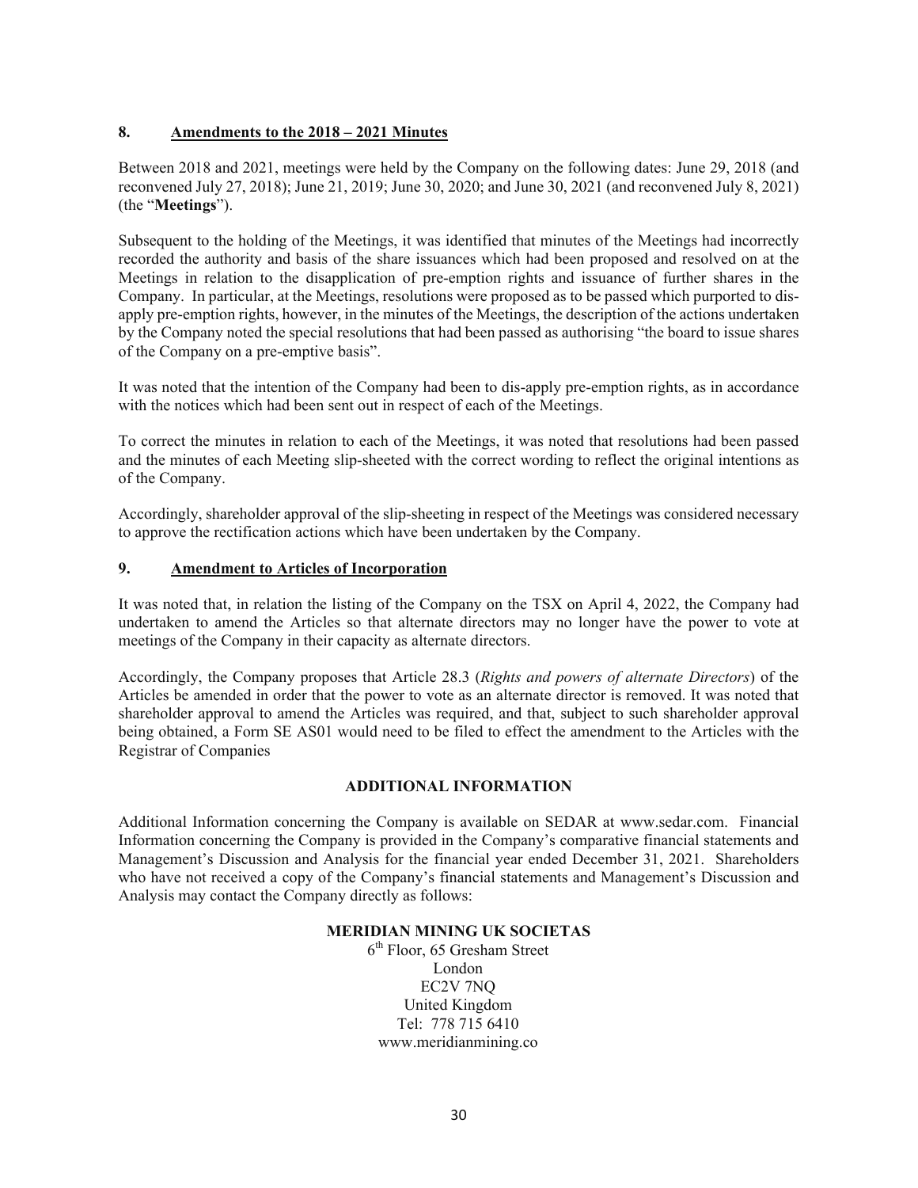## 8. Amendments to the 2018 – 2021 Minutes

Between 2018 and 2021, meetings were held by the Company on the following dates: June 29, 2018 (and reconvened July 27, 2018); June 21, 2019; June 30, 2020; and June 30, 2021 (and reconvened July 8, 2021) (the "**Meetings**").

Subsequent to the holding of the Meetings, it was identified that minutes of the Meetings had incorrectly recorded the authority and basis of the share issuances which had been proposed and resolved on at the Meetings in relation to the disapplication of pre-emption rights and issuance of further shares in the Company. In particular, at the Meetings, resolutions were proposed as to be passed which purported to dis-apply pre-emption rights, however, in the minutes of the Meetings, the description of the actions undertaken by the Company noted the special resolutions that had been passed as authorising "the board to issue shares of the Company on a pre-emptive basis".

It was noted that the intention of the Company had been to dis-apply pre-emption rights, as in accordance with the notices which had been sent out in respect of each of the Meetings.

To correct the minutes in relation to each of the Meetings, it was noted that resolutions had been passed and the minutes of each Meeting slip-sheeted with the correct wording to reflect the original intentions as of the Company.

Accordingly, shareholder approval of the slip-sheeting in respect of the Meetings was considered necessary to approve the rectification actions which have been undertaken by the Company.

## 9. Amendment to Articles of Incorporation

It was noted that, in relation the listing of the Company on the TSX on April 4, 2022, the Company had undertaken to amend the Articles so that alternate directors may no longer have the power to vote at meetings of the Company in their capacity as alternate directors.

Accordingly, the Company proposes that Article 28.3 (*Rights and powers of alternate Directors*) of the Articles be amended in order that the power to vote as an alternate director is removed. It was noted that shareholder approval to amend the Articles was required, and that, subject to such shareholder approval being obtained, a Form SE AS01 would need to be filed to effect the amendment to the Articles with the Registrar of Companies

## ADDITIONAL INFORMATION

Additional Information concerning the Company is available on SEDAR at www.sedar.com. Financial Information concerning the Company is provided in the Company's comparative financial statements and Management's Discussion and Analysis for the financial year ended December 31, 2021. Shareholders who have not received a copy of the Company's financial statements and Management's Discussion and Analysis may contact the Company directly as follows:

**MERIDIAN MINING UK SOCIETAS**
6th Floor, 65 Gresham Street
London
EC2V 7NQ
United Kingdom
Tel: 778 715 6410
www.meridianmining.co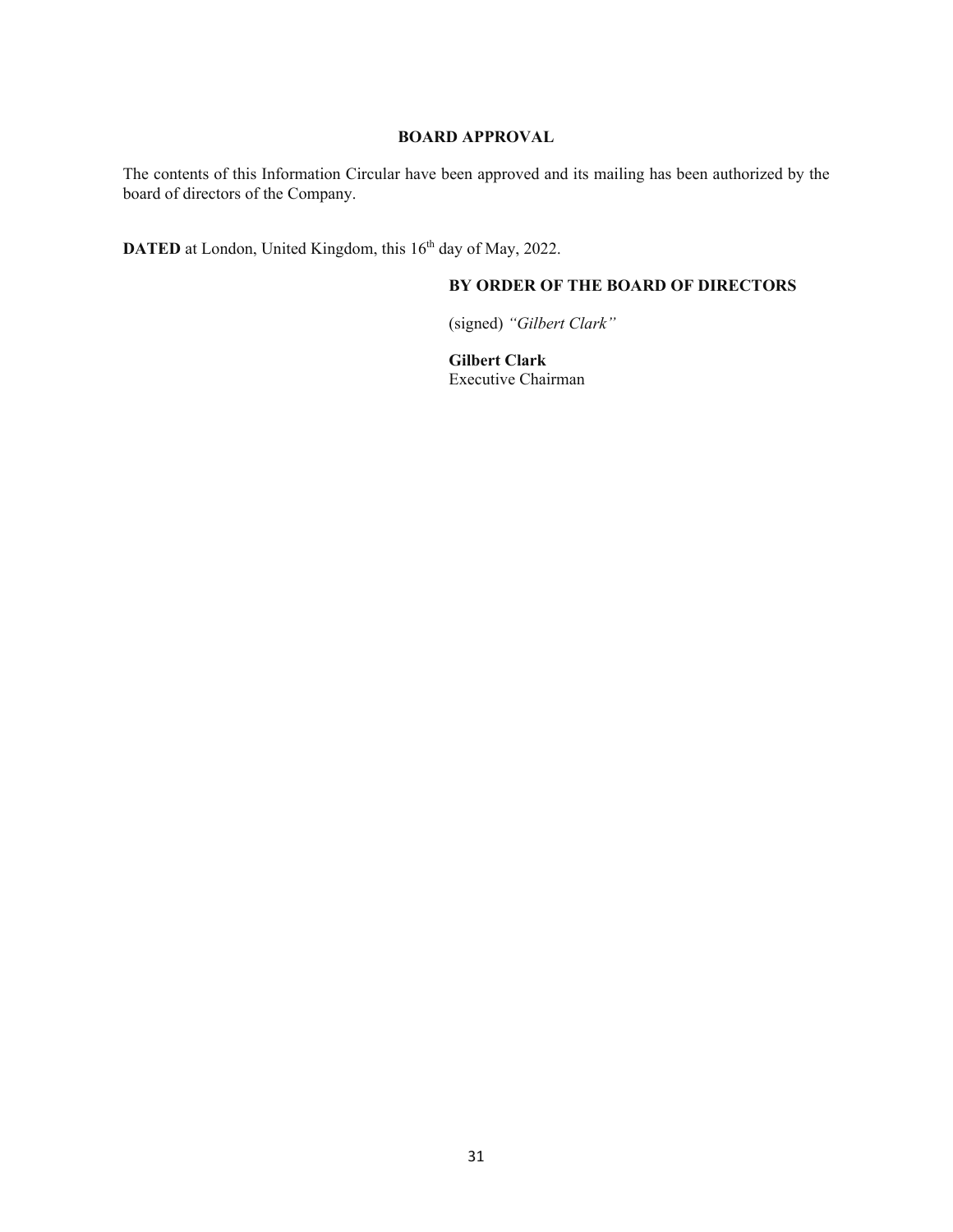## BOARD APPROVAL

The contents of this Information Circular have been approved and its mailing has been authorized by the board of directors of the Company.

**DATED** at London, United Kingdom, this 16th day of May, 2022.

**BY ORDER OF THE BOARD OF DIRECTORS**

(signed) *"Gilbert Clark"*

**Gilbert Clark**
Executive Chairman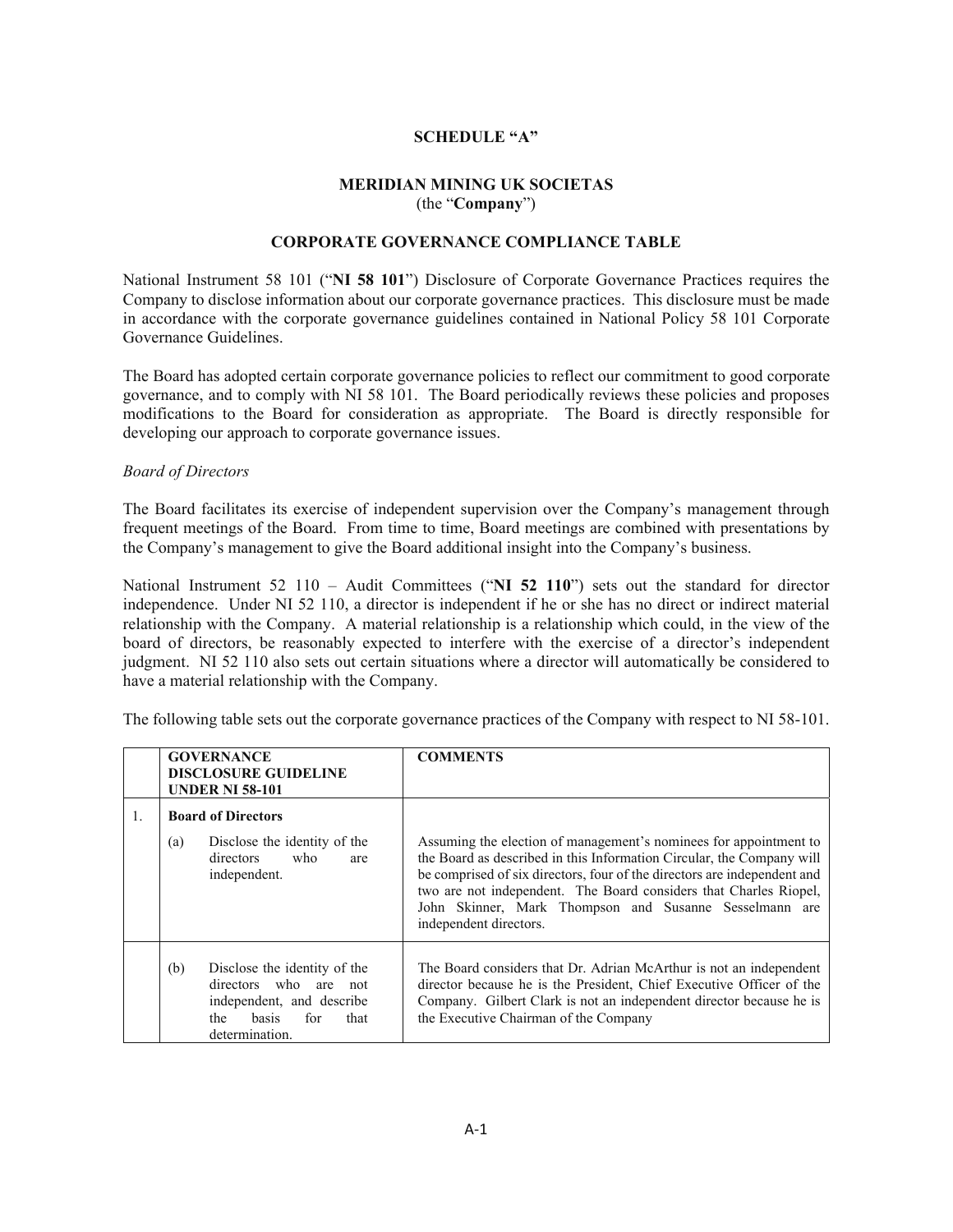**SCHEDULE "A"**

**MERIDIAN MINING UK SOCIETAS**
(the "**Company**")

**CORPORATE GOVERNANCE COMPLIANCE TABLE**

National Instrument 58 101 ("**NI 58 101**") Disclosure of Corporate Governance Practices requires the Company to disclose information about our corporate governance practices. This disclosure must be made in accordance with the corporate governance guidelines contained in National Policy 58 101 Corporate Governance Guidelines.

The Board has adopted certain corporate governance policies to reflect our commitment to good corporate governance, and to comply with NI 58 101. The Board periodically reviews these policies and proposes modifications to the Board for consideration as appropriate. The Board is directly responsible for developing our approach to corporate governance issues.

*Board of Directors*

The Board facilitates its exercise of independent supervision over the Company's management through frequent meetings of the Board. From time to time, Board meetings are combined with presentations by the Company's management to give the Board additional insight into the Company's business.

National Instrument 52 110 – Audit Committees ("**NI 52 110**") sets out the standard for director independence. Under NI 52 110, a director is independent if he or she has no direct or indirect material relationship with the Company. A material relationship is a relationship which could, in the view of the board of directors, be reasonably expected to interfere with the exercise of a director's independent judgment. NI 52 110 also sets out certain situations where a director will automatically be considered to have a material relationship with the Company.

The following table sets out the corporate governance practices of the Company with respect to NI 58-101.

| | **GOVERNANCE DISCLOSURE GUIDELINE UNDER NI 58-101** | **COMMENTS** |
|---|---|---|
| 1. | **Board of Directors** | |
| | (a) Disclose the identity of the directors who are independent. | Assuming the election of management's nominees for appointment to the Board as described in this Information Circular, the Company will be comprised of six directors, four of the directors are independent and two are not independent. The Board considers that Charles Riopel, John Skinner, Mark Thompson and Susanne Sesselmann are independent directors. |
| | (b) Disclose the identity of the directors who are not independent, and describe the basis for that determination. | The Board considers that Dr. Adrian McArthur is not an independent director because he is the President, Chief Executive Officer of the Company. Gilbert Clark is not an independent director because he is the Executive Chairman of the Company |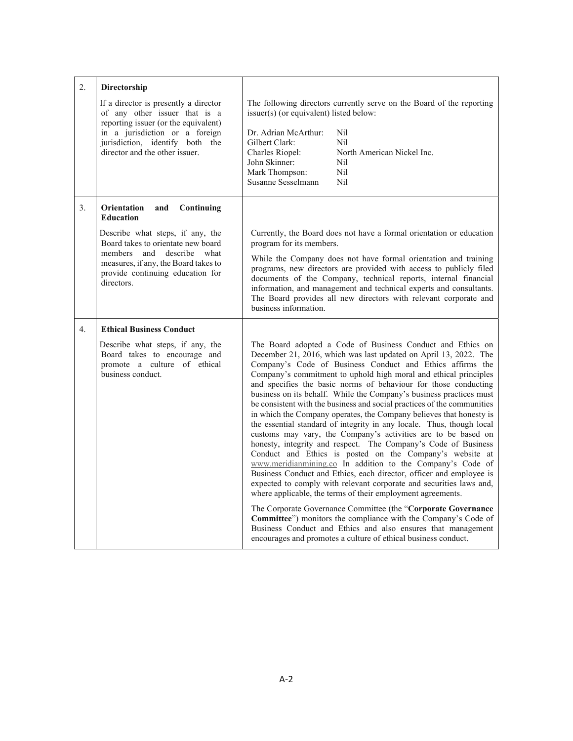| | | |
|---|---|---|
| 2. | **Directorship**<br><br>If a director is presently a director of any other issuer that is a reporting issuer (or the equivalent) in a jurisdiction or a foreign jurisdiction, identify both the director and the other issuer. | The following directors currently serve on the Board of the reporting issuer(s) (or equivalent) listed below:<br><br>Dr. Adrian McArthur: Nil<br>Gilbert Clark: Nil<br>Charles Riopel: North American Nickel Inc.<br>John Skinner: Nil<br>Mark Thompson: Nil<br>Susanne Sesselmann Nil |
| 3. | **Orientation and Continuing Education**<br><br>Describe what steps, if any, the Board takes to orientate new board members and describe what measures, if any, the Board takes to provide continuing education for directors. | Currently, the Board does not have a formal orientation or education program for its members.<br><br>While the Company does not have formal orientation and training programs, new directors are provided with access to publicly filed documents of the Company, technical reports, internal financial information, and management and technical experts and consultants. The Board provides all new directors with relevant corporate and business information. |
| 4. | **Ethical Business Conduct**<br><br>Describe what steps, if any, the Board takes to encourage and promote a culture of ethical business conduct. | The Board adopted a Code of Business Conduct and Ethics on December 21, 2016, which was last updated on April 13, 2022. The Company's Code of Business Conduct and Ethics affirms the Company's commitment to uphold high moral and ethical principles and specifies the basic norms of behaviour for those conducting business on its behalf. While the Company's business practices must be consistent with the business and social practices of the communities in which the Company operates, the Company believes that honesty is the essential standard of integrity in any locale. Thus, though local customs may vary, the Company's activities are to be based on honesty, integrity and respect. The Company's Code of Business Conduct and Ethics is posted on the Company's website at www.meridianmining.co In addition to the Company's Code of Business Conduct and Ethics, each director, officer and employee is expected to comply with relevant corporate and securities laws and, where applicable, the terms of their employment agreements.<br><br>The Corporate Governance Committee (the "**Corporate Governance Committee**") monitors the compliance with the Company's Code of Business Conduct and Ethics and also ensures that management encourages and promotes a culture of ethical business conduct. |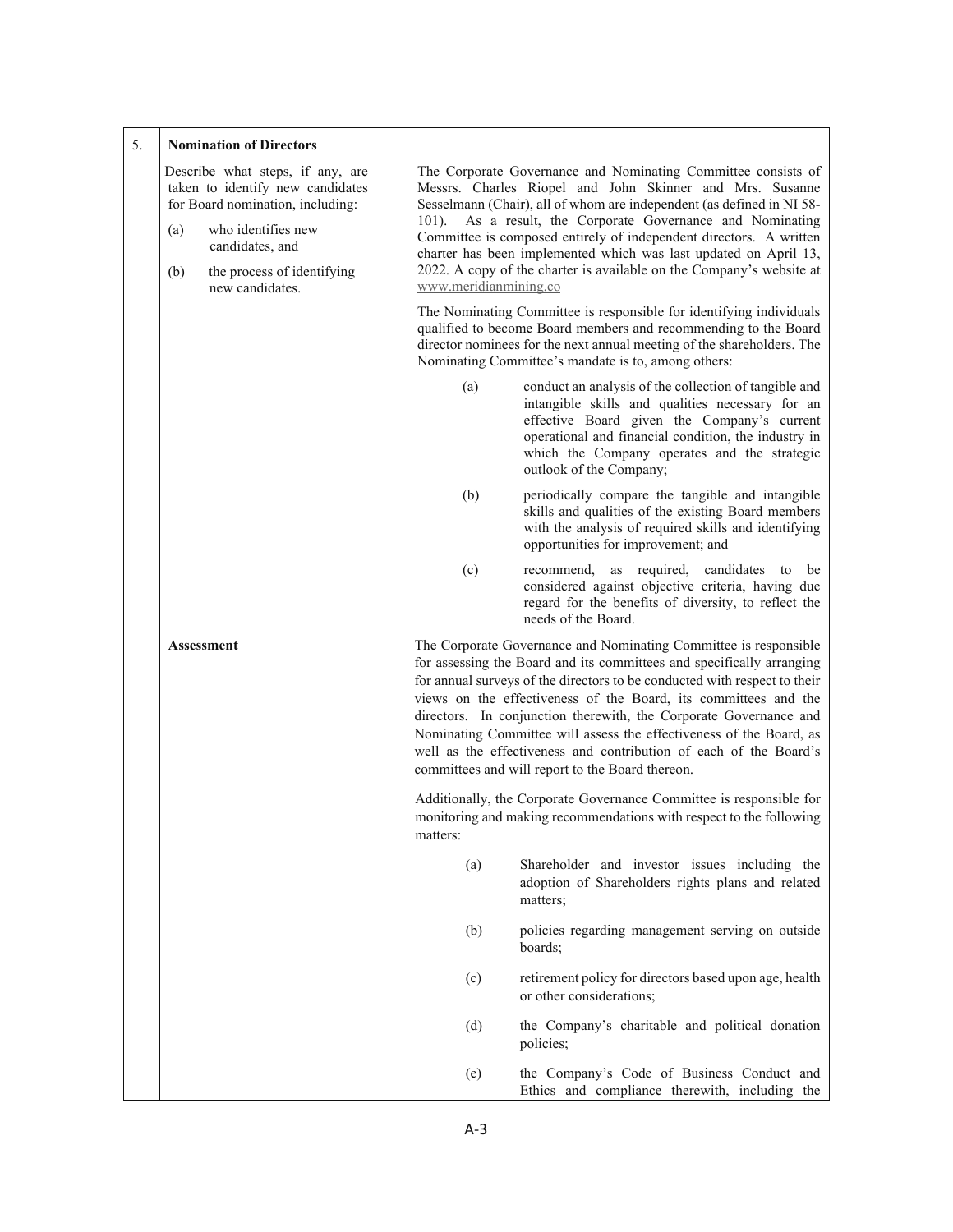| 5. | **Nomination of Directors**<br><br>Describe what steps, if any, are taken to identify new candidates for Board nomination, including:<br><br>(a) who identifies new candidates, and<br><br>(b) the process of identifying new candidates. | The Corporate Governance and Nominating Committee consists of Messrs. Charles Riopel and John Skinner and Mrs. Susanne Sesselmann (Chair), all of whom are independent (as defined in NI 58-101). As a result, the Corporate Governance and Nominating Committee is composed entirely of independent directors. A written charter has been implemented which was last updated on April 13, 2022. A copy of the charter is available on the Company's website at www.meridianmining.co<br><br>The Nominating Committee is responsible for identifying individuals qualified to become Board members and recommending to the Board director nominees for the next annual meeting of the shareholders. The Nominating Committee's mandate is to, among others:<br><br>(a) conduct an analysis of the collection of tangible and intangible skills and qualities necessary for an effective Board given the Company's current operational and financial condition, the industry in which the Company operates and the strategic outlook of the Company;<br><br>(b) periodically compare the tangible and intangible skills and qualities of the existing Board members with the analysis of required skills and identifying opportunities for improvement; and<br><br>(c) recommend, as required, candidates to be considered against objective criteria, having due regard for the benefits of diversity, to reflect the needs of the Board. |
|---|---|---|
| | **Assessment** | The Corporate Governance and Nominating Committee is responsible for assessing the Board and its committees and specifically arranging for annual surveys of the directors to be conducted with respect to their views on the effectiveness of the Board, its committees and the directors. In conjunction therewith, the Corporate Governance and Nominating Committee will assess the effectiveness of the Board, as well as the effectiveness and contribution of each of the Board's committees and will report to the Board thereon.<br><br>Additionally, the Corporate Governance Committee is responsible for monitoring and making recommendations with respect to the following matters:<br><br>(a) Shareholder and investor issues including the adoption of Shareholders rights plans and related matters;<br><br>(b) policies regarding management serving on outside boards;<br><br>(c) retirement policy for directors based upon age, health or other considerations;<br><br>(d) the Company's charitable and political donation policies;<br><br>(e) the Company's Code of Business Conduct and Ethics and compliance therewith, including the |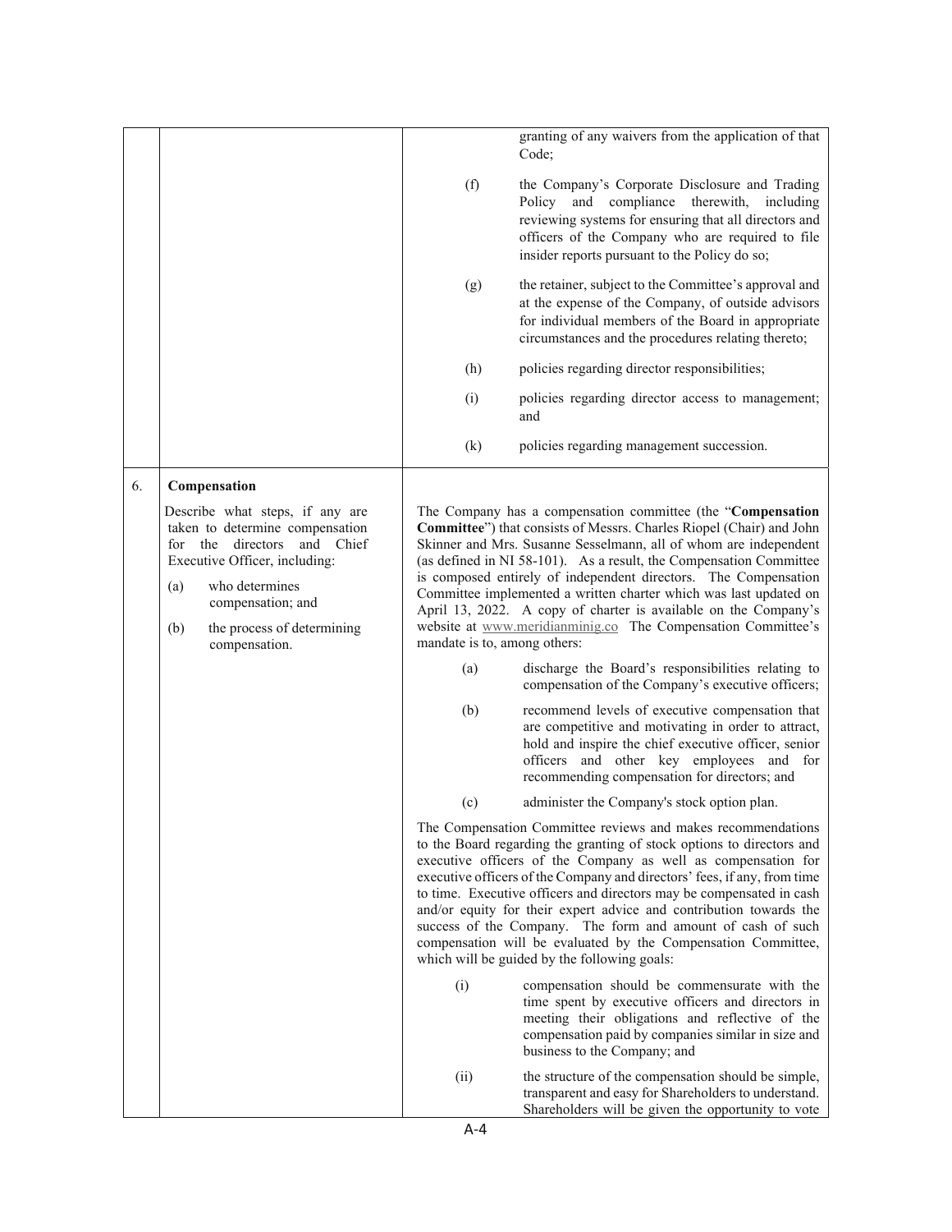| | | |
|---|---|---|
| | | granting of any waivers from the application of that Code;<br><br>(f) the Company's Corporate Disclosure and Trading Policy and compliance therewith, including reviewing systems for ensuring that all directors and officers of the Company who are required to file insider reports pursuant to the Policy do so;<br><br>(g) the retainer, subject to the Committee's approval and at the expense of the Company, of outside advisors for individual members of the Board in appropriate circumstances and the procedures relating thereto;<br><br>(h) policies regarding director responsibilities;<br><br>(i) policies regarding director access to management; and<br><br>(k) policies regarding management succession. |
| 6. | **Compensation**<br><br>Describe what steps, if any are taken to determine compensation for the directors and Chief Executive Officer, including:<br><br>(a) who determines compensation; and<br><br>(b) the process of determining compensation. | The Company has a compensation committee (the "**Compensation Committee**") that consists of Messrs. Charles Riopel (Chair) and John Skinner and Mrs. Susanne Sesselmann, all of whom are independent (as defined in NI 58-101). As a result, the Compensation Committee is composed entirely of independent directors. The Compensation Committee implemented a written charter which was last updated on April 13, 2022. A copy of charter is available on the Company's website at www.meridianminig.co The Compensation Committee's mandate is to, among others:<br><br>(a) discharge the Board's responsibilities relating to compensation of the Company's executive officers;<br><br>(b) recommend levels of executive compensation that are competitive and motivating in order to attract, hold and inspire the chief executive officer, senior officers and other key employees and for recommending compensation for directors; and<br><br>(c) administer the Company's stock option plan.<br><br>The Compensation Committee reviews and makes recommendations to the Board regarding the granting of stock options to directors and executive officers of the Company as well as compensation for executive officers of the Company and directors' fees, if any, from time to time. Executive officers and directors may be compensated in cash and/or equity for their expert advice and contribution towards the success of the Company. The form and amount of cash of such compensation will be evaluated by the Compensation Committee, which will be guided by the following goals:<br><br>(i) compensation should be commensurate with the time spent by executive officers and directors in meeting their obligations and reflective of the compensation paid by companies similar in size and business to the Company; and<br><br>(ii) the structure of the compensation should be simple, transparent and easy for Shareholders to understand. Shareholders will be given the opportunity to vote |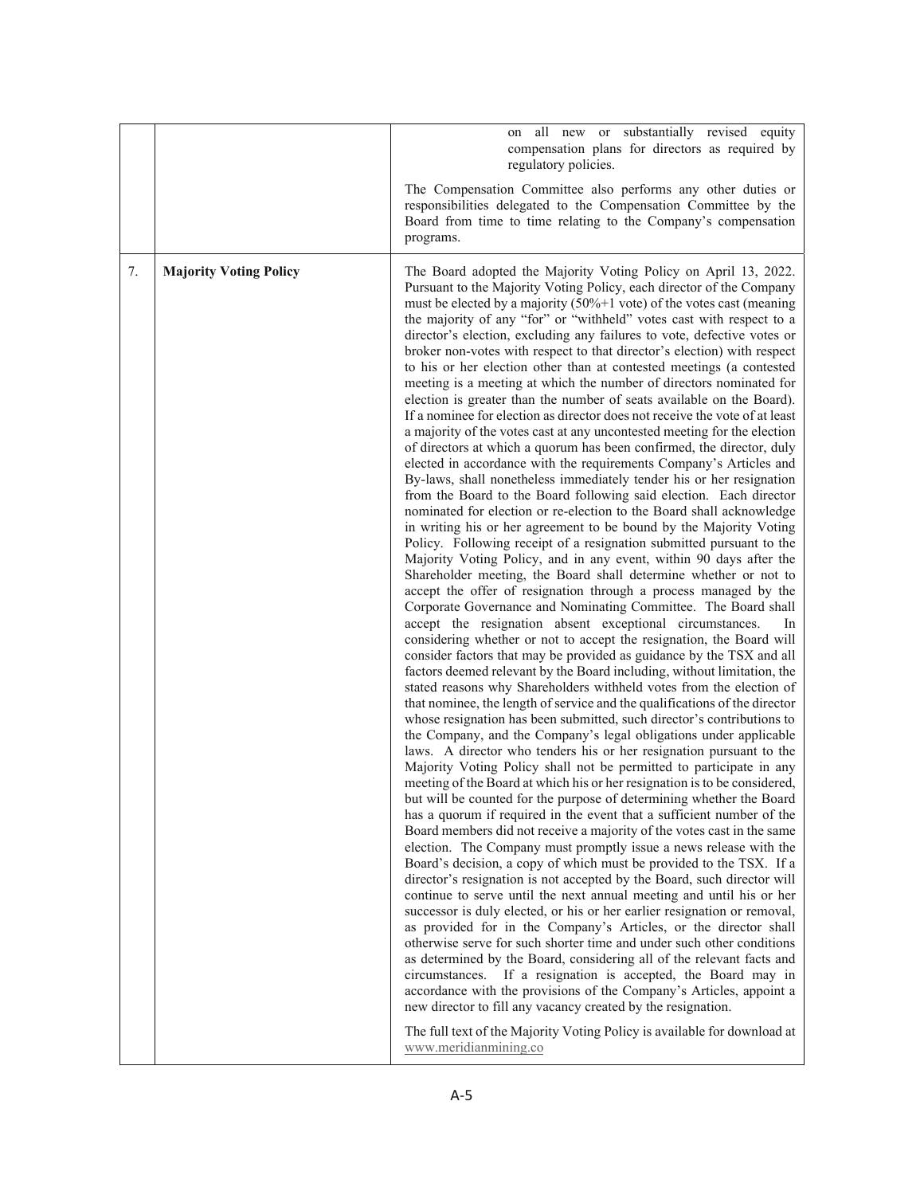| | | |
|---|---|---|
| | | on all new or substantially revised equity compensation plans for directors as required by regulatory policies.<br><br>The Compensation Committee also performs any other duties or responsibilities delegated to the Compensation Committee by the Board from time to time relating to the Company's compensation programs. |
| 7. | **Majority Voting Policy** | The Board adopted the Majority Voting Policy on April 13, 2022. Pursuant to the Majority Voting Policy, each director of the Company must be elected by a majority (50%+1 vote) of the votes cast (meaning the majority of any "for" or "withheld" votes cast with respect to a director's election, excluding any failures to vote, defective votes or broker non-votes with respect to that director's election) with respect to his or her election other than at contested meetings (a contested meeting is a meeting at which the number of directors nominated for election is greater than the number of seats available on the Board). If a nominee for election as director does not receive the vote of at least a majority of the votes cast at any uncontested meeting for the election of directors at which a quorum has been confirmed, the director, duly elected in accordance with the requirements Company's Articles and By-laws, shall nonetheless immediately tender his or her resignation from the Board to the Board following said election. Each director nominated for election or re-election to the Board shall acknowledge in writing his or her agreement to be bound by the Majority Voting Policy. Following receipt of a resignation submitted pursuant to the Majority Voting Policy, and in any event, within 90 days after the Shareholder meeting, the Board shall determine whether or not to accept the offer of resignation through a process managed by the Corporate Governance and Nominating Committee. The Board shall accept the resignation absent exceptional circumstances. In considering whether or not to accept the resignation, the Board will consider factors that may be provided as guidance by the TSX and all factors deemed relevant by the Board including, without limitation, the stated reasons why Shareholders withheld votes from the election of that nominee, the length of service and the qualifications of the director whose resignation has been submitted, such director's contributions to the Company, and the Company's legal obligations under applicable laws. A director who tenders his or her resignation pursuant to the Majority Voting Policy shall not be permitted to participate in any meeting of the Board at which his or her resignation is to be considered, but will be counted for the purpose of determining whether the Board has a quorum if required in the event that a sufficient number of the Board members did not receive a majority of the votes cast in the same election. The Company must promptly issue a news release with the Board's decision, a copy of which must be provided to the TSX. If a director's resignation is not accepted by the Board, such director will continue to serve until the next annual meeting and until his or her successor is duly elected, or his or her earlier resignation or removal, as provided for in the Company's Articles, or the director shall otherwise serve for such shorter time and under such other conditions as determined by the Board, considering all of the relevant facts and circumstances. If a resignation is accepted, the Board may in accordance with the provisions of the Company's Articles, appoint a new director to fill any vacancy created by the resignation.<br><br>The full text of the Majority Voting Policy is available for download at www.meridianmining.co |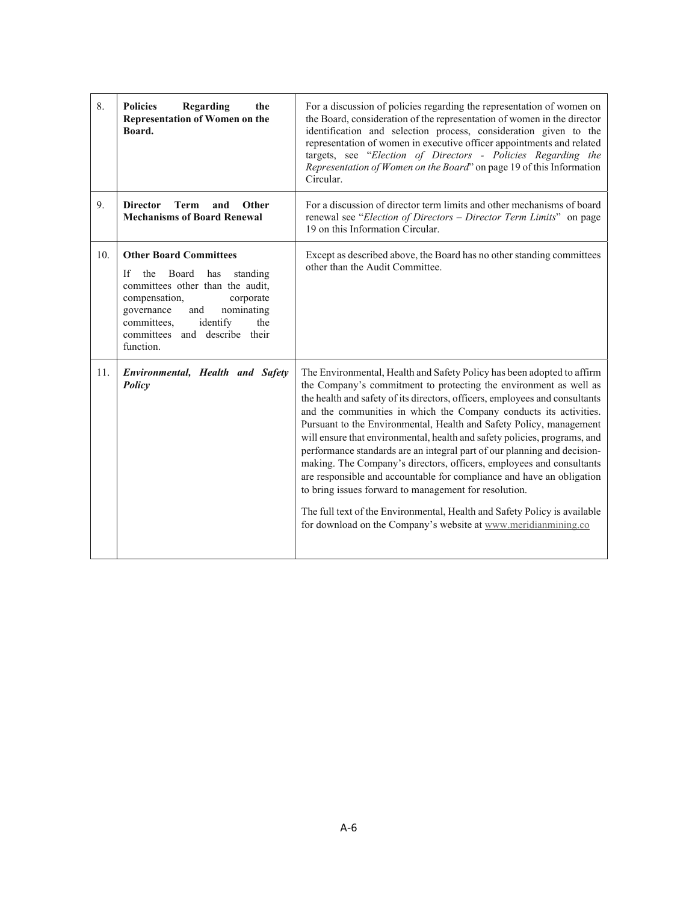| | | |
|---|---|---|
| 8. | **Policies Regarding the Representation of Women on the Board.** | For a discussion of policies regarding the representation of women on the Board, consideration of the representation of women in the director identification and selection process, consideration given to the representation of women in executive officer appointments and related targets, see "*Election of Directors - Policies Regarding the Representation of Women on the Board*" on page 19 of this Information Circular. |
| 9. | **Director Term and Other Mechanisms of Board Renewal** | For a discussion of director term limits and other mechanisms of board renewal see "*Election of Directors – Director Term Limits*" on page 19 on this Information Circular. |
| 10. | **Other Board Committees**<br><br>If the Board has standing committees other than the audit, compensation, corporate governance and nominating committees, identify the committees and describe their function. | Except as described above, the Board has no other standing committees other than the Audit Committee. |
| 11. | ***Environmental, Health and Safety Policy*** | The Environmental, Health and Safety Policy has been adopted to affirm the Company's commitment to protecting the environment as well as the health and safety of its directors, officers, employees and consultants and the communities in which the Company conducts its activities. Pursuant to the Environmental, Health and Safety Policy, management will ensure that environmental, health and safety policies, programs, and performance standards are an integral part of our planning and decision-making. The Company's directors, officers, employees and consultants are responsible and accountable for compliance and have an obligation to bring issues forward to management for resolution.<br><br>The full text of the Environmental, Health and Safety Policy is available for download on the Company's website at www.meridianmining.co |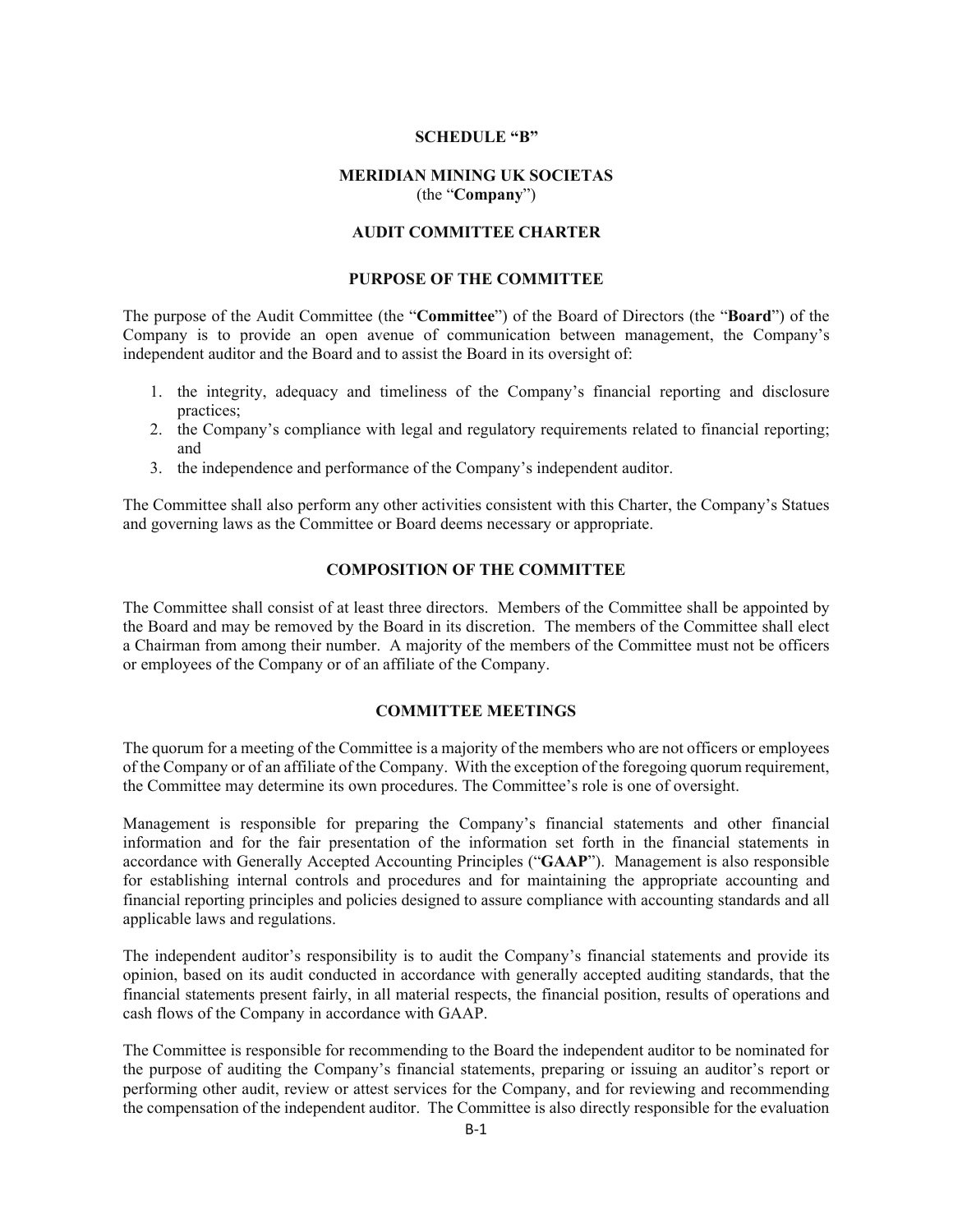**SCHEDULE "B"**

**MERIDIAN MINING UK SOCIETAS**
(the "**Company**")

**AUDIT COMMITTEE CHARTER**

**PURPOSE OF THE COMMITTEE**

The purpose of the Audit Committee (the "**Committee**") of the Board of Directors (the "**Board**") of the Company is to provide an open avenue of communication between management, the Company's independent auditor and the Board and to assist the Board in its oversight of:

1. the integrity, adequacy and timeliness of the Company's financial reporting and disclosure practices;
2. the Company's compliance with legal and regulatory requirements related to financial reporting; and
3. the independence and performance of the Company's independent auditor.

The Committee shall also perform any other activities consistent with this Charter, the Company's Statues and governing laws as the Committee or Board deems necessary or appropriate.

**COMPOSITION OF THE COMMITTEE**

The Committee shall consist of at least three directors. Members of the Committee shall be appointed by the Board and may be removed by the Board in its discretion. The members of the Committee shall elect a Chairman from among their number. A majority of the members of the Committee must not be officers or employees of the Company or of an affiliate of the Company.

**COMMITTEE MEETINGS**

The quorum for a meeting of the Committee is a majority of the members who are not officers or employees of the Company or of an affiliate of the Company. With the exception of the foregoing quorum requirement, the Committee may determine its own procedures. The Committee's role is one of oversight.

Management is responsible for preparing the Company's financial statements and other financial information and for the fair presentation of the information set forth in the financial statements in accordance with Generally Accepted Accounting Principles ("**GAAP**"). Management is also responsible for establishing internal controls and procedures and for maintaining the appropriate accounting and financial reporting principles and policies designed to assure compliance with accounting standards and all applicable laws and regulations.

The independent auditor's responsibility is to audit the Company's financial statements and provide its opinion, based on its audit conducted in accordance with generally accepted auditing standards, that the financial statements present fairly, in all material respects, the financial position, results of operations and cash flows of the Company in accordance with GAAP.

The Committee is responsible for recommending to the Board the independent auditor to be nominated for the purpose of auditing the Company's financial statements, preparing or issuing an auditor's report or performing other audit, review or attest services for the Company, and for reviewing and recommending the compensation of the independent auditor. The Committee is also directly responsible for the evaluation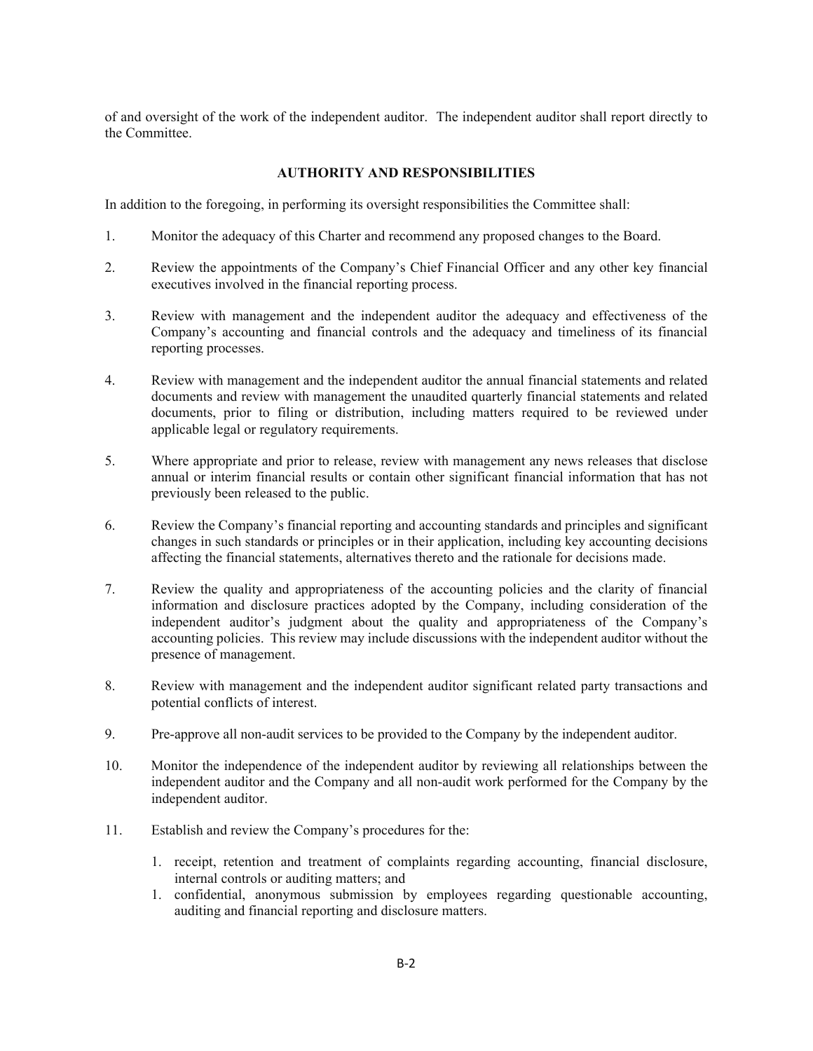of and oversight of the work of the independent auditor. The independent auditor shall report directly to the Committee.

## AUTHORITY AND RESPONSIBILITIES

In addition to the foregoing, in performing its oversight responsibilities the Committee shall:

1. Monitor the adequacy of this Charter and recommend any proposed changes to the Board.

2. Review the appointments of the Company's Chief Financial Officer and any other key financial executives involved in the financial reporting process.

3. Review with management and the independent auditor the adequacy and effectiveness of the Company's accounting and financial controls and the adequacy and timeliness of its financial reporting processes.

4. Review with management and the independent auditor the annual financial statements and related documents and review with management the unaudited quarterly financial statements and related documents, prior to filing or distribution, including matters required to be reviewed under applicable legal or regulatory requirements.

5. Where appropriate and prior to release, review with management any news releases that disclose annual or interim financial results or contain other significant financial information that has not previously been released to the public.

6. Review the Company's financial reporting and accounting standards and principles and significant changes in such standards or principles or in their application, including key accounting decisions affecting the financial statements, alternatives thereto and the rationale for decisions made.

7. Review the quality and appropriateness of the accounting policies and the clarity of financial information and disclosure practices adopted by the Company, including consideration of the independent auditor's judgment about the quality and appropriateness of the Company's accounting policies. This review may include discussions with the independent auditor without the presence of management.

8. Review with management and the independent auditor significant related party transactions and potential conflicts of interest.

9. Pre-approve all non-audit services to be provided to the Company by the independent auditor.

10. Monitor the independence of the independent auditor by reviewing all relationships between the independent auditor and the Company and all non-audit work performed for the Company by the independent auditor.

11. Establish and review the Company's procedures for the:

    1. receipt, retention and treatment of complaints regarding accounting, financial disclosure, internal controls or auditing matters; and
    1. confidential, anonymous submission by employees regarding questionable accounting, auditing and financial reporting and disclosure matters.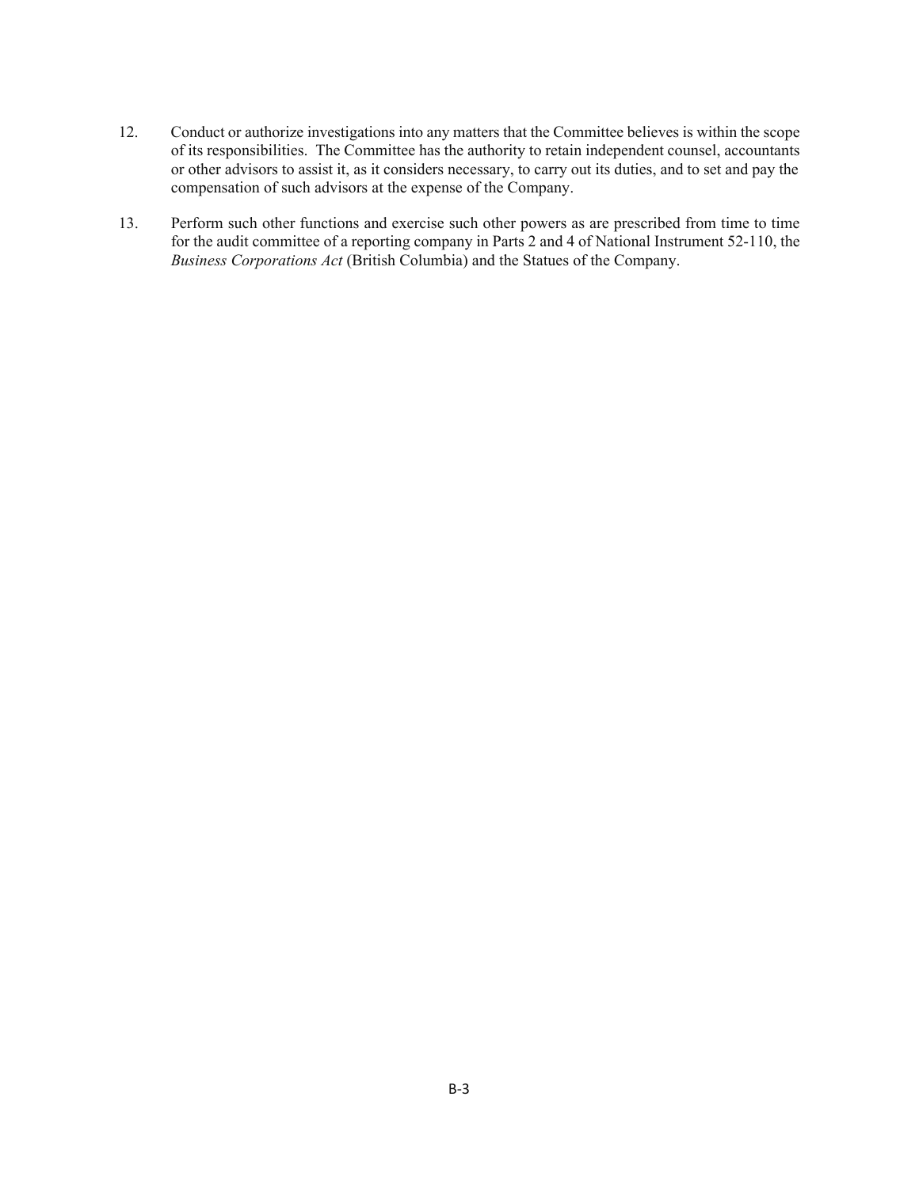12. Conduct or authorize investigations into any matters that the Committee believes is within the scope of its responsibilities. The Committee has the authority to retain independent counsel, accountants or other advisors to assist it, as it considers necessary, to carry out its duties, and to set and pay the compensation of such advisors at the expense of the Company.

13. Perform such other functions and exercise such other powers as are prescribed from time to time for the audit committee of a reporting company in Parts 2 and 4 of National Instrument 52-110, the *Business Corporations Act* (British Columbia) and the Statues of the Company.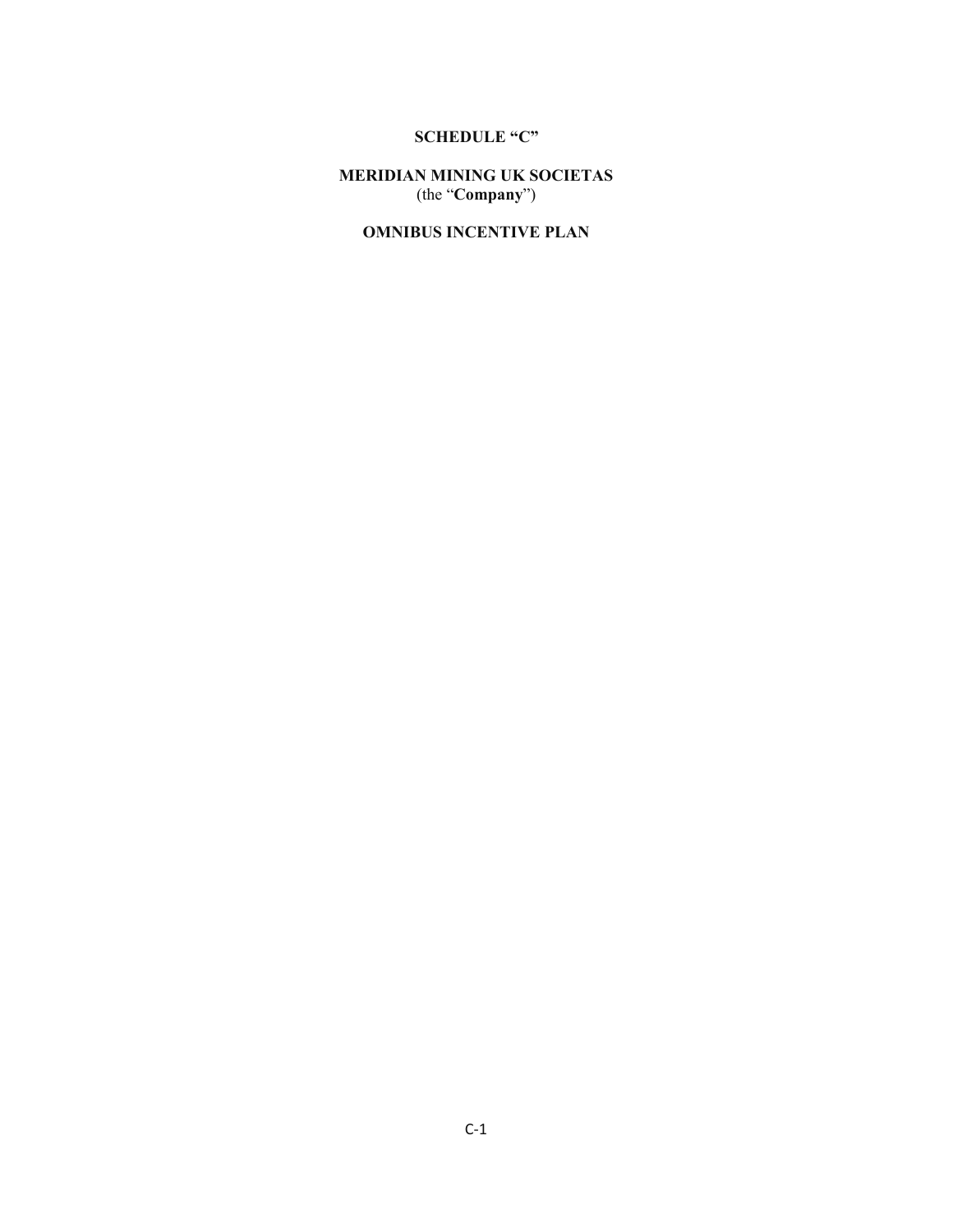**SCHEDULE "C"**

**MERIDIAN MINING UK SOCIETAS**
(the "**Company**")

**OMNIBUS INCENTIVE PLAN**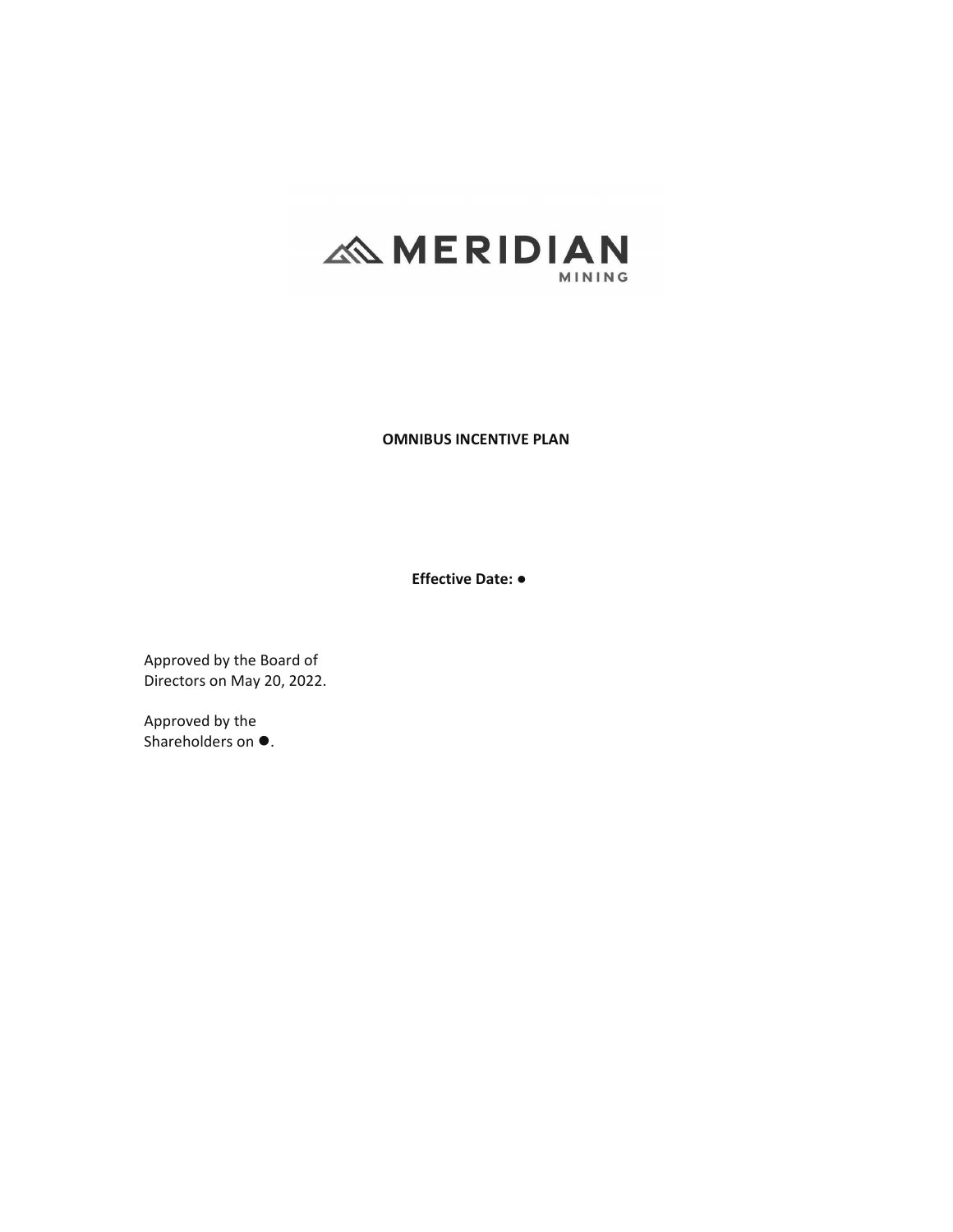MERIDIAN

MINING

**OMNIBUS INCENTIVE PLAN**

**Effective Date: ●**

Approved by the Board of Directors on May 20, 2022.

Approved by the Shareholders on ●.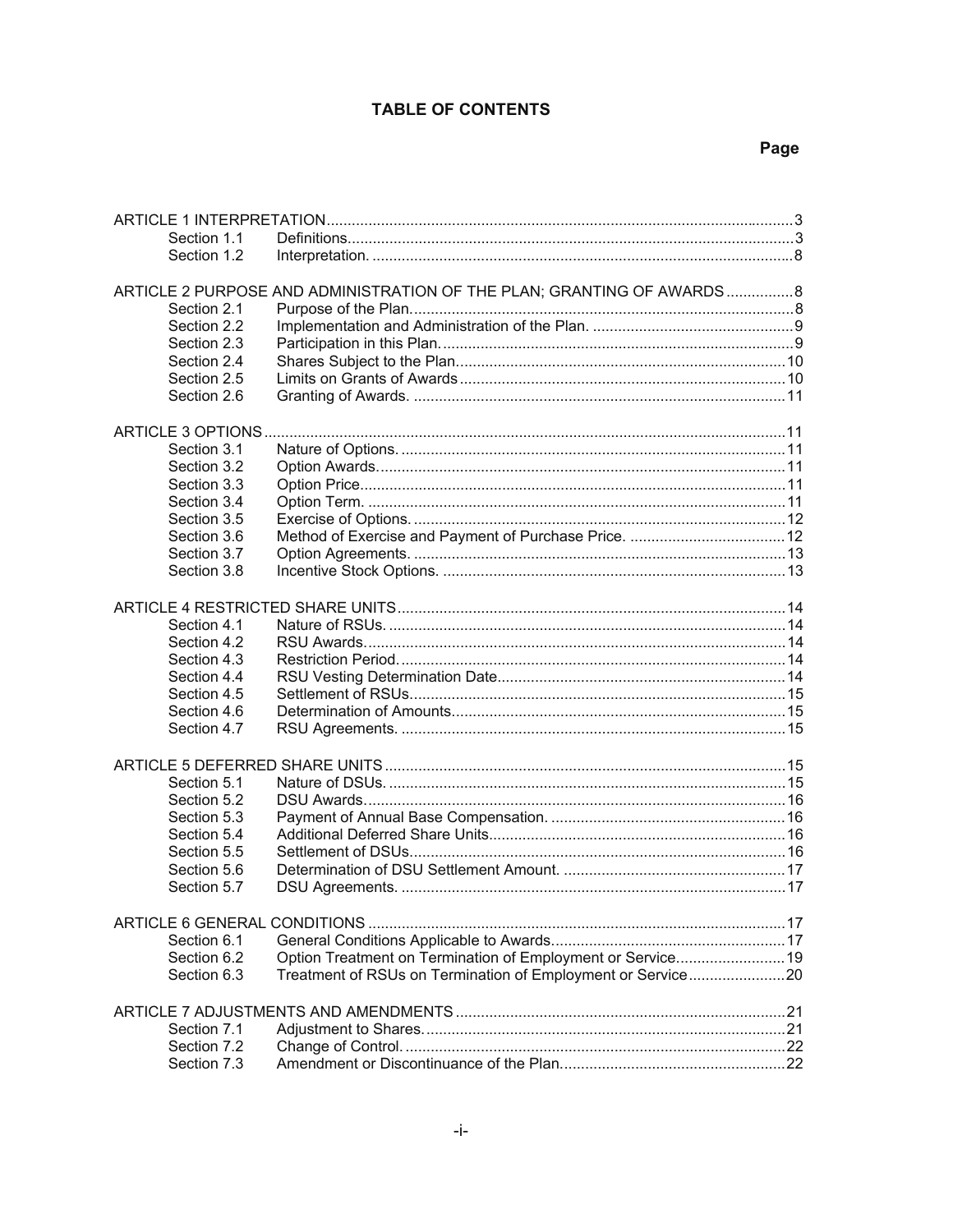# TABLE OF CONTENTS

| | | Page |
|---|---|---|
| ARTICLE 1 INTERPRETATION | | 3 |
| Section 1.1 | Definitions. | 3 |
| Section 1.2 | Interpretation. | 8 |
| ARTICLE 2 PURPOSE AND ADMINISTRATION OF THE PLAN; GRANTING OF AWARDS | | 8 |
| Section 2.1 | Purpose of the Plan. | 8 |
| Section 2.2 | Implementation and Administration of the Plan. | 9 |
| Section 2.3 | Participation in this Plan. | 9 |
| Section 2.4 | Shares Subject to the Plan. | 10 |
| Section 2.5 | Limits on Grants of Awards | 10 |
| Section 2.6 | Granting of Awards. | 11 |
| ARTICLE 3 OPTIONS | | 11 |
| Section 3.1 | Nature of Options. | 11 |
| Section 3.2 | Option Awards. | 11 |
| Section 3.3 | Option Price. | 11 |
| Section 3.4 | Option Term. | 11 |
| Section 3.5 | Exercise of Options. | 12 |
| Section 3.6 | Method of Exercise and Payment of Purchase Price. | 12 |
| Section 3.7 | Option Agreements. | 13 |
| Section 3.8 | Incentive Stock Options. | 13 |
| ARTICLE 4 RESTRICTED SHARE UNITS | | 14 |
| Section 4.1 | Nature of RSUs. | 14 |
| Section 4.2 | RSU Awards. | 14 |
| Section 4.3 | Restriction Period. | 14 |
| Section 4.4 | RSU Vesting Determination Date. | 14 |
| Section 4.5 | Settlement of RSUs. | 15 |
| Section 4.6 | Determination of Amounts. | 15 |
| Section 4.7 | RSU Agreements. | 15 |
| ARTICLE 5 DEFERRED SHARE UNITS | | 15 |
| Section 5.1 | Nature of DSUs. | 15 |
| Section 5.2 | DSU Awards. | 16 |
| Section 5.3 | Payment of Annual Base Compensation. | 16 |
| Section 5.4 | Additional Deferred Share Units. | 16 |
| Section 5.5 | Settlement of DSUs. | 16 |
| Section 5.6 | Determination of DSU Settlement Amount. | 17 |
| Section 5.7 | DSU Agreements. | 17 |
| ARTICLE 6 GENERAL CONDITIONS | | 17 |
| Section 6.1 | General Conditions Applicable to Awards. | 17 |
| Section 6.2 | Option Treatment on Termination of Employment or Service. | 19 |
| Section 6.3 | Treatment of RSUs on Termination of Employment or Service | 20 |
| ARTICLE 7 ADJUSTMENTS AND AMENDMENTS | | 21 |
| Section 7.1 | Adjustment to Shares. | 21 |
| Section 7.2 | Change of Control. | 22 |
| Section 7.3 | Amendment or Discontinuance of the Plan. | 22 |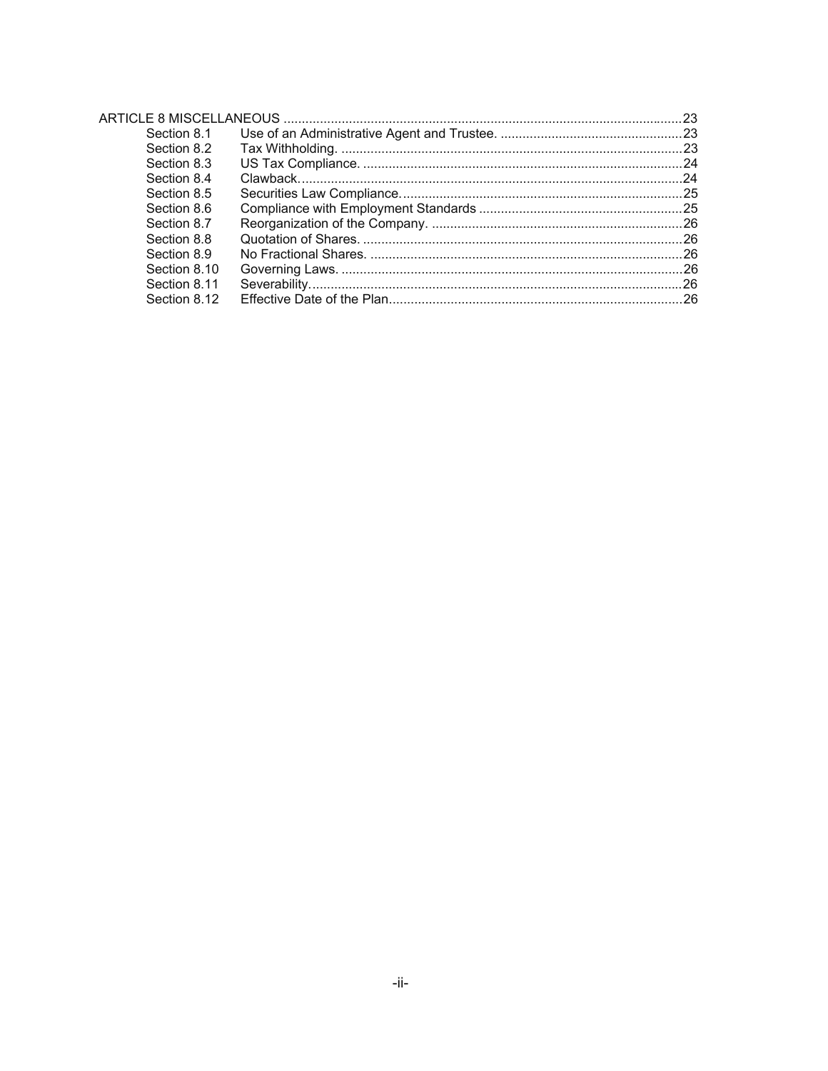ARTICLE 8 MISCELLANEOUS ....................................................................................................23

| | | |
|---|---|---|
| Section 8.1 | Use of an Administrative Agent and Trustee. | 23 |
| Section 8.2 | Tax Withholding. | 23 |
| Section 8.3 | US Tax Compliance. | 24 |
| Section 8.4 | Clawback. | 24 |
| Section 8.5 | Securities Law Compliance. | 25 |
| Section 8.6 | Compliance with Employment Standards | 25 |
| Section 8.7 | Reorganization of the Company. | 26 |
| Section 8.8 | Quotation of Shares. | 26 |
| Section 8.9 | No Fractional Shares. | 26 |
| Section 8.10 | Governing Laws. | 26 |
| Section 8.11 | Severability. | 26 |
| Section 8.12 | Effective Date of the Plan | 26 |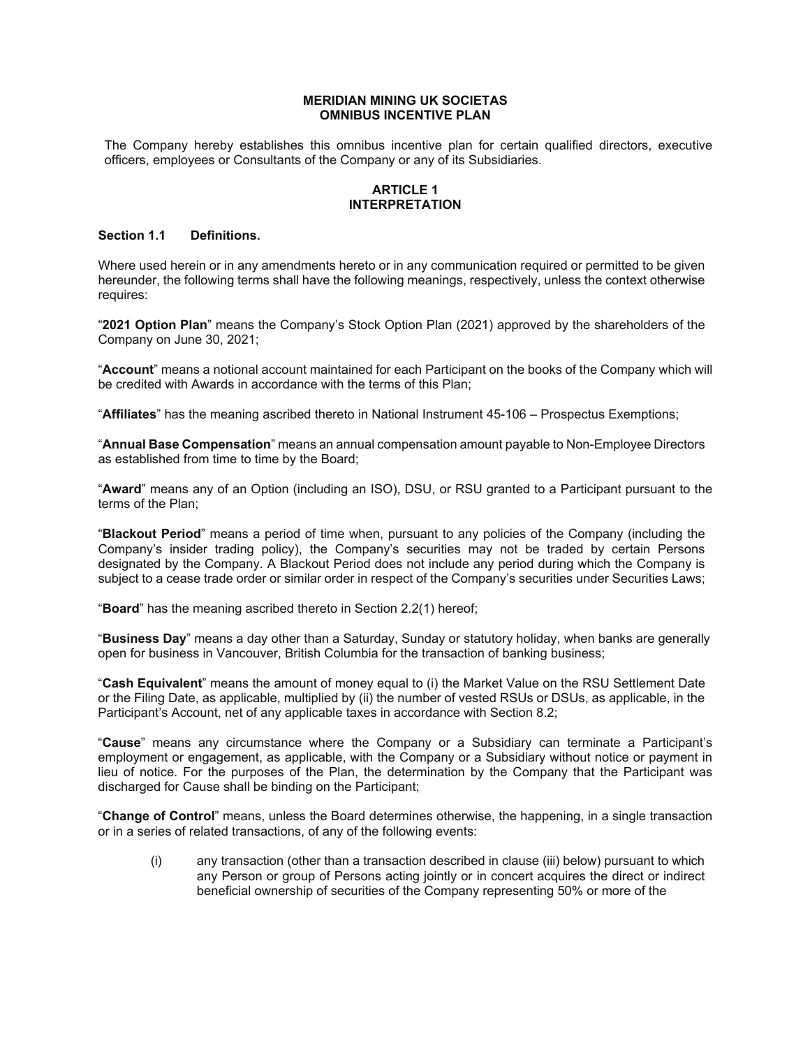**MERIDIAN MINING UK SOCIETAS**
**OMNIBUS INCENTIVE PLAN**

The Company hereby establishes this omnibus incentive plan for certain qualified directors, executive officers, employees or Consultants of the Company or any of its Subsidiaries.

## ARTICLE 1
## INTERPRETATION

### Section 1.1 Definitions.

Where used herein or in any amendments hereto or in any communication required or permitted to be given hereunder, the following terms shall have the following meanings, respectively, unless the context otherwise requires:

"**2021 Option Plan**" means the Company's Stock Option Plan (2021) approved by the shareholders of the Company on June 30, 2021;

"**Account**" means a notional account maintained for each Participant on the books of the Company which will be credited with Awards in accordance with the terms of this Plan;

"**Affiliates**" has the meaning ascribed thereto in National Instrument 45-106 – Prospectus Exemptions;

"**Annual Base Compensation**" means an annual compensation amount payable to Non-Employee Directors as established from time to time by the Board;

"**Award**" means any of an Option (including an ISO), DSU, or RSU granted to a Participant pursuant to the terms of the Plan;

"**Blackout Period**" means a period of time when, pursuant to any policies of the Company (including the Company's insider trading policy), the Company's securities may not be traded by certain Persons designated by the Company. A Blackout Period does not include any period during which the Company is subject to a cease trade order or similar order in respect of the Company's securities under Securities Laws;

"**Board**" has the meaning ascribed thereto in Section 2.2(1) hereof;

"**Business Day**" means a day other than a Saturday, Sunday or statutory holiday, when banks are generally open for business in Vancouver, British Columbia for the transaction of banking business;

"**Cash Equivalent**" means the amount of money equal to (i) the Market Value on the RSU Settlement Date or the Filing Date, as applicable, multiplied by (ii) the number of vested RSUs or DSUs, as applicable, in the Participant's Account, net of any applicable taxes in accordance with Section 8.2;

"**Cause**" means any circumstance where the Company or a Subsidiary can terminate a Participant's employment or engagement, as applicable, with the Company or a Subsidiary without notice or payment in lieu of notice. For the purposes of the Plan, the determination by the Company that the Participant was discharged for Cause shall be binding on the Participant;

"**Change of Control**" means, unless the Board determines otherwise, the happening, in a single transaction or in a series of related transactions, of any of the following events:

(i) any transaction (other than a transaction described in clause (iii) below) pursuant to which any Person or group of Persons acting jointly or in concert acquires the direct or indirect beneficial ownership of securities of the Company representing 50% or more of the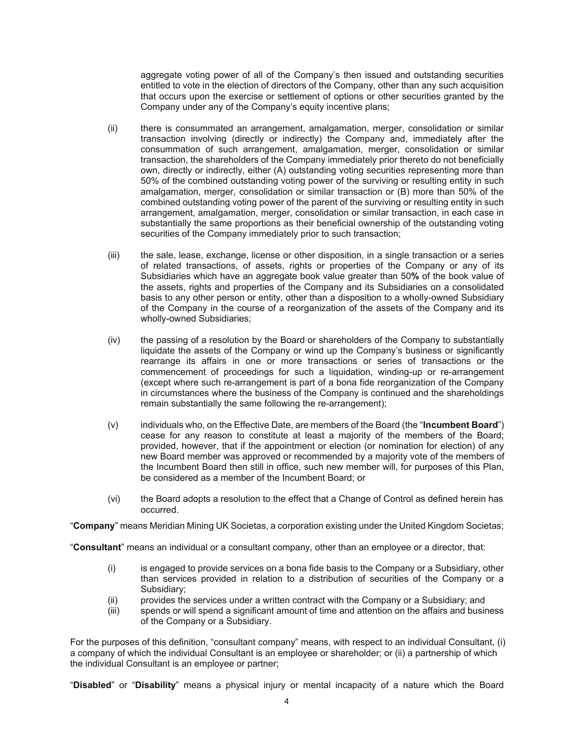aggregate voting power of all of the Company's then issued and outstanding securities entitled to vote in the election of directors of the Company, other than any such acquisition that occurs upon the exercise or settlement of options or other securities granted by the Company under any of the Company's equity incentive plans;

(ii) there is consummated an arrangement, amalgamation, merger, consolidation or similar transaction involving (directly or indirectly) the Company and, immediately after the consummation of such arrangement, amalgamation, merger, consolidation or similar transaction, the shareholders of the Company immediately prior thereto do not beneficially own, directly or indirectly, either (A) outstanding voting securities representing more than 50% of the combined outstanding voting power of the surviving or resulting entity in such amalgamation, merger, consolidation or similar transaction or (B) more than 50% of the combined outstanding voting power of the parent of the surviving or resulting entity in such arrangement, amalgamation, merger, consolidation or similar transaction, in each case in substantially the same proportions as their beneficial ownership of the outstanding voting securities of the Company immediately prior to such transaction;

(iii) the sale, lease, exchange, license or other disposition, in a single transaction or a series of related transactions, of assets, rights or properties of the Company or any of its Subsidiaries which have an aggregate book value greater than 50**%** of the book value of the assets, rights and properties of the Company and its Subsidiaries on a consolidated basis to any other person or entity, other than a disposition to a wholly-owned Subsidiary of the Company in the course of a reorganization of the assets of the Company and its wholly-owned Subsidiaries;

(iv) the passing of a resolution by the Board or shareholders of the Company to substantially liquidate the assets of the Company or wind up the Company's business or significantly rearrange its affairs in one or more transactions or series of transactions or the commencement of proceedings for such a liquidation, winding-up or re-arrangement (except where such re-arrangement is part of a bona fide reorganization of the Company in circumstances where the business of the Company is continued and the shareholdings remain substantially the same following the re-arrangement);

(v) individuals who, on the Effective Date, are members of the Board (the "**Incumbent Board**") cease for any reason to constitute at least a majority of the members of the Board; provided, however, that if the appointment or election (or nomination for election) of any new Board member was approved or recommended by a majority vote of the members of the Incumbent Board then still in office, such new member will, for purposes of this Plan, be considered as a member of the Incumbent Board; or

(vi) the Board adopts a resolution to the effect that a Change of Control as defined herein has occurred.

"**Company**" means Meridian Mining UK Societas, a corporation existing under the United Kingdom Societas;

"**Consultant**" means an individual or a consultant company, other than an employee or a director, that:

(i) is engaged to provide services on a bona fide basis to the Company or a Subsidiary, other than services provided in relation to a distribution of securities of the Company or a Subsidiary;
(ii) provides the services under a written contract with the Company or a Subsidiary; and
(iii) spends or will spend a significant amount of time and attention on the affairs and business of the Company or a Subsidiary.

For the purposes of this definition, "consultant company" means, with respect to an individual Consultant, (i) a company of which the individual Consultant is an employee or shareholder; or (ii) a partnership of which the individual Consultant is an employee or partner;

"**Disabled**" or "**Disability**" means a physical injury or mental incapacity of a nature which the Board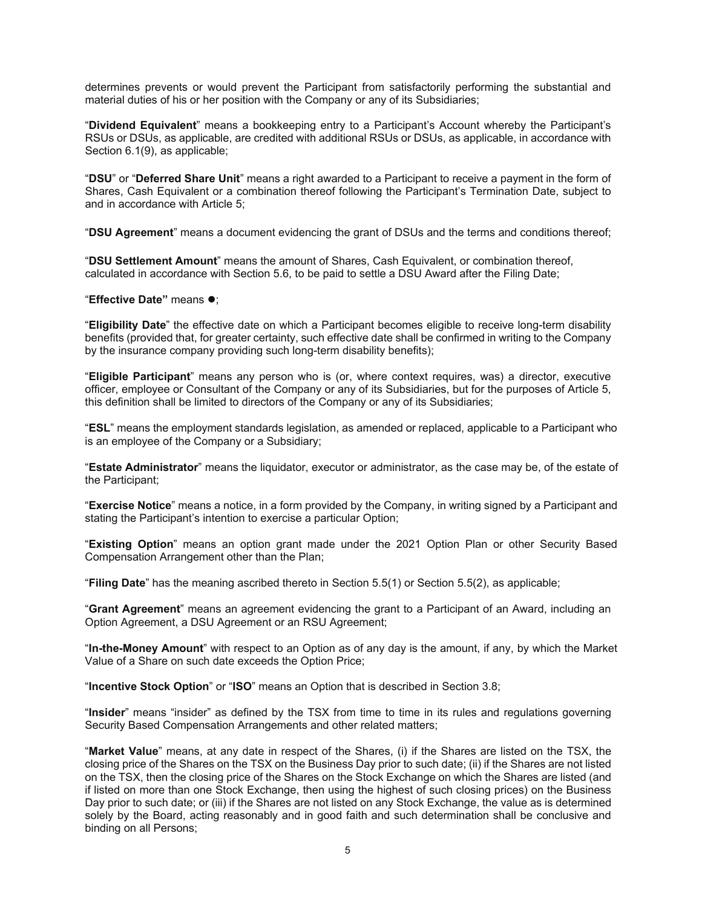determines prevents or would prevent the Participant from satisfactorily performing the substantial and material duties of his or her position with the Company or any of its Subsidiaries;

"**Dividend Equivalent**" means a bookkeeping entry to a Participant's Account whereby the Participant's RSUs or DSUs, as applicable, are credited with additional RSUs or DSUs, as applicable, in accordance with Section 6.1(9), as applicable;

"**DSU**" or "**Deferred Share Unit**" means a right awarded to a Participant to receive a payment in the form of Shares, Cash Equivalent or a combination thereof following the Participant's Termination Date, subject to and in accordance with Article 5;

"**DSU Agreement**" means a document evidencing the grant of DSUs and the terms and conditions thereof;

"**DSU Settlement Amount**" means the amount of Shares, Cash Equivalent, or combination thereof, calculated in accordance with Section 5.6, to be paid to settle a DSU Award after the Filing Date;

"**Effective Date"** means ●;

"**Eligibility Date**" the effective date on which a Participant becomes eligible to receive long-term disability benefits (provided that, for greater certainty, such effective date shall be confirmed in writing to the Company by the insurance company providing such long-term disability benefits);

"**Eligible Participant**" means any person who is (or, where context requires, was) a director, executive officer, employee or Consultant of the Company or any of its Subsidiaries, but for the purposes of Article 5, this definition shall be limited to directors of the Company or any of its Subsidiaries;

"**ESL**" means the employment standards legislation, as amended or replaced, applicable to a Participant who is an employee of the Company or a Subsidiary;

"**Estate Administrator**" means the liquidator, executor or administrator, as the case may be, of the estate of the Participant;

"**Exercise Notice**" means a notice, in a form provided by the Company, in writing signed by a Participant and stating the Participant's intention to exercise a particular Option;

"**Existing Option**" means an option grant made under the 2021 Option Plan or other Security Based Compensation Arrangement other than the Plan;

"**Filing Date**" has the meaning ascribed thereto in Section 5.5(1) or Section 5.5(2), as applicable;

"**Grant Agreement**" means an agreement evidencing the grant to a Participant of an Award, including an Option Agreement, a DSU Agreement or an RSU Agreement;

"**In-the-Money Amount**" with respect to an Option as of any day is the amount, if any, by which the Market Value of a Share on such date exceeds the Option Price;

"**Incentive Stock Option**" or "**ISO**" means an Option that is described in Section 3.8;

"**Insider**" means "insider" as defined by the TSX from time to time in its rules and regulations governing Security Based Compensation Arrangements and other related matters;

"**Market Value**" means, at any date in respect of the Shares, (i) if the Shares are listed on the TSX, the closing price of the Shares on the TSX on the Business Day prior to such date; (ii) if the Shares are not listed on the TSX, then the closing price of the Shares on the Stock Exchange on which the Shares are listed (and if listed on more than one Stock Exchange, then using the highest of such closing prices) on the Business Day prior to such date; or (iii) if the Shares are not listed on any Stock Exchange, the value as is determined solely by the Board, acting reasonably and in good faith and such determination shall be conclusive and binding on all Persons;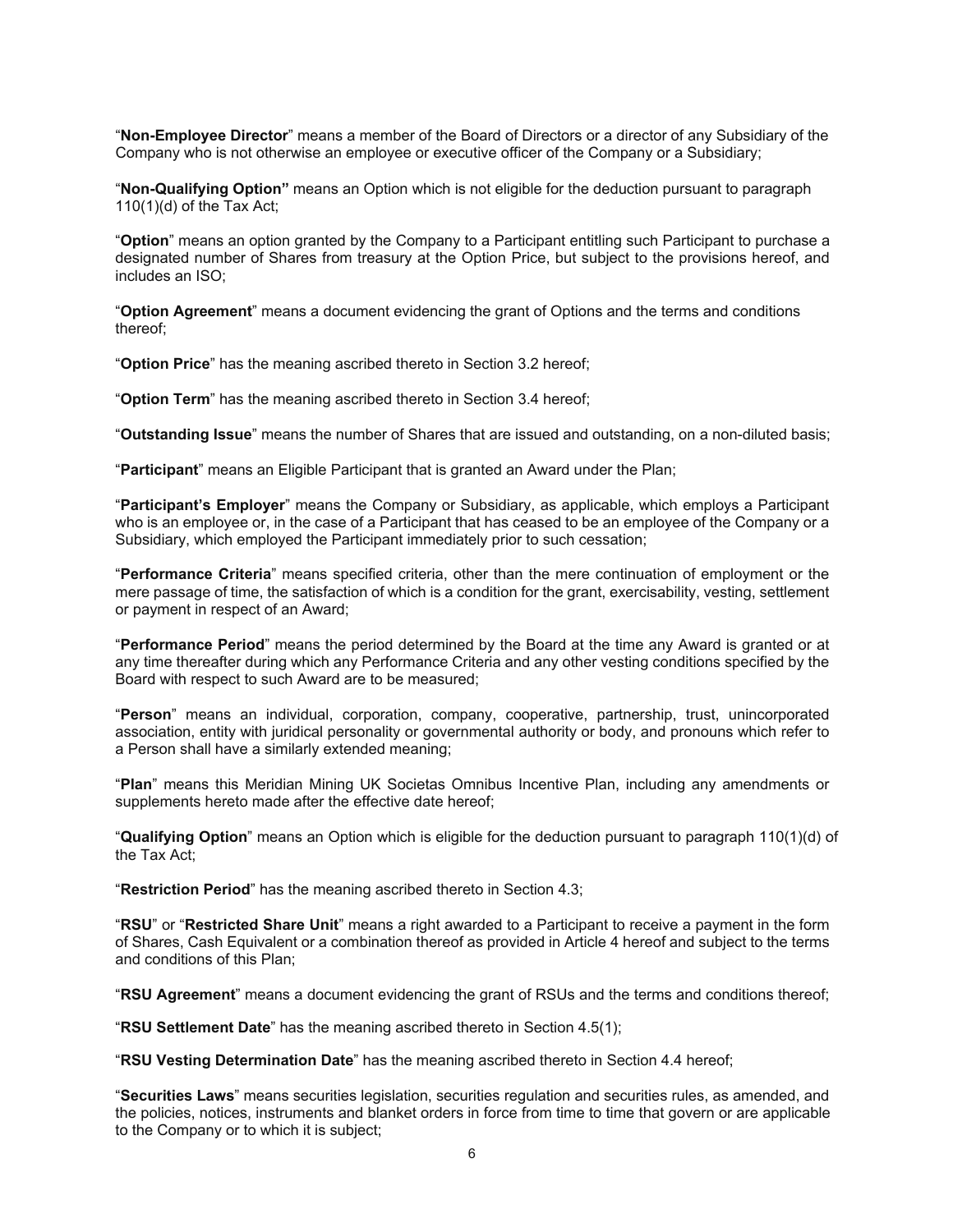"**Non-Employee Director**" means a member of the Board of Directors or a director of any Subsidiary of the Company who is not otherwise an employee or executive officer of the Company or a Subsidiary;

"**Non-Qualifying Option"** means an Option which is not eligible for the deduction pursuant to paragraph 110(1)(d) of the Tax Act;

"**Option**" means an option granted by the Company to a Participant entitling such Participant to purchase a designated number of Shares from treasury at the Option Price, but subject to the provisions hereof, and includes an ISO;

"**Option Agreement**" means a document evidencing the grant of Options and the terms and conditions thereof;

"**Option Price**" has the meaning ascribed thereto in Section 3.2 hereof;

"**Option Term**" has the meaning ascribed thereto in Section 3.4 hereof;

"**Outstanding Issue**" means the number of Shares that are issued and outstanding, on a non-diluted basis;

"**Participant**" means an Eligible Participant that is granted an Award under the Plan;

"**Participant's Employer**" means the Company or Subsidiary, as applicable, which employs a Participant who is an employee or, in the case of a Participant that has ceased to be an employee of the Company or a Subsidiary, which employed the Participant immediately prior to such cessation;

"**Performance Criteria**" means specified criteria, other than the mere continuation of employment or the mere passage of time, the satisfaction of which is a condition for the grant, exercisability, vesting, settlement or payment in respect of an Award;

"**Performance Period**" means the period determined by the Board at the time any Award is granted or at any time thereafter during which any Performance Criteria and any other vesting conditions specified by the Board with respect to such Award are to be measured;

"**Person**" means an individual, corporation, company, cooperative, partnership, trust, unincorporated association, entity with juridical personality or governmental authority or body, and pronouns which refer to a Person shall have a similarly extended meaning;

"**Plan**" means this Meridian Mining UK Societas Omnibus Incentive Plan, including any amendments or supplements hereto made after the effective date hereof;

"**Qualifying Option**" means an Option which is eligible for the deduction pursuant to paragraph 110(1)(d) of the Tax Act;

"**Restriction Period**" has the meaning ascribed thereto in Section 4.3;

"**RSU**" or "**Restricted Share Unit**" means a right awarded to a Participant to receive a payment in the form of Shares, Cash Equivalent or a combination thereof as provided in Article 4 hereof and subject to the terms and conditions of this Plan;

"**RSU Agreement**" means a document evidencing the grant of RSUs and the terms and conditions thereof;

"**RSU Settlement Date**" has the meaning ascribed thereto in Section 4.5(1);

"**RSU Vesting Determination Date**" has the meaning ascribed thereto in Section 4.4 hereof;

"**Securities Laws**" means securities legislation, securities regulation and securities rules, as amended, and the policies, notices, instruments and blanket orders in force from time to time that govern or are applicable to the Company or to which it is subject;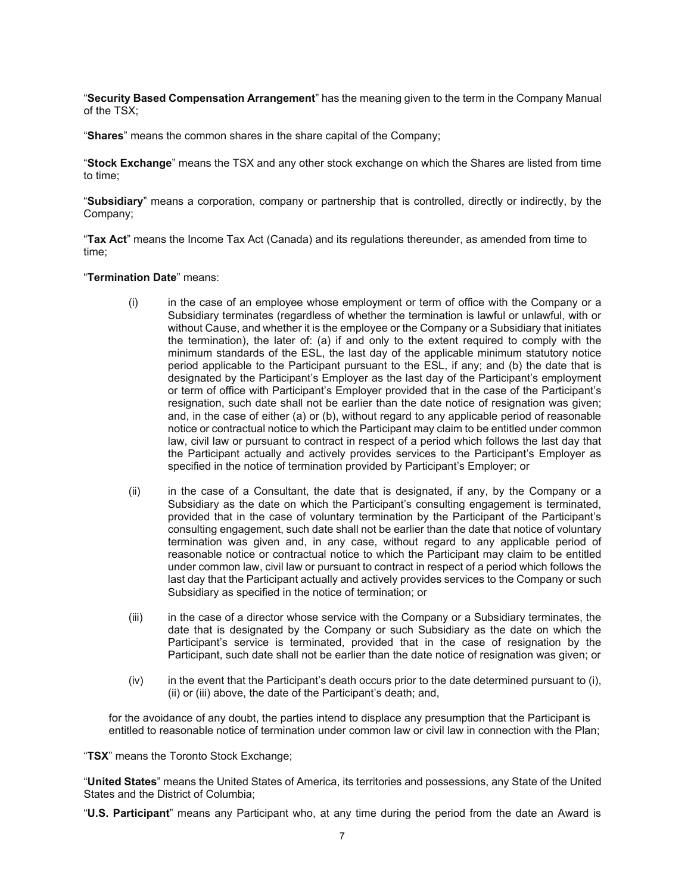"**Security Based Compensation Arrangement**" has the meaning given to the term in the Company Manual of the TSX;

"**Shares**" means the common shares in the share capital of the Company;

"**Stock Exchange**" means the TSX and any other stock exchange on which the Shares are listed from time to time;

"**Subsidiary**" means a corporation, company or partnership that is controlled, directly or indirectly, by the Company;

"**Tax Act**" means the Income Tax Act (Canada) and its regulations thereunder, as amended from time to time;

"**Termination Date**" means:

(i) in the case of an employee whose employment or term of office with the Company or a Subsidiary terminates (regardless of whether the termination is lawful or unlawful, with or without Cause, and whether it is the employee or the Company or a Subsidiary that initiates the termination), the later of: (a) if and only to the extent required to comply with the minimum standards of the ESL, the last day of the applicable minimum statutory notice period applicable to the Participant pursuant to the ESL, if any; and (b) the date that is designated by the Participant's Employer as the last day of the Participant's employment or term of office with Participant's Employer provided that in the case of the Participant's resignation, such date shall not be earlier than the date notice of resignation was given; and, in the case of either (a) or (b), without regard to any applicable period of reasonable notice or contractual notice to which the Participant may claim to be entitled under common law, civil law or pursuant to contract in respect of a period which follows the last day that the Participant actually and actively provides services to the Participant's Employer as specified in the notice of termination provided by Participant's Employer; or

(ii) in the case of a Consultant, the date that is designated, if any, by the Company or a Subsidiary as the date on which the Participant's consulting engagement is terminated, provided that in the case of voluntary termination by the Participant of the Participant's consulting engagement, such date shall not be earlier than the date that notice of voluntary termination was given and, in any case, without regard to any applicable period of reasonable notice or contractual notice to which the Participant may claim to be entitled under common law, civil law or pursuant to contract in respect of a period which follows the last day that the Participant actually and actively provides services to the Company or such Subsidiary as specified in the notice of termination; or

(iii) in the case of a director whose service with the Company or a Subsidiary terminates, the date that is designated by the Company or such Subsidiary as the date on which the Participant's service is terminated, provided that in the case of resignation by the Participant, such date shall not be earlier than the date notice of resignation was given; or

(iv) in the event that the Participant's death occurs prior to the date determined pursuant to (i), (ii) or (iii) above, the date of the Participant's death; and,

for the avoidance of any doubt, the parties intend to displace any presumption that the Participant is entitled to reasonable notice of termination under common law or civil law in connection with the Plan;

"**TSX**" means the Toronto Stock Exchange;

"**United States**" means the United States of America, its territories and possessions, any State of the United States and the District of Columbia;

"**U.S. Participant**" means any Participant who, at any time during the period from the date an Award is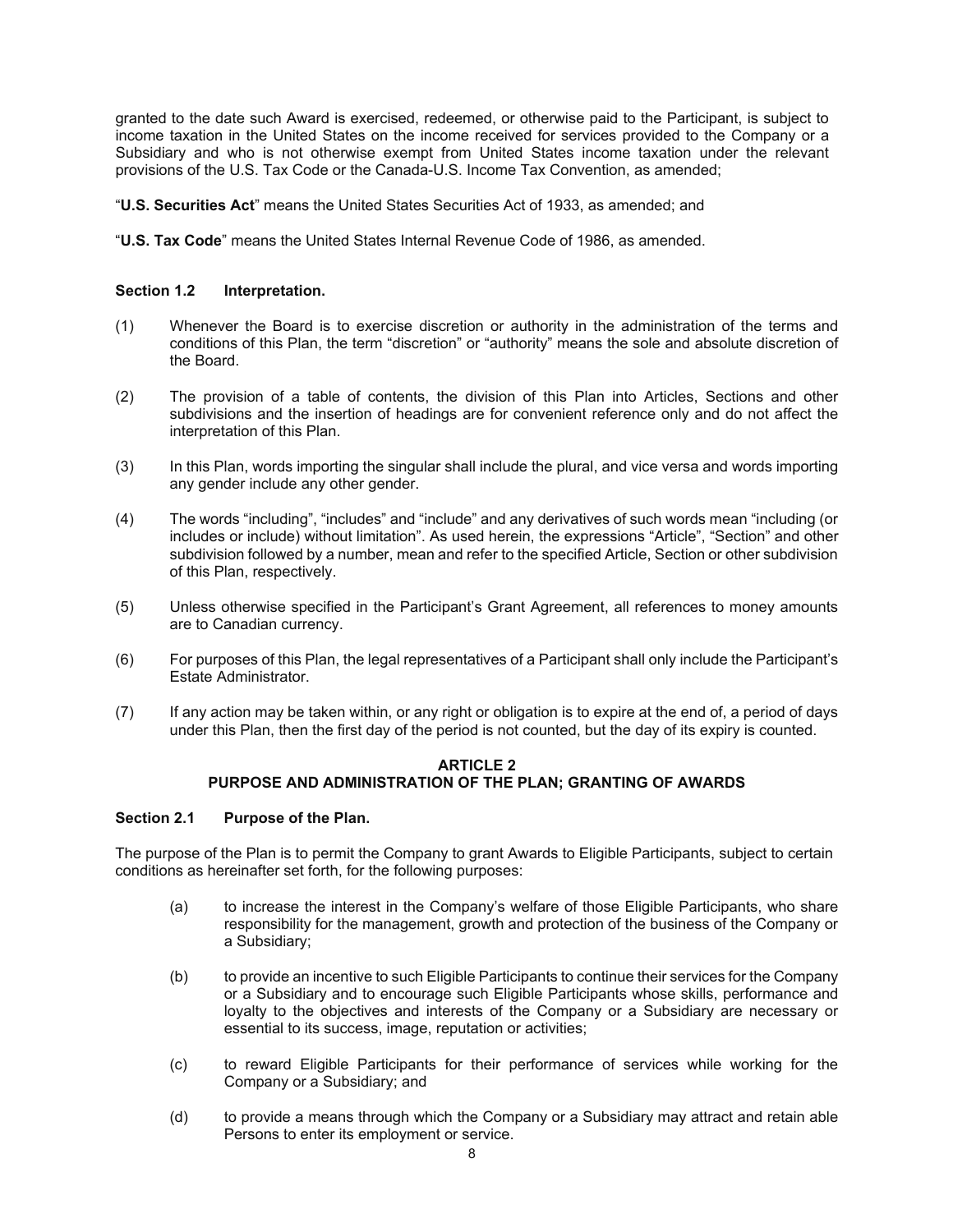granted to the date such Award is exercised, redeemed, or otherwise paid to the Participant, is subject to income taxation in the United States on the income received for services provided to the Company or a Subsidiary and who is not otherwise exempt from United States income taxation under the relevant provisions of the U.S. Tax Code or the Canada-U.S. Income Tax Convention, as amended;

"**U.S. Securities Act**" means the United States Securities Act of 1933, as amended; and

"**U.S. Tax Code**" means the United States Internal Revenue Code of 1986, as amended.

### Section 1.2 Interpretation.

(1) Whenever the Board is to exercise discretion or authority in the administration of the terms and conditions of this Plan, the term "discretion" or "authority" means the sole and absolute discretion of the Board.

(2) The provision of a table of contents, the division of this Plan into Articles, Sections and other subdivisions and the insertion of headings are for convenient reference only and do not affect the interpretation of this Plan.

(3) In this Plan, words importing the singular shall include the plural, and vice versa and words importing any gender include any other gender.

(4) The words "including", "includes" and "include" and any derivatives of such words mean "including (or includes or include) without limitation". As used herein, the expressions "Article", "Section" and other subdivision followed by a number, mean and refer to the specified Article, Section or other subdivision of this Plan, respectively.

(5) Unless otherwise specified in the Participant's Grant Agreement, all references to money amounts are to Canadian currency.

(6) For purposes of this Plan, the legal representatives of a Participant shall only include the Participant's Estate Administrator.

(7) If any action may be taken within, or any right or obligation is to expire at the end of, a period of days under this Plan, then the first day of the period is not counted, but the day of its expiry is counted.

## ARTICLE 2
## PURPOSE AND ADMINISTRATION OF THE PLAN; GRANTING OF AWARDS

### Section 2.1 Purpose of the Plan.

The purpose of the Plan is to permit the Company to grant Awards to Eligible Participants, subject to certain conditions as hereinafter set forth, for the following purposes:

(a) to increase the interest in the Company's welfare of those Eligible Participants, who share responsibility for the management, growth and protection of the business of the Company or a Subsidiary;

(b) to provide an incentive to such Eligible Participants to continue their services for the Company or a Subsidiary and to encourage such Eligible Participants whose skills, performance and loyalty to the objectives and interests of the Company or a Subsidiary are necessary or essential to its success, image, reputation or activities;

(c) to reward Eligible Participants for their performance of services while working for the Company or a Subsidiary; and

(d) to provide a means through which the Company or a Subsidiary may attract and retain able Persons to enter its employment or service.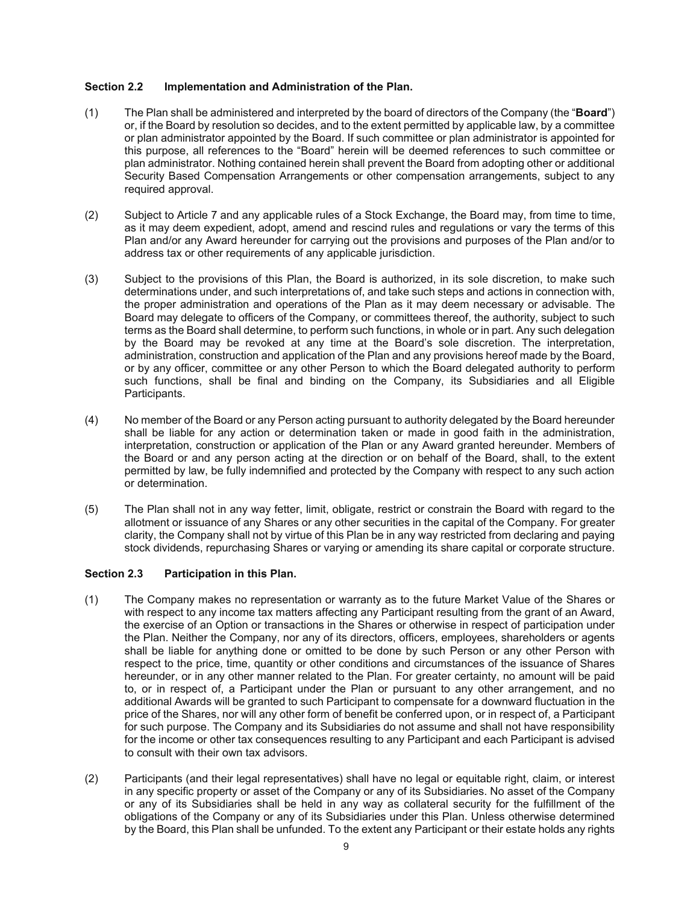### Section 2.2 Implementation and Administration of the Plan.

(1) The Plan shall be administered and interpreted by the board of directors of the Company (the "**Board**") or, if the Board by resolution so decides, and to the extent permitted by applicable law, by a committee or plan administrator appointed by the Board. If such committee or plan administrator is appointed for this purpose, all references to the "Board" herein will be deemed references to such committee or plan administrator. Nothing contained herein shall prevent the Board from adopting other or additional Security Based Compensation Arrangements or other compensation arrangements, subject to any required approval.

(2) Subject to Article 7 and any applicable rules of a Stock Exchange, the Board may, from time to time, as it may deem expedient, adopt, amend and rescind rules and regulations or vary the terms of this Plan and/or any Award hereunder for carrying out the provisions and purposes of the Plan and/or to address tax or other requirements of any applicable jurisdiction.

(3) Subject to the provisions of this Plan, the Board is authorized, in its sole discretion, to make such determinations under, and such interpretations of, and take such steps and actions in connection with, the proper administration and operations of the Plan as it may deem necessary or advisable. The Board may delegate to officers of the Company, or committees thereof, the authority, subject to such terms as the Board shall determine, to perform such functions, in whole or in part. Any such delegation by the Board may be revoked at any time at the Board's sole discretion. The interpretation, administration, construction and application of the Plan and any provisions hereof made by the Board, or by any officer, committee or any other Person to which the Board delegated authority to perform such functions, shall be final and binding on the Company, its Subsidiaries and all Eligible Participants.

(4) No member of the Board or any Person acting pursuant to authority delegated by the Board hereunder shall be liable for any action or determination taken or made in good faith in the administration, interpretation, construction or application of the Plan or any Award granted hereunder. Members of the Board or and any person acting at the direction or on behalf of the Board, shall, to the extent permitted by law, be fully indemnified and protected by the Company with respect to any such action or determination.

(5) The Plan shall not in any way fetter, limit, obligate, restrict or constrain the Board with regard to the allotment or issuance of any Shares or any other securities in the capital of the Company. For greater clarity, the Company shall not by virtue of this Plan be in any way restricted from declaring and paying stock dividends, repurchasing Shares or varying or amending its share capital or corporate structure.

### Section 2.3 Participation in this Plan.

(1) The Company makes no representation or warranty as to the future Market Value of the Shares or with respect to any income tax matters affecting any Participant resulting from the grant of an Award, the exercise of an Option or transactions in the Shares or otherwise in respect of participation under the Plan. Neither the Company, nor any of its directors, officers, employees, shareholders or agents shall be liable for anything done or omitted to be done by such Person or any other Person with respect to the price, time, quantity or other conditions and circumstances of the issuance of Shares hereunder, or in any other manner related to the Plan. For greater certainty, no amount will be paid to, or in respect of, a Participant under the Plan or pursuant to any other arrangement, and no additional Awards will be granted to such Participant to compensate for a downward fluctuation in the price of the Shares, nor will any other form of benefit be conferred upon, or in respect of, a Participant for such purpose. The Company and its Subsidiaries do not assume and shall not have responsibility for the income or other tax consequences resulting to any Participant and each Participant is advised to consult with their own tax advisors.

(2) Participants (and their legal representatives) shall have no legal or equitable right, claim, or interest in any specific property or asset of the Company or any of its Subsidiaries. No asset of the Company or any of its Subsidiaries shall be held in any way as collateral security for the fulfillment of the obligations of the Company or any of its Subsidiaries under this Plan. Unless otherwise determined by the Board, this Plan shall be unfunded. To the extent any Participant or their estate holds any rights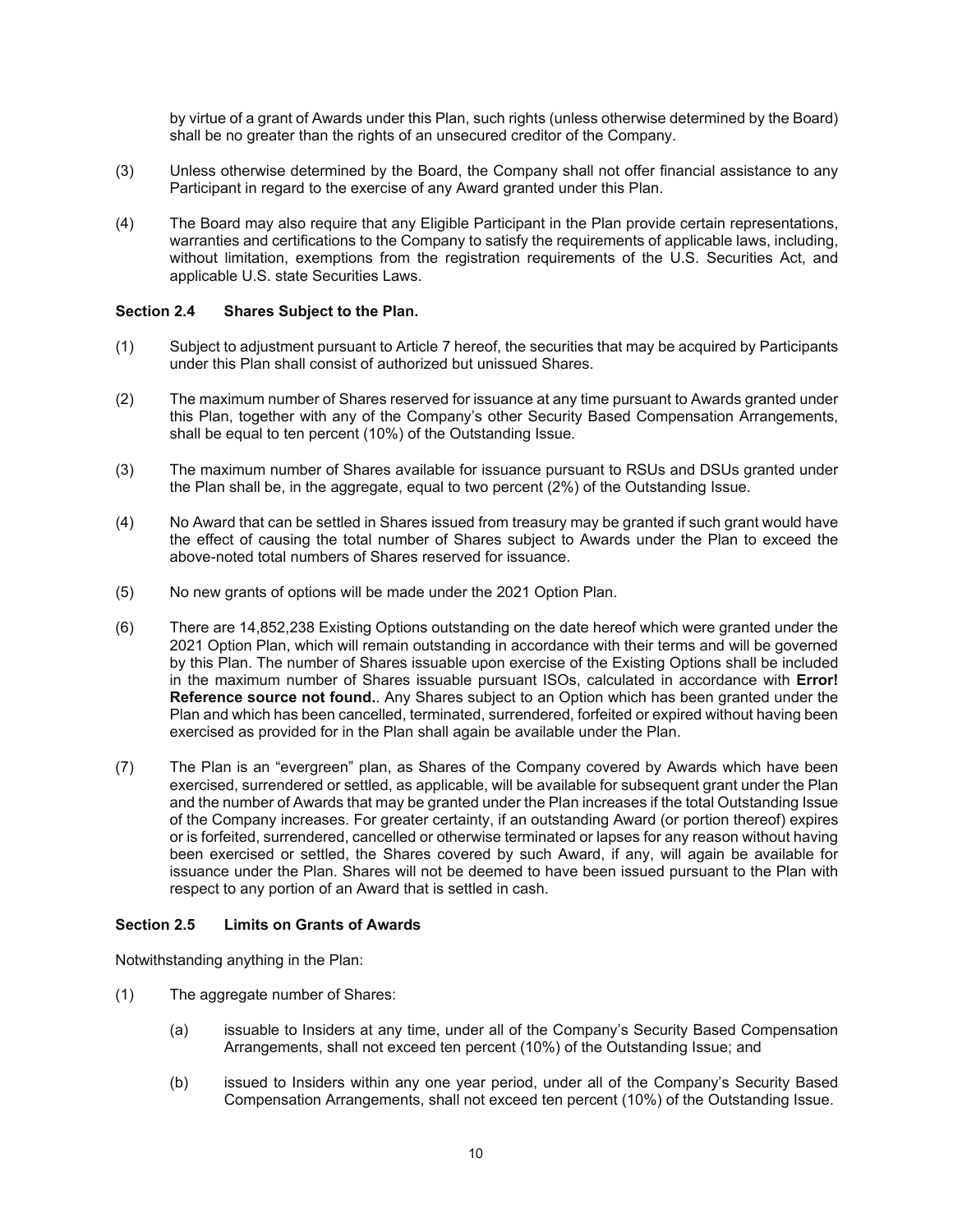by virtue of a grant of Awards under this Plan, such rights (unless otherwise determined by the Board) shall be no greater than the rights of an unsecured creditor of the Company.

(3) Unless otherwise determined by the Board, the Company shall not offer financial assistance to any Participant in regard to the exercise of any Award granted under this Plan.

(4) The Board may also require that any Eligible Participant in the Plan provide certain representations, warranties and certifications to the Company to satisfy the requirements of applicable laws, including, without limitation, exemptions from the registration requirements of the U.S. Securities Act, and applicable U.S. state Securities Laws.

### Section 2.4 Shares Subject to the Plan.

(1) Subject to adjustment pursuant to Article 7 hereof, the securities that may be acquired by Participants under this Plan shall consist of authorized but unissued Shares.

(2) The maximum number of Shares reserved for issuance at any time pursuant to Awards granted under this Plan, together with any of the Company's other Security Based Compensation Arrangements, shall be equal to ten percent (10%) of the Outstanding Issue.

(3) The maximum number of Shares available for issuance pursuant to RSUs and DSUs granted under the Plan shall be, in the aggregate, equal to two percent (2%) of the Outstanding Issue.

(4) No Award that can be settled in Shares issued from treasury may be granted if such grant would have the effect of causing the total number of Shares subject to Awards under the Plan to exceed the above-noted total numbers of Shares reserved for issuance.

(5) No new grants of options will be made under the 2021 Option Plan.

(6) There are 14,852,238 Existing Options outstanding on the date hereof which were granted under the 2021 Option Plan, which will remain outstanding in accordance with their terms and will be governed by this Plan. The number of Shares issuable upon exercise of the Existing Options shall be included in the maximum number of Shares issuable pursuant ISOs, calculated in accordance with **Error! Reference source not found.**. Any Shares subject to an Option which has been granted under the Plan and which has been cancelled, terminated, surrendered, forfeited or expired without having been exercised as provided for in the Plan shall again be available under the Plan.

(7) The Plan is an "evergreen" plan, as Shares of the Company covered by Awards which have been exercised, surrendered or settled, as applicable, will be available for subsequent grant under the Plan and the number of Awards that may be granted under the Plan increases if the total Outstanding Issue of the Company increases. For greater certainty, if an outstanding Award (or portion thereof) expires or is forfeited, surrendered, cancelled or otherwise terminated or lapses for any reason without having been exercised or settled, the Shares covered by such Award, if any, will again be available for issuance under the Plan. Shares will not be deemed to have been issued pursuant to the Plan with respect to any portion of an Award that is settled in cash.

### Section 2.5 Limits on Grants of Awards

Notwithstanding anything in the Plan:

(1) The aggregate number of Shares:

(a) issuable to Insiders at any time, under all of the Company's Security Based Compensation Arrangements, shall not exceed ten percent (10%) of the Outstanding Issue; and

(b) issued to Insiders within any one year period, under all of the Company's Security Based Compensation Arrangements, shall not exceed ten percent (10%) of the Outstanding Issue.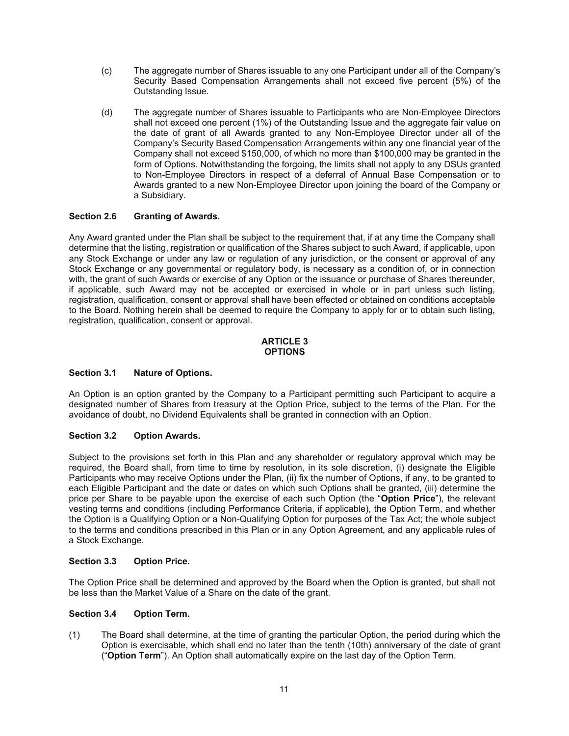(c) The aggregate number of Shares issuable to any one Participant under all of the Company's Security Based Compensation Arrangements shall not exceed five percent (5%) of the Outstanding Issue.

(d) The aggregate number of Shares issuable to Participants who are Non-Employee Directors shall not exceed one percent (1%) of the Outstanding Issue and the aggregate fair value on the date of grant of all Awards granted to any Non-Employee Director under all of the Company's Security Based Compensation Arrangements within any one financial year of the Company shall not exceed $150,000, of which no more than $100,000 may be granted in the form of Options. Notwithstanding the forgoing, the limits shall not apply to any DSUs granted to Non-Employee Directors in respect of a deferral of Annual Base Compensation or to Awards granted to a new Non-Employee Director upon joining the board of the Company or a Subsidiary.

**Section 2.6 Granting of Awards.**

Any Award granted under the Plan shall be subject to the requirement that, if at any time the Company shall determine that the listing, registration or qualification of the Shares subject to such Award, if applicable, upon any Stock Exchange or under any law or regulation of any jurisdiction, or the consent or approval of any Stock Exchange or any governmental or regulatory body, is necessary as a condition of, or in connection with, the grant of such Awards or exercise of any Option or the issuance or purchase of Shares thereunder, if applicable, such Award may not be accepted or exercised in whole or in part unless such listing, registration, qualification, consent or approval shall have been effected or obtained on conditions acceptable to the Board. Nothing herein shall be deemed to require the Company to apply for or to obtain such listing, registration, qualification, consent or approval.

## ARTICLE 3
## OPTIONS

**Section 3.1 Nature of Options.**

An Option is an option granted by the Company to a Participant permitting such Participant to acquire a designated number of Shares from treasury at the Option Price, subject to the terms of the Plan. For the avoidance of doubt, no Dividend Equivalents shall be granted in connection with an Option.

**Section 3.2 Option Awards.**

Subject to the provisions set forth in this Plan and any shareholder or regulatory approval which may be required, the Board shall, from time to time by resolution, in its sole discretion, (i) designate the Eligible Participants who may receive Options under the Plan, (ii) fix the number of Options, if any, to be granted to each Eligible Participant and the date or dates on which such Options shall be granted, (iii) determine the price per Share to be payable upon the exercise of each such Option (the "**Option Price**"), the relevant vesting terms and conditions (including Performance Criteria, if applicable), the Option Term, and whether the Option is a Qualifying Option or a Non-Qualifying Option for purposes of the Tax Act; the whole subject to the terms and conditions prescribed in this Plan or in any Option Agreement, and any applicable rules of a Stock Exchange.

**Section 3.3 Option Price.**

The Option Price shall be determined and approved by the Board when the Option is granted, but shall not be less than the Market Value of a Share on the date of the grant.

**Section 3.4 Option Term.**

(1) The Board shall determine, at the time of granting the particular Option, the period during which the Option is exercisable, which shall end no later than the tenth (10th) anniversary of the date of grant ("**Option Term**"). An Option shall automatically expire on the last day of the Option Term.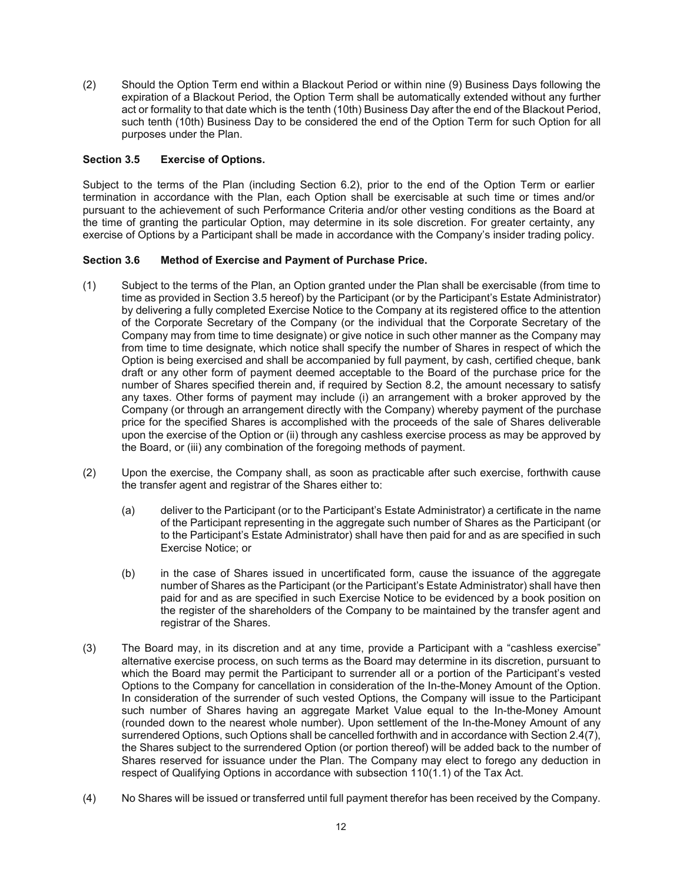(2) Should the Option Term end within a Blackout Period or within nine (9) Business Days following the expiration of a Blackout Period, the Option Term shall be automatically extended without any further act or formality to that date which is the tenth (10th) Business Day after the end of the Blackout Period, such tenth (10th) Business Day to be considered the end of the Option Term for such Option for all purposes under the Plan.

### Section 3.5 Exercise of Options.

Subject to the terms of the Plan (including Section 6.2), prior to the end of the Option Term or earlier termination in accordance with the Plan, each Option shall be exercisable at such time or times and/or pursuant to the achievement of such Performance Criteria and/or other vesting conditions as the Board at the time of granting the particular Option, may determine in its sole discretion. For greater certainty, any exercise of Options by a Participant shall be made in accordance with the Company's insider trading policy.

### Section 3.6 Method of Exercise and Payment of Purchase Price.

(1) Subject to the terms of the Plan, an Option granted under the Plan shall be exercisable (from time to time as provided in Section 3.5 hereof) by the Participant (or by the Participant's Estate Administrator) by delivering a fully completed Exercise Notice to the Company at its registered office to the attention of the Corporate Secretary of the Company (or the individual that the Corporate Secretary of the Company may from time to time designate) or give notice in such other manner as the Company may from time to time designate, which notice shall specify the number of Shares in respect of which the Option is being exercised and shall be accompanied by full payment, by cash, certified cheque, bank draft or any other form of payment deemed acceptable to the Board of the purchase price for the number of Shares specified therein and, if required by Section 8.2, the amount necessary to satisfy any taxes. Other forms of payment may include (i) an arrangement with a broker approved by the Company (or through an arrangement directly with the Company) whereby payment of the purchase price for the specified Shares is accomplished with the proceeds of the sale of Shares deliverable upon the exercise of the Option or (ii) through any cashless exercise process as may be approved by the Board, or (iii) any combination of the foregoing methods of payment.

(2) Upon the exercise, the Company shall, as soon as practicable after such exercise, forthwith cause the transfer agent and registrar of the Shares either to:

(a) deliver to the Participant (or to the Participant's Estate Administrator) a certificate in the name of the Participant representing in the aggregate such number of Shares as the Participant (or to the Participant's Estate Administrator) shall have then paid for and as are specified in such Exercise Notice; or

(b) in the case of Shares issued in uncertificated form, cause the issuance of the aggregate number of Shares as the Participant (or the Participant's Estate Administrator) shall have then paid for and as are specified in such Exercise Notice to be evidenced by a book position on the register of the shareholders of the Company to be maintained by the transfer agent and registrar of the Shares.

(3) The Board may, in its discretion and at any time, provide a Participant with a "cashless exercise" alternative exercise process, on such terms as the Board may determine in its discretion, pursuant to which the Board may permit the Participant to surrender all or a portion of the Participant's vested Options to the Company for cancellation in consideration of the In-the-Money Amount of the Option. In consideration of the surrender of such vested Options, the Company will issue to the Participant such number of Shares having an aggregate Market Value equal to the In-the-Money Amount (rounded down to the nearest whole number). Upon settlement of the In-the-Money Amount of any surrendered Options, such Options shall be cancelled forthwith and in accordance with Section 2.4(7), the Shares subject to the surrendered Option (or portion thereof) will be added back to the number of Shares reserved for issuance under the Plan. The Company may elect to forego any deduction in respect of Qualifying Options in accordance with subsection 110(1.1) of the Tax Act.

(4) No Shares will be issued or transferred until full payment therefor has been received by the Company.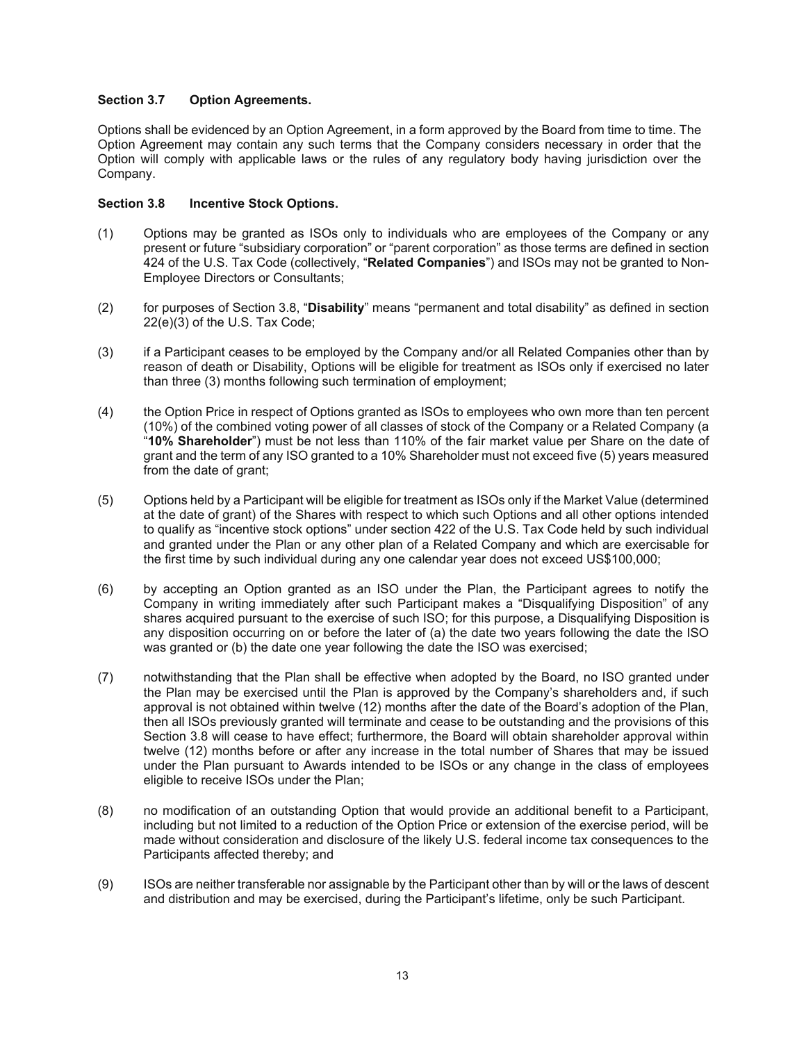### Section 3.7 Option Agreements.

Options shall be evidenced by an Option Agreement, in a form approved by the Board from time to time. The Option Agreement may contain any such terms that the Company considers necessary in order that the Option will comply with applicable laws or the rules of any regulatory body having jurisdiction over the Company.

### Section 3.8 Incentive Stock Options.

(1) Options may be granted as ISOs only to individuals who are employees of the Company or any present or future "subsidiary corporation" or "parent corporation" as those terms are defined in section 424 of the U.S. Tax Code (collectively, "**Related Companies**") and ISOs may not be granted to Non-Employee Directors or Consultants;

(2) for purposes of Section 3.8, "**Disability**" means "permanent and total disability" as defined in section 22(e)(3) of the U.S. Tax Code;

(3) if a Participant ceases to be employed by the Company and/or all Related Companies other than by reason of death or Disability, Options will be eligible for treatment as ISOs only if exercised no later than three (3) months following such termination of employment;

(4) the Option Price in respect of Options granted as ISOs to employees who own more than ten percent (10%) of the combined voting power of all classes of stock of the Company or a Related Company (a "**10% Shareholder**") must be not less than 110% of the fair market value per Share on the date of grant and the term of any ISO granted to a 10% Shareholder must not exceed five (5) years measured from the date of grant;

(5) Options held by a Participant will be eligible for treatment as ISOs only if the Market Value (determined at the date of grant) of the Shares with respect to which such Options and all other options intended to qualify as "incentive stock options" under section 422 of the U.S. Tax Code held by such individual and granted under the Plan or any other plan of a Related Company and which are exercisable for the first time by such individual during any one calendar year does not exceed US$100,000;

(6) by accepting an Option granted as an ISO under the Plan, the Participant agrees to notify the Company in writing immediately after such Participant makes a "Disqualifying Disposition" of any shares acquired pursuant to the exercise of such ISO; for this purpose, a Disqualifying Disposition is any disposition occurring on or before the later of (a) the date two years following the date the ISO was granted or (b) the date one year following the date the ISO was exercised;

(7) notwithstanding that the Plan shall be effective when adopted by the Board, no ISO granted under the Plan may be exercised until the Plan is approved by the Company's shareholders and, if such approval is not obtained within twelve (12) months after the date of the Board's adoption of the Plan, then all ISOs previously granted will terminate and cease to be outstanding and the provisions of this Section 3.8 will cease to have effect; furthermore, the Board will obtain shareholder approval within twelve (12) months before or after any increase in the total number of Shares that may be issued under the Plan pursuant to Awards intended to be ISOs or any change in the class of employees eligible to receive ISOs under the Plan;

(8) no modification of an outstanding Option that would provide an additional benefit to a Participant, including but not limited to a reduction of the Option Price or extension of the exercise period, will be made without consideration and disclosure of the likely U.S. federal income tax consequences to the Participants affected thereby; and

(9) ISOs are neither transferable nor assignable by the Participant other than by will or the laws of descent and distribution and may be exercised, during the Participant's lifetime, only be such Participant.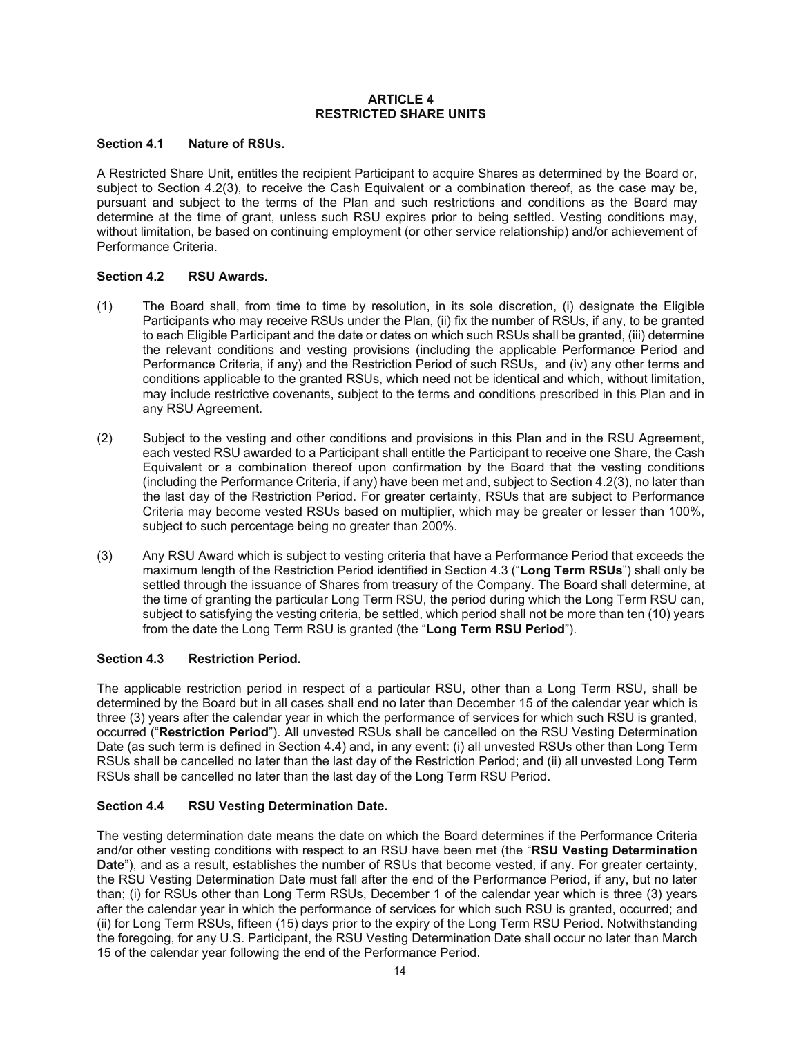## ARTICLE 4
## RESTRICTED SHARE UNITS

### Section 4.1 Nature of RSUs.

A Restricted Share Unit, entitles the recipient Participant to acquire Shares as determined by the Board or, subject to Section 4.2(3), to receive the Cash Equivalent or a combination thereof, as the case may be, pursuant and subject to the terms of the Plan and such restrictions and conditions as the Board may determine at the time of grant, unless such RSU expires prior to being settled. Vesting conditions may, without limitation, be based on continuing employment (or other service relationship) and/or achievement of Performance Criteria.

### Section 4.2 RSU Awards.

(1) The Board shall, from time to time by resolution, in its sole discretion, (i) designate the Eligible Participants who may receive RSUs under the Plan, (ii) fix the number of RSUs, if any, to be granted to each Eligible Participant and the date or dates on which such RSUs shall be granted, (iii) determine the relevant conditions and vesting provisions (including the applicable Performance Period and Performance Criteria, if any) and the Restriction Period of such RSUs, and (iv) any other terms and conditions applicable to the granted RSUs, which need not be identical and which, without limitation, may include restrictive covenants, subject to the terms and conditions prescribed in this Plan and in any RSU Agreement.

(2) Subject to the vesting and other conditions and provisions in this Plan and in the RSU Agreement, each vested RSU awarded to a Participant shall entitle the Participant to receive one Share, the Cash Equivalent or a combination thereof upon confirmation by the Board that the vesting conditions (including the Performance Criteria, if any) have been met and, subject to Section 4.2(3), no later than the last day of the Restriction Period. For greater certainty, RSUs that are subject to Performance Criteria may become vested RSUs based on multiplier, which may be greater or lesser than 100%, subject to such percentage being no greater than 200%.

(3) Any RSU Award which is subject to vesting criteria that have a Performance Period that exceeds the maximum length of the Restriction Period identified in Section 4.3 ("**Long Term RSUs**") shall only be settled through the issuance of Shares from treasury of the Company. The Board shall determine, at the time of granting the particular Long Term RSU, the period during which the Long Term RSU can, subject to satisfying the vesting criteria, be settled, which period shall not be more than ten (10) years from the date the Long Term RSU is granted (the "**Long Term RSU Period**").

### Section 4.3 Restriction Period.

The applicable restriction period in respect of a particular RSU, other than a Long Term RSU, shall be determined by the Board but in all cases shall end no later than December 15 of the calendar year which is three (3) years after the calendar year in which the performance of services for which such RSU is granted, occurred ("**Restriction Period**"). All unvested RSUs shall be cancelled on the RSU Vesting Determination Date (as such term is defined in Section 4.4) and, in any event: (i) all unvested RSUs other than Long Term RSUs shall be cancelled no later than the last day of the Restriction Period; and (ii) all unvested Long Term RSUs shall be cancelled no later than the last day of the Long Term RSU Period.

### Section 4.4 RSU Vesting Determination Date.

The vesting determination date means the date on which the Board determines if the Performance Criteria and/or other vesting conditions with respect to an RSU have been met (the "**RSU Vesting Determination Date**"), and as a result, establishes the number of RSUs that become vested, if any. For greater certainty, the RSU Vesting Determination Date must fall after the end of the Performance Period, if any, but no later than; (i) for RSUs other than Long Term RSUs, December 1 of the calendar year which is three (3) years after the calendar year in which the performance of services for which such RSU is granted, occurred; and (ii) for Long Term RSUs, fifteen (15) days prior to the expiry of the Long Term RSU Period. Notwithstanding the foregoing, for any U.S. Participant, the RSU Vesting Determination Date shall occur no later than March 15 of the calendar year following the end of the Performance Period.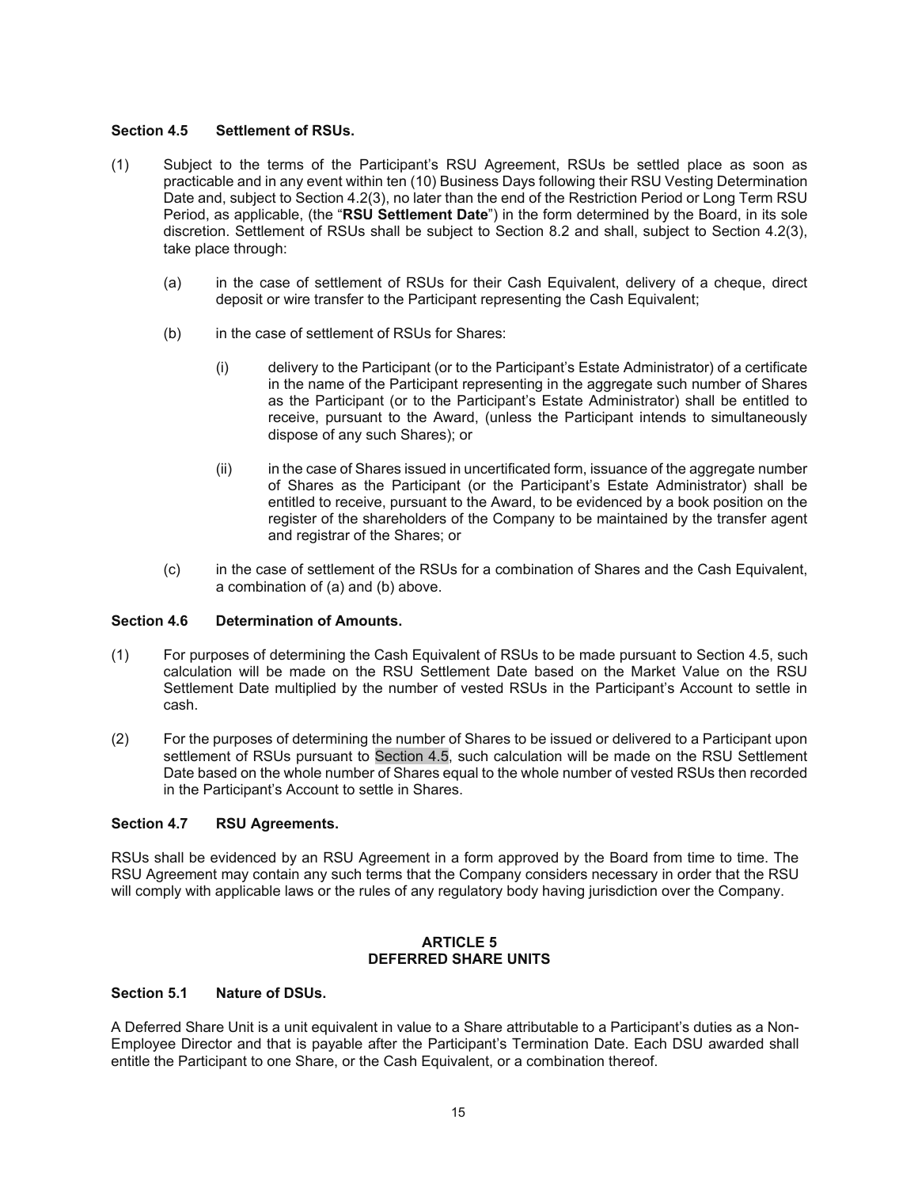### Section 4.5 Settlement of RSUs.

(1) Subject to the terms of the Participant's RSU Agreement, RSUs be settled place as soon as practicable and in any event within ten (10) Business Days following their RSU Vesting Determination Date and, subject to Section 4.2(3), no later than the end of the Restriction Period or Long Term RSU Period, as applicable, (the "**RSU Settlement Date**") in the form determined by the Board, in its sole discretion. Settlement of RSUs shall be subject to Section 8.2 and shall, subject to Section 4.2(3), take place through:

   (a) in the case of settlement of RSUs for their Cash Equivalent, delivery of a cheque, direct deposit or wire transfer to the Participant representing the Cash Equivalent;

   (b) in the case of settlement of RSUs for Shares:

      (i) delivery to the Participant (or to the Participant's Estate Administrator) of a certificate in the name of the Participant representing in the aggregate such number of Shares as the Participant (or to the Participant's Estate Administrator) shall be entitled to receive, pursuant to the Award, (unless the Participant intends to simultaneously dispose of any such Shares); or

      (ii) in the case of Shares issued in uncertificated form, issuance of the aggregate number of Shares as the Participant (or the Participant's Estate Administrator) shall be entitled to receive, pursuant to the Award, to be evidenced by a book position on the register of the shareholders of the Company to be maintained by the transfer agent and registrar of the Shares; or

   (c) in the case of settlement of the RSUs for a combination of Shares and the Cash Equivalent, a combination of (a) and (b) above.

### Section 4.6 Determination of Amounts.

(1) For purposes of determining the Cash Equivalent of RSUs to be made pursuant to Section 4.5, such calculation will be made on the RSU Settlement Date based on the Market Value on the RSU Settlement Date multiplied by the number of vested RSUs in the Participant's Account to settle in cash.

(2) For the purposes of determining the number of Shares to be issued or delivered to a Participant upon settlement of RSUs pursuant to Section 4.5, such calculation will be made on the RSU Settlement Date based on the whole number of Shares equal to the whole number of vested RSUs then recorded in the Participant's Account to settle in Shares.

### Section 4.7 RSU Agreements.

RSUs shall be evidenced by an RSU Agreement in a form approved by the Board from time to time. The RSU Agreement may contain any such terms that the Company considers necessary in order that the RSU will comply with applicable laws or the rules of any regulatory body having jurisdiction over the Company.

## ARTICLE 5
## DEFERRED SHARE UNITS

### Section 5.1 Nature of DSUs.

A Deferred Share Unit is a unit equivalent in value to a Share attributable to a Participant's duties as a Non-Employee Director and that is payable after the Participant's Termination Date. Each DSU awarded shall entitle the Participant to one Share, or the Cash Equivalent, or a combination thereof.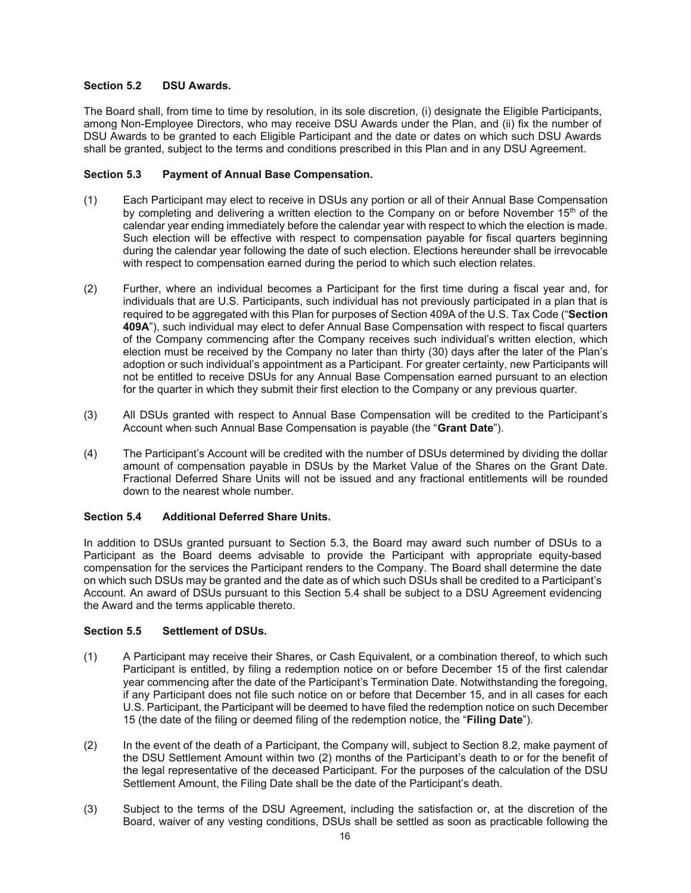### Section 5.2 DSU Awards.

The Board shall, from time to time by resolution, in its sole discretion, (i) designate the Eligible Participants, among Non-Employee Directors, who may receive DSU Awards under the Plan, and (ii) fix the number of DSU Awards to be granted to each Eligible Participant and the date or dates on which such DSU Awards shall be granted, subject to the terms and conditions prescribed in this Plan and in any DSU Agreement.

### Section 5.3 Payment of Annual Base Compensation.

(1) Each Participant may elect to receive in DSUs any portion or all of their Annual Base Compensation by completing and delivering a written election to the Company on or before November 15th of the calendar year ending immediately before the calendar year with respect to which the election is made. Such election will be effective with respect to compensation payable for fiscal quarters beginning during the calendar year following the date of such election. Elections hereunder shall be irrevocable with respect to compensation earned during the period to which such election relates.

(2) Further, where an individual becomes a Participant for the first time during a fiscal year and, for individuals that are U.S. Participants, such individual has not previously participated in a plan that is required to be aggregated with this Plan for purposes of Section 409A of the U.S. Tax Code ("**Section 409A**"), such individual may elect to defer Annual Base Compensation with respect to fiscal quarters of the Company commencing after the Company receives such individual's written election, which election must be received by the Company no later than thirty (30) days after the later of the Plan's adoption or such individual's appointment as a Participant. For greater certainty, new Participants will not be entitled to receive DSUs for any Annual Base Compensation earned pursuant to an election for the quarter in which they submit their first election to the Company or any previous quarter.

(3) All DSUs granted with respect to Annual Base Compensation will be credited to the Participant's Account when such Annual Base Compensation is payable (the "**Grant Date**").

(4) The Participant's Account will be credited with the number of DSUs determined by dividing the dollar amount of compensation payable in DSUs by the Market Value of the Shares on the Grant Date. Fractional Deferred Share Units will not be issued and any fractional entitlements will be rounded down to the nearest whole number.

### Section 5.4 Additional Deferred Share Units.

In addition to DSUs granted pursuant to Section 5.3, the Board may award such number of DSUs to a Participant as the Board deems advisable to provide the Participant with appropriate equity-based compensation for the services the Participant renders to the Company. The Board shall determine the date on which such DSUs may be granted and the date as of which such DSUs shall be credited to a Participant's Account. An award of DSUs pursuant to this Section 5.4 shall be subject to a DSU Agreement evidencing the Award and the terms applicable thereto.

### Section 5.5 Settlement of DSUs.

(1) A Participant may receive their Shares, or Cash Equivalent, or a combination thereof, to which such Participant is entitled, by filing a redemption notice on or before December 15 of the first calendar year commencing after the date of the Participant's Termination Date. Notwithstanding the foregoing, if any Participant does not file such notice on or before that December 15, and in all cases for each U.S. Participant, the Participant will be deemed to have filed the redemption notice on such December 15 (the date of the filing or deemed filing of the redemption notice, the "**Filing Date**").

(2) In the event of the death of a Participant, the Company will, subject to Section 8.2, make payment of the DSU Settlement Amount within two (2) months of the Participant's death to or for the benefit of the legal representative of the deceased Participant. For the purposes of the calculation of the DSU Settlement Amount, the Filing Date shall be the date of the Participant's death.

(3) Subject to the terms of the DSU Agreement, including the satisfaction or, at the discretion of the Board, waiver of any vesting conditions, DSUs shall be settled as soon as practicable following the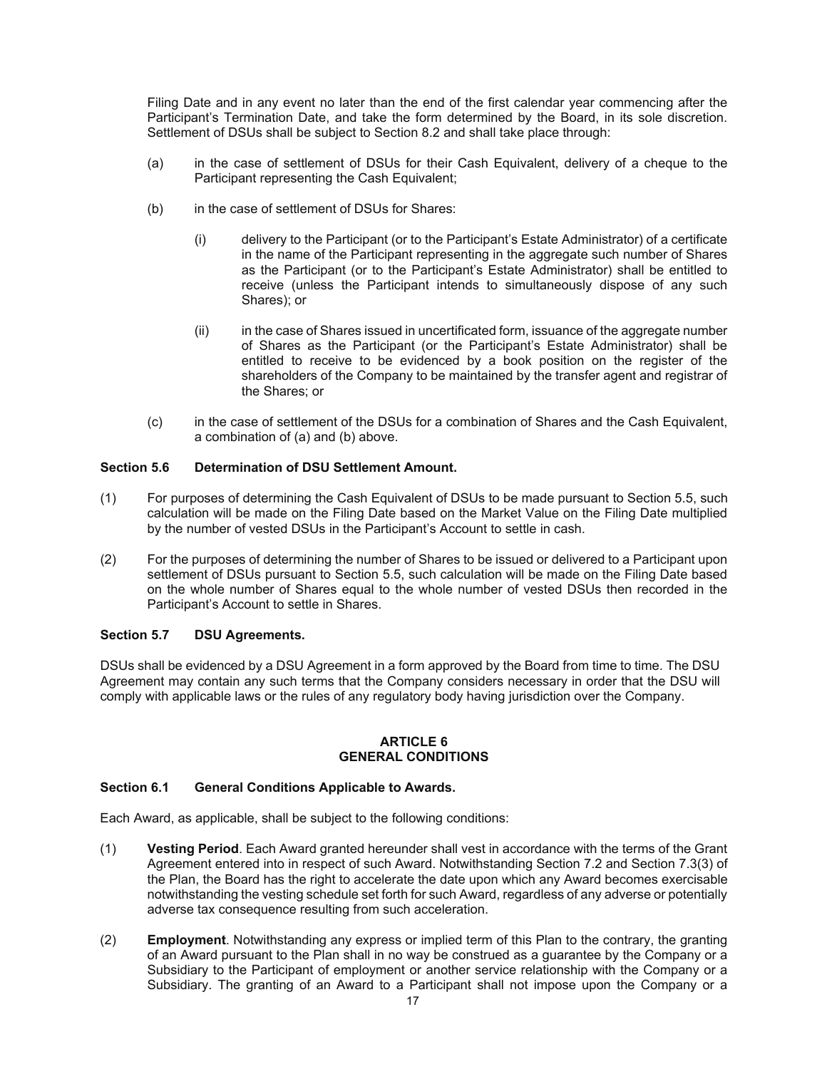Filing Date and in any event no later than the end of the first calendar year commencing after the Participant's Termination Date, and take the form determined by the Board, in its sole discretion. Settlement of DSUs shall be subject to Section 8.2 and shall take place through:

(a) in the case of settlement of DSUs for their Cash Equivalent, delivery of a cheque to the Participant representing the Cash Equivalent;

(b) in the case of settlement of DSUs for Shares:

(i) delivery to the Participant (or to the Participant's Estate Administrator) of a certificate in the name of the Participant representing in the aggregate such number of Shares as the Participant (or to the Participant's Estate Administrator) shall be entitled to receive (unless the Participant intends to simultaneously dispose of any such Shares); or

(ii) in the case of Shares issued in uncertificated form, issuance of the aggregate number of Shares as the Participant (or the Participant's Estate Administrator) shall be entitled to receive to be evidenced by a book position on the register of the shareholders of the Company to be maintained by the transfer agent and registrar of the Shares; or

(c) in the case of settlement of the DSUs for a combination of Shares and the Cash Equivalent, a combination of (a) and (b) above.

**Section 5.6 Determination of DSU Settlement Amount.**

(1) For purposes of determining the Cash Equivalent of DSUs to be made pursuant to Section 5.5, such calculation will be made on the Filing Date based on the Market Value on the Filing Date multiplied by the number of vested DSUs in the Participant's Account to settle in cash.

(2) For the purposes of determining the number of Shares to be issued or delivered to a Participant upon settlement of DSUs pursuant to Section 5.5, such calculation will be made on the Filing Date based on the whole number of Shares equal to the whole number of vested DSUs then recorded in the Participant's Account to settle in Shares.

**Section 5.7 DSU Agreements.**

DSUs shall be evidenced by a DSU Agreement in a form approved by the Board from time to time. The DSU Agreement may contain any such terms that the Company considers necessary in order that the DSU will comply with applicable laws or the rules of any regulatory body having jurisdiction over the Company.

## ARTICLE 6
## GENERAL CONDITIONS

**Section 6.1 General Conditions Applicable to Awards.**

Each Award, as applicable, shall be subject to the following conditions:

(1) **Vesting Period**. Each Award granted hereunder shall vest in accordance with the terms of the Grant Agreement entered into in respect of such Award. Notwithstanding Section 7.2 and Section 7.3(3) of the Plan, the Board has the right to accelerate the date upon which any Award becomes exercisable notwithstanding the vesting schedule set forth for such Award, regardless of any adverse or potentially adverse tax consequence resulting from such acceleration.

(2) **Employment**. Notwithstanding any express or implied term of this Plan to the contrary, the granting of an Award pursuant to the Plan shall in no way be construed as a guarantee by the Company or a Subsidiary to the Participant of employment or another service relationship with the Company or a Subsidiary. The granting of an Award to a Participant shall not impose upon the Company or a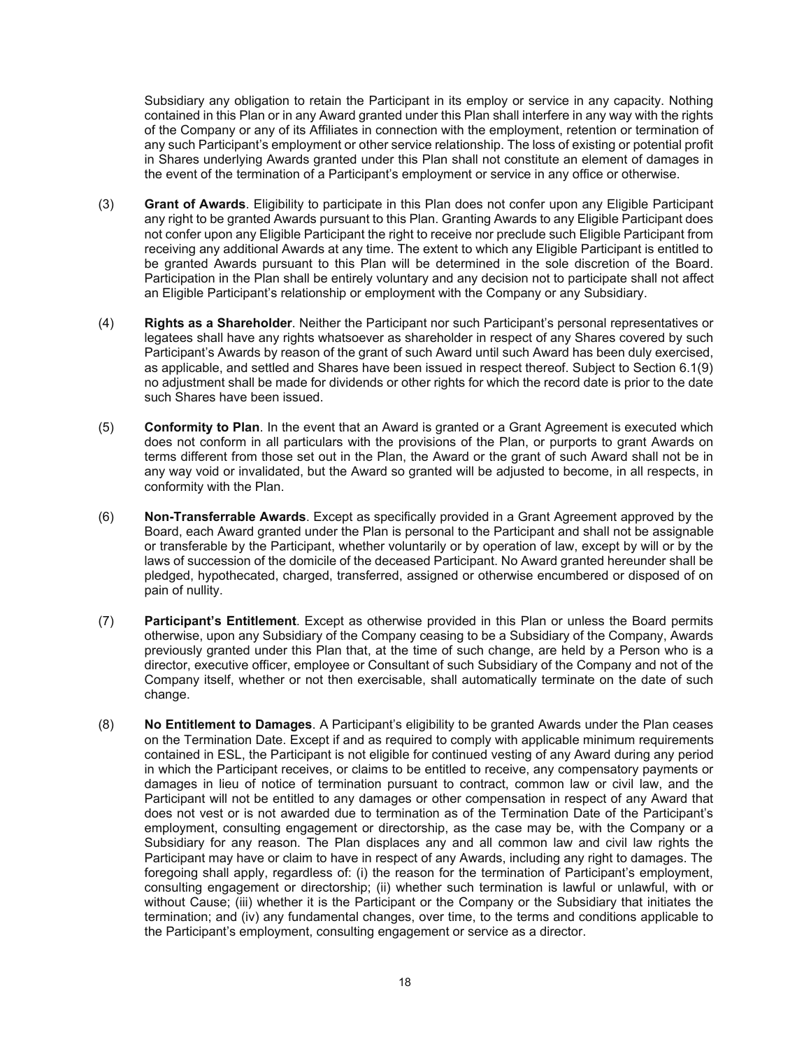Subsidiary any obligation to retain the Participant in its employ or service in any capacity. Nothing contained in this Plan or in any Award granted under this Plan shall interfere in any way with the rights of the Company or any of its Affiliates in connection with the employment, retention or termination of any such Participant's employment or other service relationship. The loss of existing or potential profit in Shares underlying Awards granted under this Plan shall not constitute an element of damages in the event of the termination of a Participant's employment or service in any office or otherwise.

(3) **Grant of Awards**. Eligibility to participate in this Plan does not confer upon any Eligible Participant any right to be granted Awards pursuant to this Plan. Granting Awards to any Eligible Participant does not confer upon any Eligible Participant the right to receive nor preclude such Eligible Participant from receiving any additional Awards at any time. The extent to which any Eligible Participant is entitled to be granted Awards pursuant to this Plan will be determined in the sole discretion of the Board. Participation in the Plan shall be entirely voluntary and any decision not to participate shall not affect an Eligible Participant's relationship or employment with the Company or any Subsidiary.

(4) **Rights as a Shareholder**. Neither the Participant nor such Participant's personal representatives or legatees shall have any rights whatsoever as shareholder in respect of any Shares covered by such Participant's Awards by reason of the grant of such Award until such Award has been duly exercised, as applicable, and settled and Shares have been issued in respect thereof. Subject to Section 6.1(9) no adjustment shall be made for dividends or other rights for which the record date is prior to the date such Shares have been issued.

(5) **Conformity to Plan**. In the event that an Award is granted or a Grant Agreement is executed which does not conform in all particulars with the provisions of the Plan, or purports to grant Awards on terms different from those set out in the Plan, the Award or the grant of such Award shall not be in any way void or invalidated, but the Award so granted will be adjusted to become, in all respects, in conformity with the Plan.

(6) **Non-Transferrable Awards**. Except as specifically provided in a Grant Agreement approved by the Board, each Award granted under the Plan is personal to the Participant and shall not be assignable or transferable by the Participant, whether voluntarily or by operation of law, except by will or by the laws of succession of the domicile of the deceased Participant. No Award granted hereunder shall be pledged, hypothecated, charged, transferred, assigned or otherwise encumbered or disposed of on pain of nullity.

(7) **Participant's Entitlement**. Except as otherwise provided in this Plan or unless the Board permits otherwise, upon any Subsidiary of the Company ceasing to be a Subsidiary of the Company, Awards previously granted under this Plan that, at the time of such change, are held by a Person who is a director, executive officer, employee or Consultant of such Subsidiary of the Company and not of the Company itself, whether or not then exercisable, shall automatically terminate on the date of such change.

(8) **No Entitlement to Damages**. A Participant's eligibility to be granted Awards under the Plan ceases on the Termination Date. Except if and as required to comply with applicable minimum requirements contained in ESL, the Participant is not eligible for continued vesting of any Award during any period in which the Participant receives, or claims to be entitled to receive, any compensatory payments or damages in lieu of notice of termination pursuant to contract, common law or civil law, and the Participant will not be entitled to any damages or other compensation in respect of any Award that does not vest or is not awarded due to termination as of the Termination Date of the Participant's employment, consulting engagement or directorship, as the case may be, with the Company or a Subsidiary for any reason. The Plan displaces any and all common law and civil law rights the Participant may have or claim to have in respect of any Awards, including any right to damages. The foregoing shall apply, regardless of: (i) the reason for the termination of Participant's employment, consulting engagement or directorship; (ii) whether such termination is lawful or unlawful, with or without Cause; (iii) whether it is the Participant or the Company or the Subsidiary that initiates the termination; and (iv) any fundamental changes, over time, to the terms and conditions applicable to the Participant's employment, consulting engagement or service as a director.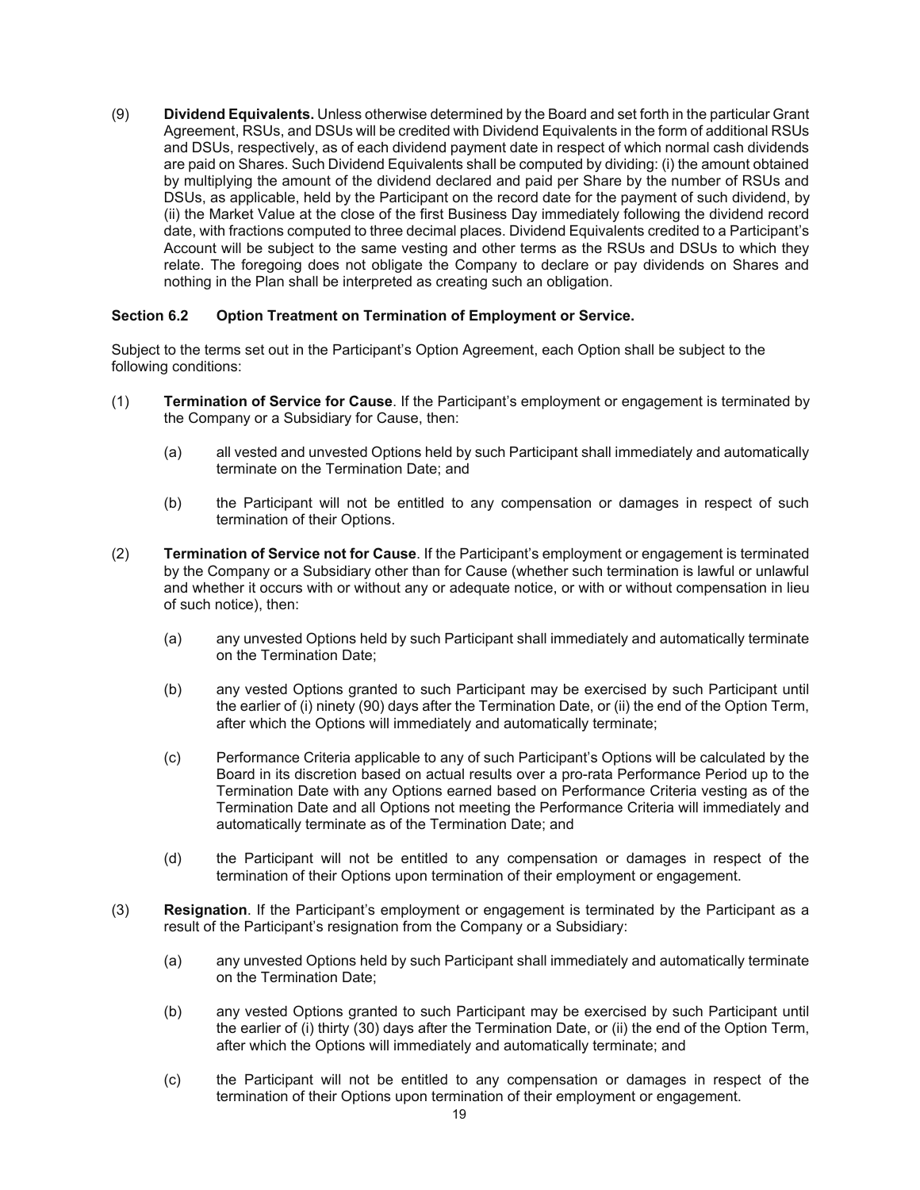(9) **Dividend Equivalents.** Unless otherwise determined by the Board and set forth in the particular Grant Agreement, RSUs, and DSUs will be credited with Dividend Equivalents in the form of additional RSUs and DSUs, respectively, as of each dividend payment date in respect of which normal cash dividends are paid on Shares. Such Dividend Equivalents shall be computed by dividing: (i) the amount obtained by multiplying the amount of the dividend declared and paid per Share by the number of RSUs and DSUs, as applicable, held by the Participant on the record date for the payment of such dividend, by (ii) the Market Value at the close of the first Business Day immediately following the dividend record date, with fractions computed to three decimal places. Dividend Equivalents credited to a Participant's Account will be subject to the same vesting and other terms as the RSUs and DSUs to which they relate. The foregoing does not obligate the Company to declare or pay dividends on Shares and nothing in the Plan shall be interpreted as creating such an obligation.

**Section 6.2 Option Treatment on Termination of Employment or Service.**

Subject to the terms set out in the Participant's Option Agreement, each Option shall be subject to the following conditions:

(1) **Termination of Service for Cause**. If the Participant's employment or engagement is terminated by the Company or a Subsidiary for Cause, then:

  (a) all vested and unvested Options held by such Participant shall immediately and automatically terminate on the Termination Date; and

  (b) the Participant will not be entitled to any compensation or damages in respect of such termination of their Options.

(2) **Termination of Service not for Cause**. If the Participant's employment or engagement is terminated by the Company or a Subsidiary other than for Cause (whether such termination is lawful or unlawful and whether it occurs with or without any or adequate notice, or with or without compensation in lieu of such notice), then:

  (a) any unvested Options held by such Participant shall immediately and automatically terminate on the Termination Date;

  (b) any vested Options granted to such Participant may be exercised by such Participant until the earlier of (i) ninety (90) days after the Termination Date, or (ii) the end of the Option Term, after which the Options will immediately and automatically terminate;

  (c) Performance Criteria applicable to any of such Participant's Options will be calculated by the Board in its discretion based on actual results over a pro-rata Performance Period up to the Termination Date with any Options earned based on Performance Criteria vesting as of the Termination Date and all Options not meeting the Performance Criteria will immediately and automatically terminate as of the Termination Date; and

  (d) the Participant will not be entitled to any compensation or damages in respect of the termination of their Options upon termination of their employment or engagement.

(3) **Resignation**. If the Participant's employment or engagement is terminated by the Participant as a result of the Participant's resignation from the Company or a Subsidiary:

  (a) any unvested Options held by such Participant shall immediately and automatically terminate on the Termination Date;

  (b) any vested Options granted to such Participant may be exercised by such Participant until the earlier of (i) thirty (30) days after the Termination Date, or (ii) the end of the Option Term, after which the Options will immediately and automatically terminate; and

  (c) the Participant will not be entitled to any compensation or damages in respect of the termination of their Options upon termination of their employment or engagement.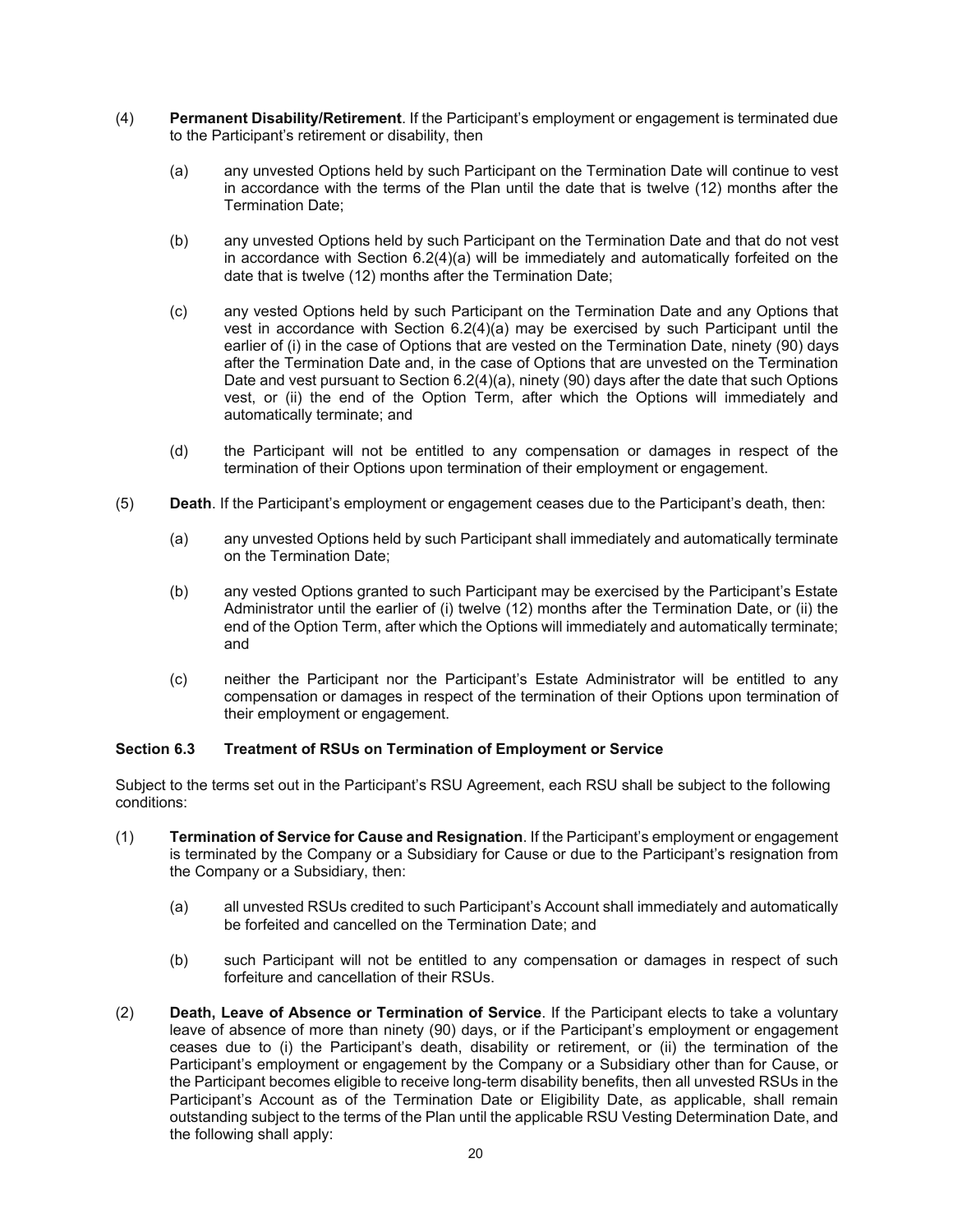(4) **Permanent Disability/Retirement**. If the Participant's employment or engagement is terminated due to the Participant's retirement or disability, then

(a) any unvested Options held by such Participant on the Termination Date will continue to vest in accordance with the terms of the Plan until the date that is twelve (12) months after the Termination Date;

(b) any unvested Options held by such Participant on the Termination Date and that do not vest in accordance with Section 6.2(4)(a) will be immediately and automatically forfeited on the date that is twelve (12) months after the Termination Date;

(c) any vested Options held by such Participant on the Termination Date and any Options that vest in accordance with Section 6.2(4)(a) may be exercised by such Participant until the earlier of (i) in the case of Options that are vested on the Termination Date, ninety (90) days after the Termination Date and, in the case of Options that are unvested on the Termination Date and vest pursuant to Section 6.2(4)(a), ninety (90) days after the date that such Options vest, or (ii) the end of the Option Term, after which the Options will immediately and automatically terminate; and

(d) the Participant will not be entitled to any compensation or damages in respect of the termination of their Options upon termination of their employment or engagement.

(5) **Death**. If the Participant's employment or engagement ceases due to the Participant's death, then:

(a) any unvested Options held by such Participant shall immediately and automatically terminate on the Termination Date;

(b) any vested Options granted to such Participant may be exercised by the Participant's Estate Administrator until the earlier of (i) twelve (12) months after the Termination Date, or (ii) the end of the Option Term, after which the Options will immediately and automatically terminate; and

(c) neither the Participant nor the Participant's Estate Administrator will be entitled to any compensation or damages in respect of the termination of their Options upon termination of their employment or engagement.

**Section 6.3 Treatment of RSUs on Termination of Employment or Service**

Subject to the terms set out in the Participant's RSU Agreement, each RSU shall be subject to the following conditions:

(1) **Termination of Service for Cause and Resignation**. If the Participant's employment or engagement is terminated by the Company or a Subsidiary for Cause or due to the Participant's resignation from the Company or a Subsidiary, then:

(a) all unvested RSUs credited to such Participant's Account shall immediately and automatically be forfeited and cancelled on the Termination Date; and

(b) such Participant will not be entitled to any compensation or damages in respect of such forfeiture and cancellation of their RSUs.

(2) **Death, Leave of Absence or Termination of Service**. If the Participant elects to take a voluntary leave of absence of more than ninety (90) days, or if the Participant's employment or engagement ceases due to (i) the Participant's death, disability or retirement, or (ii) the termination of the Participant's employment or engagement by the Company or a Subsidiary other than for Cause, or the Participant becomes eligible to receive long-term disability benefits, then all unvested RSUs in the Participant's Account as of the Termination Date or Eligibility Date, as applicable, shall remain outstanding subject to the terms of the Plan until the applicable RSU Vesting Determination Date, and the following shall apply: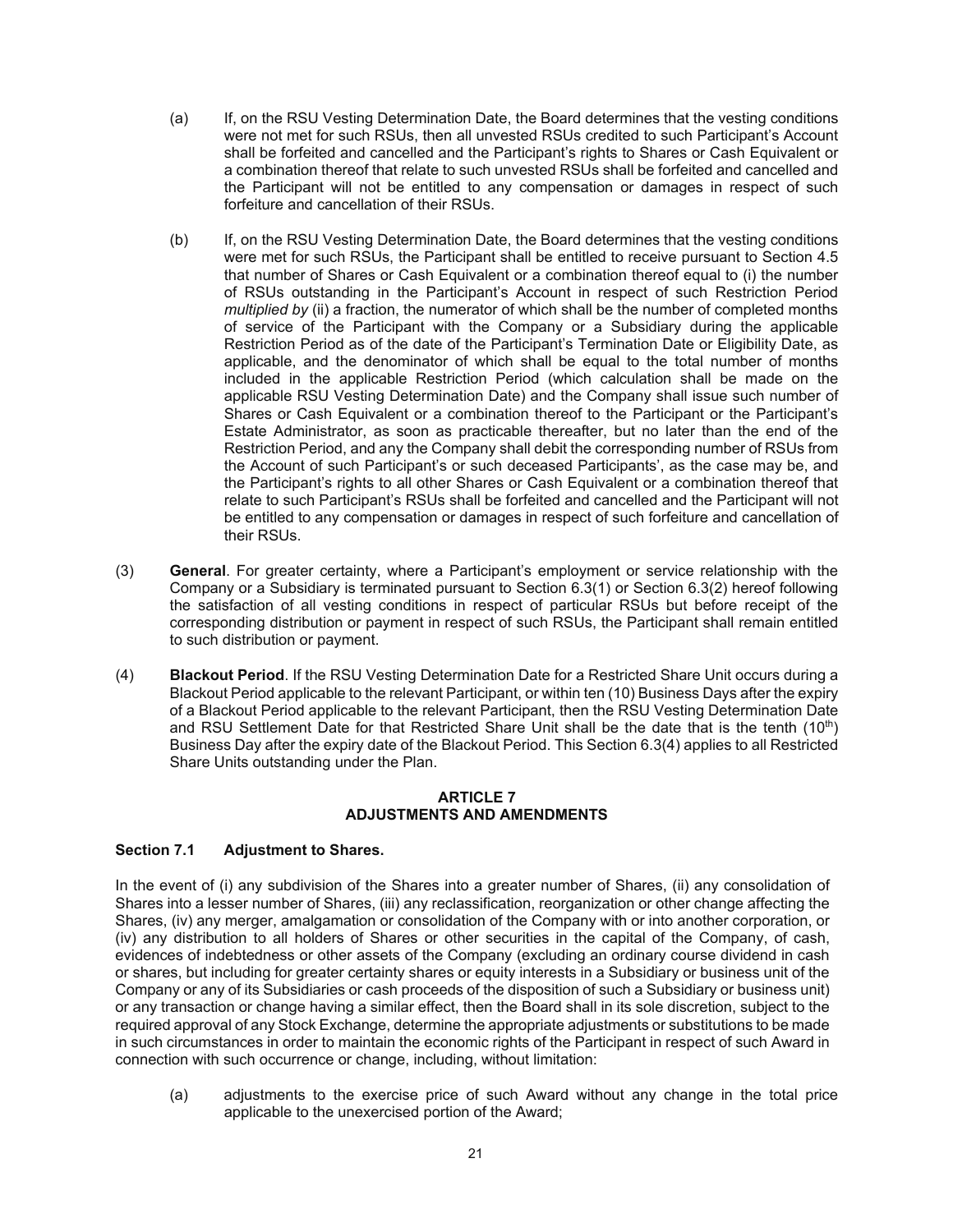(a) If, on the RSU Vesting Determination Date, the Board determines that the vesting conditions were not met for such RSUs, then all unvested RSUs credited to such Participant's Account shall be forfeited and cancelled and the Participant's rights to Shares or Cash Equivalent or a combination thereof that relate to such unvested RSUs shall be forfeited and cancelled and the Participant will not be entitled to any compensation or damages in respect of such forfeiture and cancellation of their RSUs.

(b) If, on the RSU Vesting Determination Date, the Board determines that the vesting conditions were met for such RSUs, the Participant shall be entitled to receive pursuant to Section 4.5 that number of Shares or Cash Equivalent or a combination thereof equal to (i) the number of RSUs outstanding in the Participant's Account in respect of such Restriction Period *multiplied by* (ii) a fraction, the numerator of which shall be the number of completed months of service of the Participant with the Company or a Subsidiary during the applicable Restriction Period as of the date of the Participant's Termination Date or Eligibility Date, as applicable, and the denominator of which shall be equal to the total number of months included in the applicable Restriction Period (which calculation shall be made on the applicable RSU Vesting Determination Date) and the Company shall issue such number of Shares or Cash Equivalent or a combination thereof to the Participant or the Participant's Estate Administrator, as soon as practicable thereafter, but no later than the end of the Restriction Period, and any the Company shall debit the corresponding number of RSUs from the Account of such Participant's or such deceased Participants', as the case may be, and the Participant's rights to all other Shares or Cash Equivalent or a combination thereof that relate to such Participant's RSUs shall be forfeited and cancelled and the Participant will not be entitled to any compensation or damages in respect of such forfeiture and cancellation of their RSUs.

(3) **General**. For greater certainty, where a Participant's employment or service relationship with the Company or a Subsidiary is terminated pursuant to Section 6.3(1) or Section 6.3(2) hereof following the satisfaction of all vesting conditions in respect of particular RSUs but before receipt of the corresponding distribution or payment in respect of such RSUs, the Participant shall remain entitled to such distribution or payment.

(4) **Blackout Period**. If the RSU Vesting Determination Date for a Restricted Share Unit occurs during a Blackout Period applicable to the relevant Participant, or within ten (10) Business Days after the expiry of a Blackout Period applicable to the relevant Participant, then the RSU Vesting Determination Date and RSU Settlement Date for that Restricted Share Unit shall be the date that is the tenth (10th) Business Day after the expiry date of the Blackout Period. This Section 6.3(4) applies to all Restricted Share Units outstanding under the Plan.

## ARTICLE 7
## ADJUSTMENTS AND AMENDMENTS

### Section 7.1 Adjustment to Shares.

In the event of (i) any subdivision of the Shares into a greater number of Shares, (ii) any consolidation of Shares into a lesser number of Shares, (iii) any reclassification, reorganization or other change affecting the Shares, (iv) any merger, amalgamation or consolidation of the Company with or into another corporation, or (iv) any distribution to all holders of Shares or other securities in the capital of the Company, of cash, evidences of indebtedness or other assets of the Company (excluding an ordinary course dividend in cash or shares, but including for greater certainty shares or equity interests in a Subsidiary or business unit of the Company or any of its Subsidiaries or cash proceeds of the disposition of such a Subsidiary or business unit) or any transaction or change having a similar effect, then the Board shall in its sole discretion, subject to the required approval of any Stock Exchange, determine the appropriate adjustments or substitutions to be made in such circumstances in order to maintain the economic rights of the Participant in respect of such Award in connection with such occurrence or change, including, without limitation:

(a) adjustments to the exercise price of such Award without any change in the total price applicable to the unexercised portion of the Award;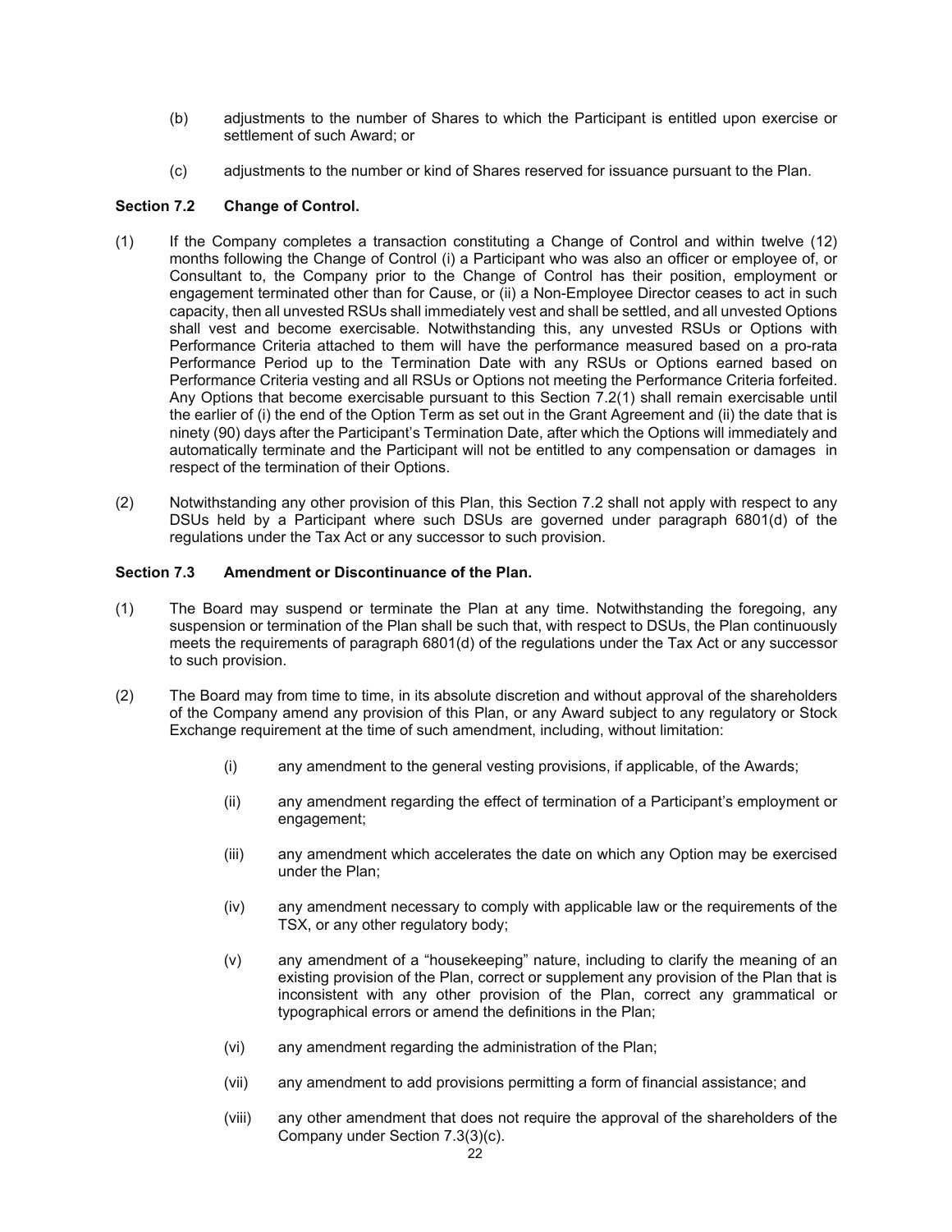(b) adjustments to the number of Shares to which the Participant is entitled upon exercise or settlement of such Award; or

(c) adjustments to the number or kind of Shares reserved for issuance pursuant to the Plan.

**Section 7.2 Change of Control.**

(1) If the Company completes a transaction constituting a Change of Control and within twelve (12) months following the Change of Control (i) a Participant who was also an officer or employee of, or Consultant to, the Company prior to the Change of Control has their position, employment or engagement terminated other than for Cause, or (ii) a Non-Employee Director ceases to act in such capacity, then all unvested RSUs shall immediately vest and shall be settled, and all unvested Options shall vest and become exercisable. Notwithstanding this, any unvested RSUs or Options with Performance Criteria attached to them will have the performance measured based on a pro-rata Performance Period up to the Termination Date with any RSUs or Options earned based on Performance Criteria vesting and all RSUs or Options not meeting the Performance Criteria forfeited. Any Options that become exercisable pursuant to this Section 7.2(1) shall remain exercisable until the earlier of (i) the end of the Option Term as set out in the Grant Agreement and (ii) the date that is ninety (90) days after the Participant's Termination Date, after which the Options will immediately and automatically terminate and the Participant will not be entitled to any compensation or damages in respect of the termination of their Options.

(2) Notwithstanding any other provision of this Plan, this Section 7.2 shall not apply with respect to any DSUs held by a Participant where such DSUs are governed under paragraph 6801(d) of the regulations under the Tax Act or any successor to such provision.

**Section 7.3 Amendment or Discontinuance of the Plan.**

(1) The Board may suspend or terminate the Plan at any time. Notwithstanding the foregoing, any suspension or termination of the Plan shall be such that, with respect to DSUs, the Plan continuously meets the requirements of paragraph 6801(d) of the regulations under the Tax Act or any successor to such provision.

(2) The Board may from time to time, in its absolute discretion and without approval of the shareholders of the Company amend any provision of this Plan, or any Award subject to any regulatory or Stock Exchange requirement at the time of such amendment, including, without limitation:

(i) any amendment to the general vesting provisions, if applicable, of the Awards;

(ii) any amendment regarding the effect of termination of a Participant's employment or engagement;

(iii) any amendment which accelerates the date on which any Option may be exercised under the Plan;

(iv) any amendment necessary to comply with applicable law or the requirements of the TSX, or any other regulatory body;

(v) any amendment of a "housekeeping" nature, including to clarify the meaning of an existing provision of the Plan, correct or supplement any provision of the Plan that is inconsistent with any other provision of the Plan, correct any grammatical or typographical errors or amend the definitions in the Plan;

(vi) any amendment regarding the administration of the Plan;

(vii) any amendment to add provisions permitting a form of financial assistance; and

(viii) any other amendment that does not require the approval of the shareholders of the Company under Section 7.3(3)(c).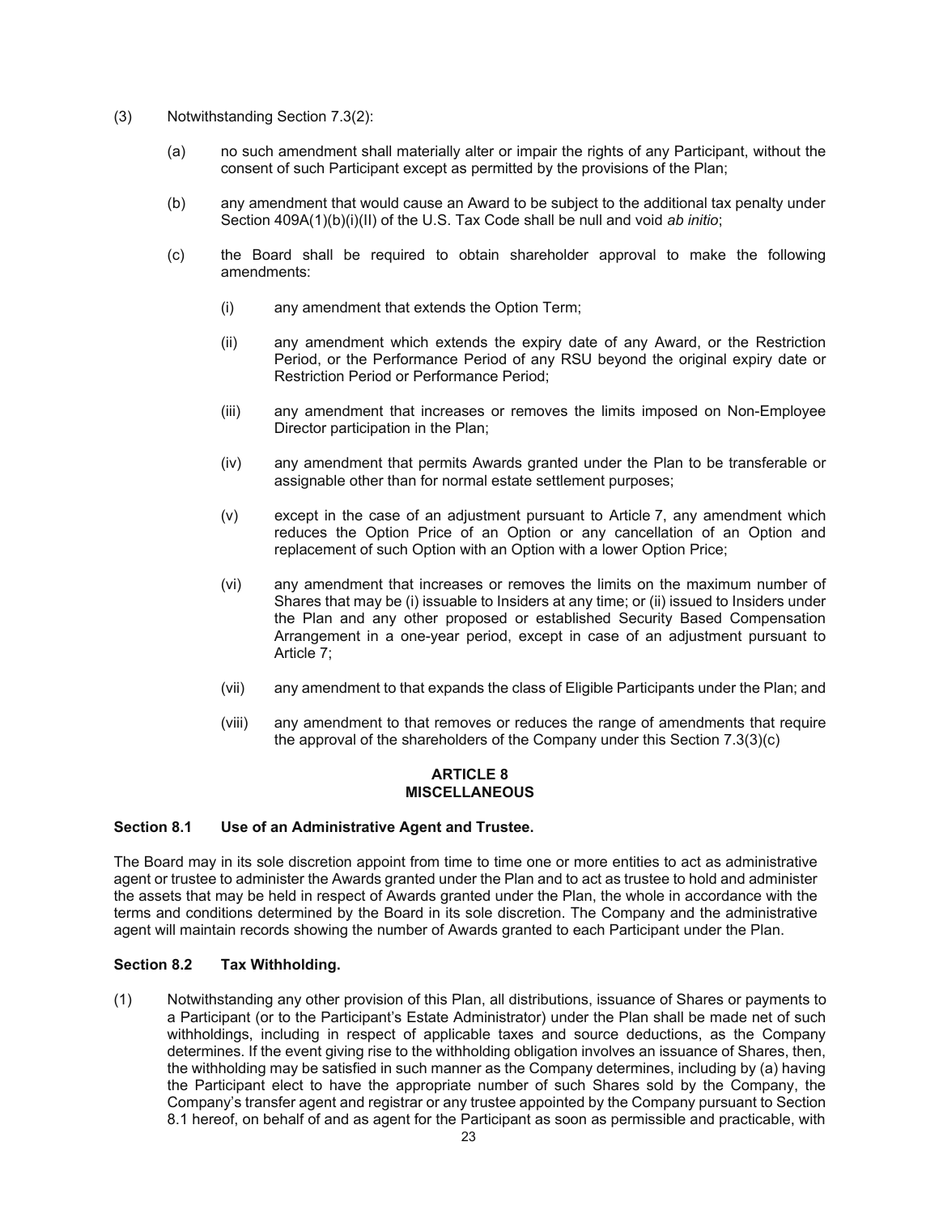(3) Notwithstanding Section 7.3(2):

(a) no such amendment shall materially alter or impair the rights of any Participant, without the consent of such Participant except as permitted by the provisions of the Plan;

(b) any amendment that would cause an Award to be subject to the additional tax penalty under Section 409A(1)(b)(i)(II) of the U.S. Tax Code shall be null and void *ab initio*;

(c) the Board shall be required to obtain shareholder approval to make the following amendments:

(i) any amendment that extends the Option Term;

(ii) any amendment which extends the expiry date of any Award, or the Restriction Period, or the Performance Period of any RSU beyond the original expiry date or Restriction Period or Performance Period;

(iii) any amendment that increases or removes the limits imposed on Non-Employee Director participation in the Plan;

(iv) any amendment that permits Awards granted under the Plan to be transferable or assignable other than for normal estate settlement purposes;

(v) except in the case of an adjustment pursuant to Article 7, any amendment which reduces the Option Price of an Option or any cancellation of an Option and replacement of such Option with an Option with a lower Option Price;

(vi) any amendment that increases or removes the limits on the maximum number of Shares that may be (i) issuable to Insiders at any time; or (ii) issued to Insiders under the Plan and any other proposed or established Security Based Compensation Arrangement in a one-year period, except in case of an adjustment pursuant to Article 7;

(vii) any amendment to that expands the class of Eligible Participants under the Plan; and

(viii) any amendment to that removes or reduces the range of amendments that require the approval of the shareholders of the Company under this Section 7.3(3)(c)

## ARTICLE 8
## MISCELLANEOUS

### Section 8.1 Use of an Administrative Agent and Trustee.

The Board may in its sole discretion appoint from time to time one or more entities to act as administrative agent or trustee to administer the Awards granted under the Plan and to act as trustee to hold and administer the assets that may be held in respect of Awards granted under the Plan, the whole in accordance with the terms and conditions determined by the Board in its sole discretion. The Company and the administrative agent will maintain records showing the number of Awards granted to each Participant under the Plan.

### Section 8.2 Tax Withholding.

(1) Notwithstanding any other provision of this Plan, all distributions, issuance of Shares or payments to a Participant (or to the Participant's Estate Administrator) under the Plan shall be made net of such withholdings, including in respect of applicable taxes and source deductions, as the Company determines. If the event giving rise to the withholding obligation involves an issuance of Shares, then, the withholding may be satisfied in such manner as the Company determines, including by (a) having the Participant elect to have the appropriate number of such Shares sold by the Company, the Company's transfer agent and registrar or any trustee appointed by the Company pursuant to Section 8.1 hereof, on behalf of and as agent for the Participant as soon as permissible and practicable, with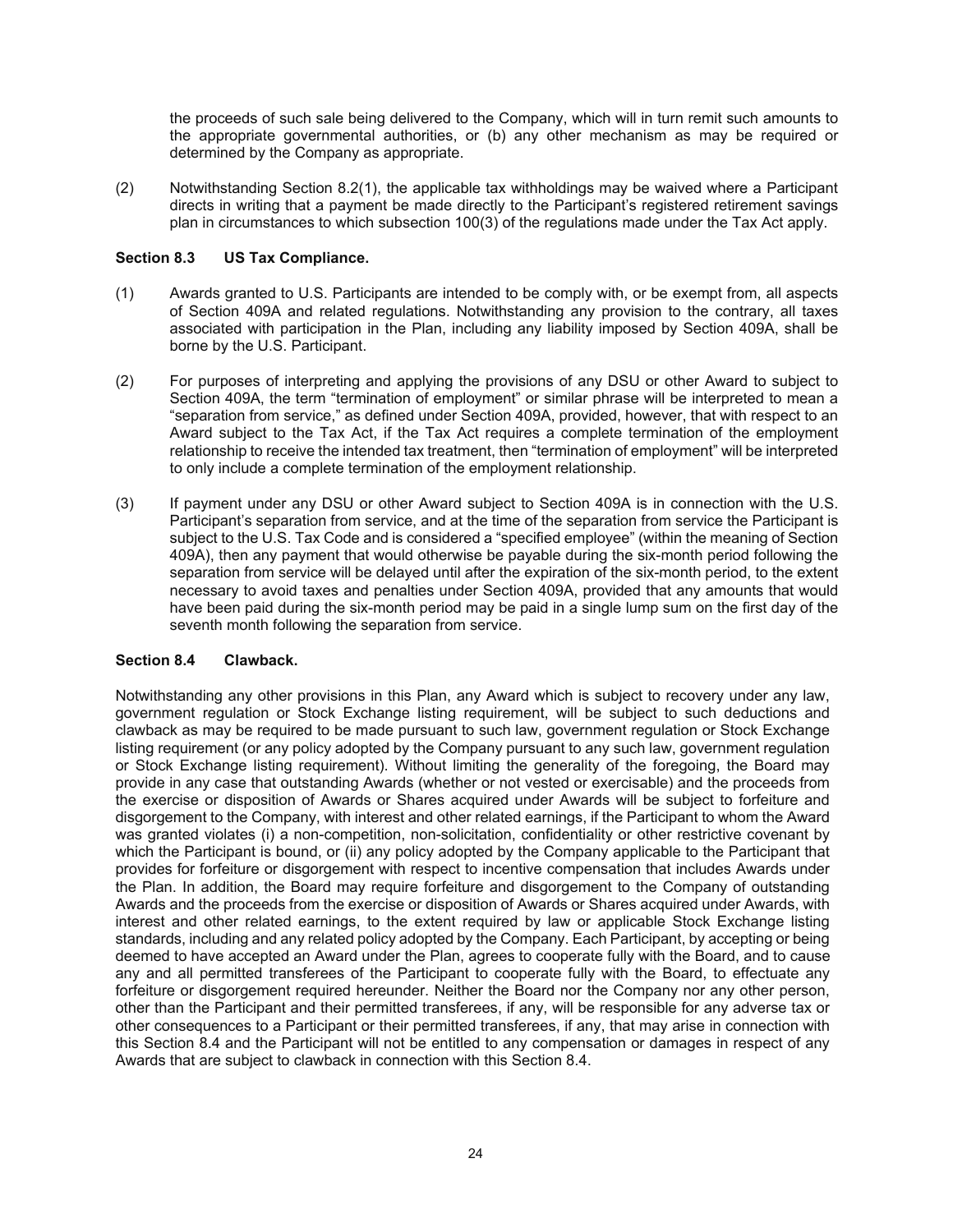the proceeds of such sale being delivered to the Company, which will in turn remit such amounts to the appropriate governmental authorities, or (b) any other mechanism as may be required or determined by the Company as appropriate.

(2) Notwithstanding Section 8.2(1), the applicable tax withholdings may be waived where a Participant directs in writing that a payment be made directly to the Participant's registered retirement savings plan in circumstances to which subsection 100(3) of the regulations made under the Tax Act apply.

**Section 8.3 US Tax Compliance.**

(1) Awards granted to U.S. Participants are intended to be comply with, or be exempt from, all aspects of Section 409A and related regulations. Notwithstanding any provision to the contrary, all taxes associated with participation in the Plan, including any liability imposed by Section 409A, shall be borne by the U.S. Participant.

(2) For purposes of interpreting and applying the provisions of any DSU or other Award to subject to Section 409A, the term "termination of employment" or similar phrase will be interpreted to mean a "separation from service," as defined under Section 409A, provided, however, that with respect to an Award subject to the Tax Act, if the Tax Act requires a complete termination of the employment relationship to receive the intended tax treatment, then "termination of employment" will be interpreted to only include a complete termination of the employment relationship.

(3) If payment under any DSU or other Award subject to Section 409A is in connection with the U.S. Participant's separation from service, and at the time of the separation from service the Participant is subject to the U.S. Tax Code and is considered a "specified employee" (within the meaning of Section 409A), then any payment that would otherwise be payable during the six-month period following the separation from service will be delayed until after the expiration of the six-month period, to the extent necessary to avoid taxes and penalties under Section 409A, provided that any amounts that would have been paid during the six-month period may be paid in a single lump sum on the first day of the seventh month following the separation from service.

**Section 8.4 Clawback.**

Notwithstanding any other provisions in this Plan, any Award which is subject to recovery under any law, government regulation or Stock Exchange listing requirement, will be subject to such deductions and clawback as may be required to be made pursuant to such law, government regulation or Stock Exchange listing requirement (or any policy adopted by the Company pursuant to any such law, government regulation or Stock Exchange listing requirement). Without limiting the generality of the foregoing, the Board may provide in any case that outstanding Awards (whether or not vested or exercisable) and the proceeds from the exercise or disposition of Awards or Shares acquired under Awards will be subject to forfeiture and disgorgement to the Company, with interest and other related earnings, if the Participant to whom the Award was granted violates (i) a non-competition, non-solicitation, confidentiality or other restrictive covenant by which the Participant is bound, or (ii) any policy adopted by the Company applicable to the Participant that provides for forfeiture or disgorgement with respect to incentive compensation that includes Awards under the Plan. In addition, the Board may require forfeiture and disgorgement to the Company of outstanding Awards and the proceeds from the exercise or disposition of Awards or Shares acquired under Awards, with interest and other related earnings, to the extent required by law or applicable Stock Exchange listing standards, including and any related policy adopted by the Company. Each Participant, by accepting or being deemed to have accepted an Award under the Plan, agrees to cooperate fully with the Board, and to cause any and all permitted transferees of the Participant to cooperate fully with the Board, to effectuate any forfeiture or disgorgement required hereunder. Neither the Board nor the Company nor any other person, other than the Participant and their permitted transferees, if any, will be responsible for any adverse tax or other consequences to a Participant or their permitted transferees, if any, that may arise in connection with this Section 8.4 and the Participant will not be entitled to any compensation or damages in respect of any Awards that are subject to clawback in connection with this Section 8.4.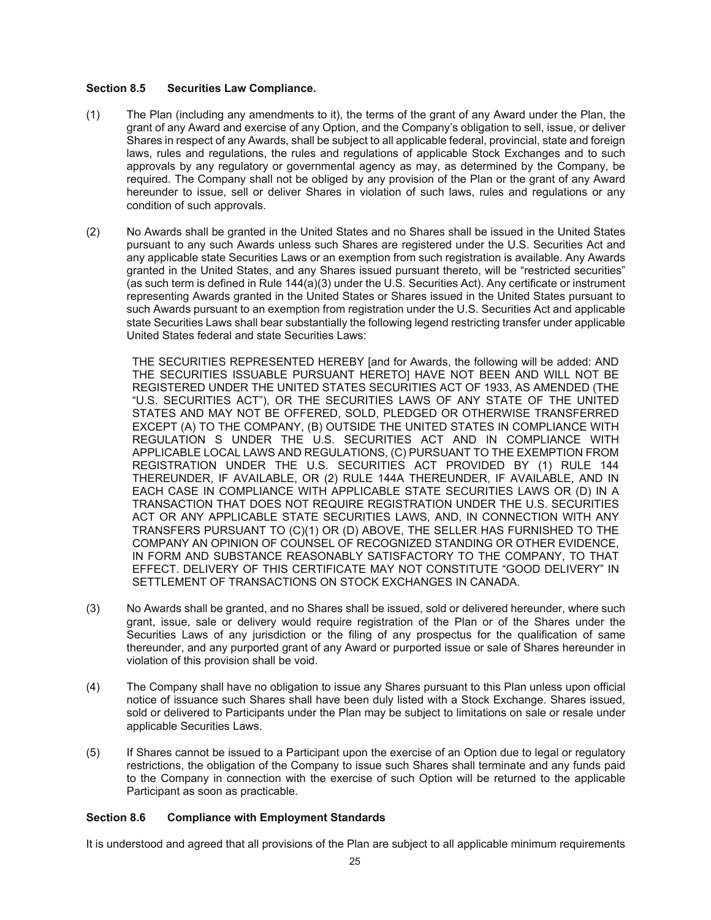### Section 8.5 Securities Law Compliance.

(1) The Plan (including any amendments to it), the terms of the grant of any Award under the Plan, the grant of any Award and exercise of any Option, and the Company's obligation to sell, issue, or deliver Shares in respect of any Awards, shall be subject to all applicable federal, provincial, state and foreign laws, rules and regulations, the rules and regulations of applicable Stock Exchanges and to such approvals by any regulatory or governmental agency as may, as determined by the Company, be required. The Company shall not be obliged by any provision of the Plan or the grant of any Award hereunder to issue, sell or deliver Shares in violation of such laws, rules and regulations or any condition of such approvals.

(2) No Awards shall be granted in the United States and no Shares shall be issued in the United States pursuant to any such Awards unless such Shares are registered under the U.S. Securities Act and any applicable state Securities Laws or an exemption from such registration is available. Any Awards granted in the United States, and any Shares issued pursuant thereto, will be "restricted securities" (as such term is defined in Rule 144(a)(3) under the U.S. Securities Act). Any certificate or instrument representing Awards granted in the United States or Shares issued in the United States pursuant to such Awards pursuant to an exemption from registration under the U.S. Securities Act and applicable state Securities Laws shall bear substantially the following legend restricting transfer under applicable United States federal and state Securities Laws:

> THE SECURITIES REPRESENTED HEREBY [and for Awards, the following will be added: AND THE SECURITIES ISSUABLE PURSUANT HERETO] HAVE NOT BEEN AND WILL NOT BE REGISTERED UNDER THE UNITED STATES SECURITIES ACT OF 1933, AS AMENDED (THE "U.S. SECURITIES ACT"), OR THE SECURITIES LAWS OF ANY STATE OF THE UNITED STATES AND MAY NOT BE OFFERED, SOLD, PLEDGED OR OTHERWISE TRANSFERRED EXCEPT (A) TO THE COMPANY, (B) OUTSIDE THE UNITED STATES IN COMPLIANCE WITH REGULATION S UNDER THE U.S. SECURITIES ACT AND IN COMPLIANCE WITH APPLICABLE LOCAL LAWS AND REGULATIONS, (C) PURSUANT TO THE EXEMPTION FROM REGISTRATION UNDER THE U.S. SECURITIES ACT PROVIDED BY (1) RULE 144 THEREUNDER, IF AVAILABLE, OR (2) RULE 144A THEREUNDER, IF AVAILABLE, AND IN EACH CASE IN COMPLIANCE WITH APPLICABLE STATE SECURITIES LAWS OR (D) IN A TRANSACTION THAT DOES NOT REQUIRE REGISTRATION UNDER THE U.S. SECURITIES ACT OR ANY APPLICABLE STATE SECURITIES LAWS, AND, IN CONNECTION WITH ANY TRANSFERS PURSUANT TO (C)(1) OR (D) ABOVE, THE SELLER HAS FURNISHED TO THE COMPANY AN OPINION OF COUNSEL OF RECOGNIZED STANDING OR OTHER EVIDENCE, IN FORM AND SUBSTANCE REASONABLY SATISFACTORY TO THE COMPANY, TO THAT EFFECT. DELIVERY OF THIS CERTIFICATE MAY NOT CONSTITUTE "GOOD DELIVERY" IN SETTLEMENT OF TRANSACTIONS ON STOCK EXCHANGES IN CANADA.

(3) No Awards shall be granted, and no Shares shall be issued, sold or delivered hereunder, where such grant, issue, sale or delivery would require registration of the Plan or of the Shares under the Securities Laws of any jurisdiction or the filing of any prospectus for the qualification of same thereunder, and any purported grant of any Award or purported issue or sale of Shares hereunder in violation of this provision shall be void.

(4) The Company shall have no obligation to issue any Shares pursuant to this Plan unless upon official notice of issuance such Shares shall have been duly listed with a Stock Exchange. Shares issued, sold or delivered to Participants under the Plan may be subject to limitations on sale or resale under applicable Securities Laws.

(5) If Shares cannot be issued to a Participant upon the exercise of an Option due to legal or regulatory restrictions, the obligation of the Company to issue such Shares shall terminate and any funds paid to the Company in connection with the exercise of such Option will be returned to the applicable Participant as soon as practicable.

### Section 8.6 Compliance with Employment Standards

It is understood and agreed that all provisions of the Plan are subject to all applicable minimum requirements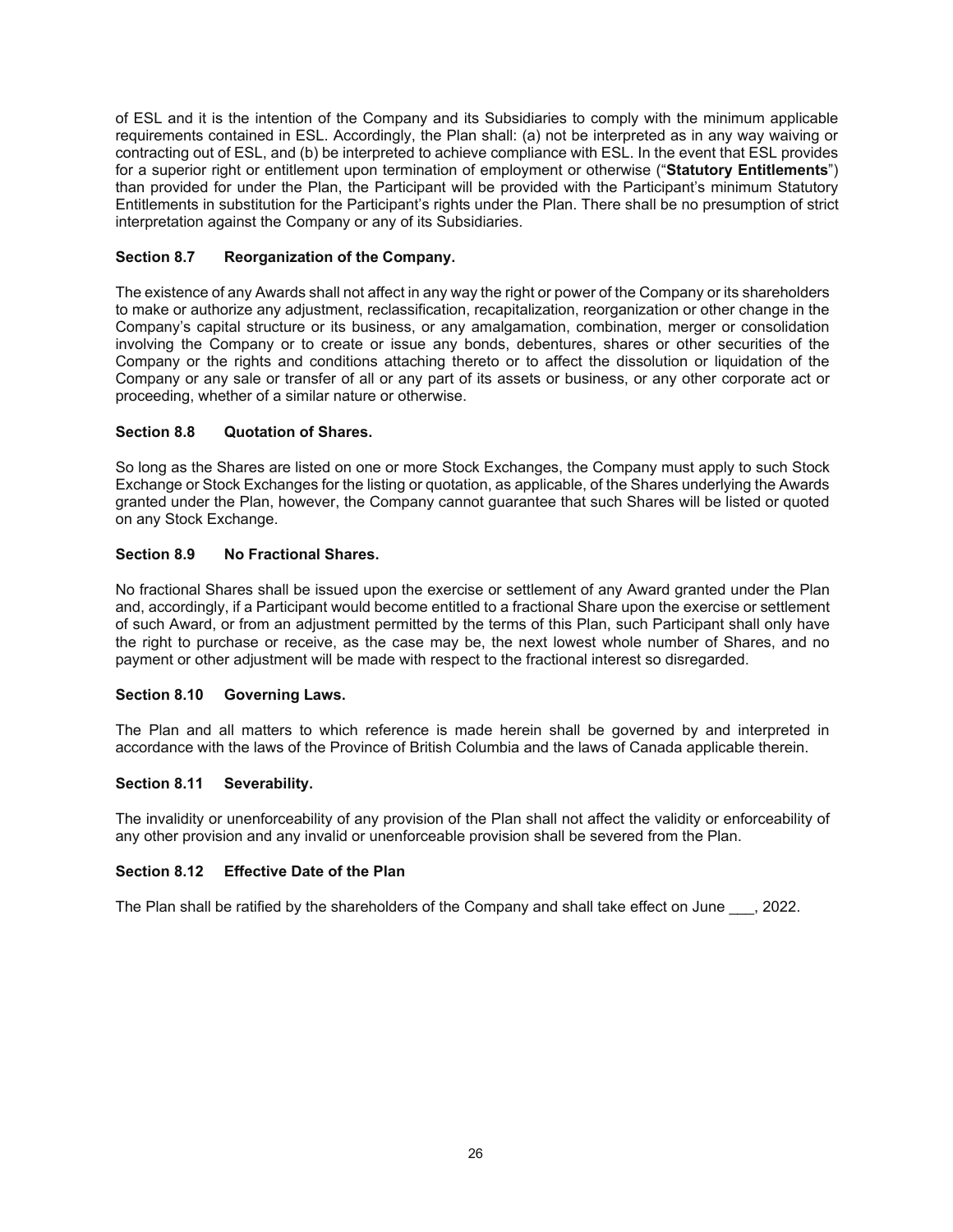of ESL and it is the intention of the Company and its Subsidiaries to comply with the minimum applicable requirements contained in ESL. Accordingly, the Plan shall: (a) not be interpreted as in any way waiving or contracting out of ESL, and (b) be interpreted to achieve compliance with ESL. In the event that ESL provides for a superior right or entitlement upon termination of employment or otherwise ("**Statutory Entitlements**") than provided for under the Plan, the Participant will be provided with the Participant's minimum Statutory Entitlements in substitution for the Participant's rights under the Plan. There shall be no presumption of strict interpretation against the Company or any of its Subsidiaries.

### Section 8.7 Reorganization of the Company.

The existence of any Awards shall not affect in any way the right or power of the Company or its shareholders to make or authorize any adjustment, reclassification, recapitalization, reorganization or other change in the Company's capital structure or its business, or any amalgamation, combination, merger or consolidation involving the Company or to create or issue any bonds, debentures, shares or other securities of the Company or the rights and conditions attaching thereto or to affect the dissolution or liquidation of the Company or any sale or transfer of all or any part of its assets or business, or any other corporate act or proceeding, whether of a similar nature or otherwise.

### Section 8.8 Quotation of Shares.

So long as the Shares are listed on one or more Stock Exchanges, the Company must apply to such Stock Exchange or Stock Exchanges for the listing or quotation, as applicable, of the Shares underlying the Awards granted under the Plan, however, the Company cannot guarantee that such Shares will be listed or quoted on any Stock Exchange.

### Section 8.9 No Fractional Shares.

No fractional Shares shall be issued upon the exercise or settlement of any Award granted under the Plan and, accordingly, if a Participant would become entitled to a fractional Share upon the exercise or settlement of such Award, or from an adjustment permitted by the terms of this Plan, such Participant shall only have the right to purchase or receive, as the case may be, the next lowest whole number of Shares, and no payment or other adjustment will be made with respect to the fractional interest so disregarded.

### Section 8.10 Governing Laws.

The Plan and all matters to which reference is made herein shall be governed by and interpreted in accordance with the laws of the Province of British Columbia and the laws of Canada applicable therein.

### Section 8.11 Severability.

The invalidity or unenforceability of any provision of the Plan shall not affect the validity or enforceability of any other provision and any invalid or unenforceable provision shall be severed from the Plan.

### Section 8.12 Effective Date of the Plan

The Plan shall be ratified by the shareholders of the Company and shall take effect on June ___, 2022.